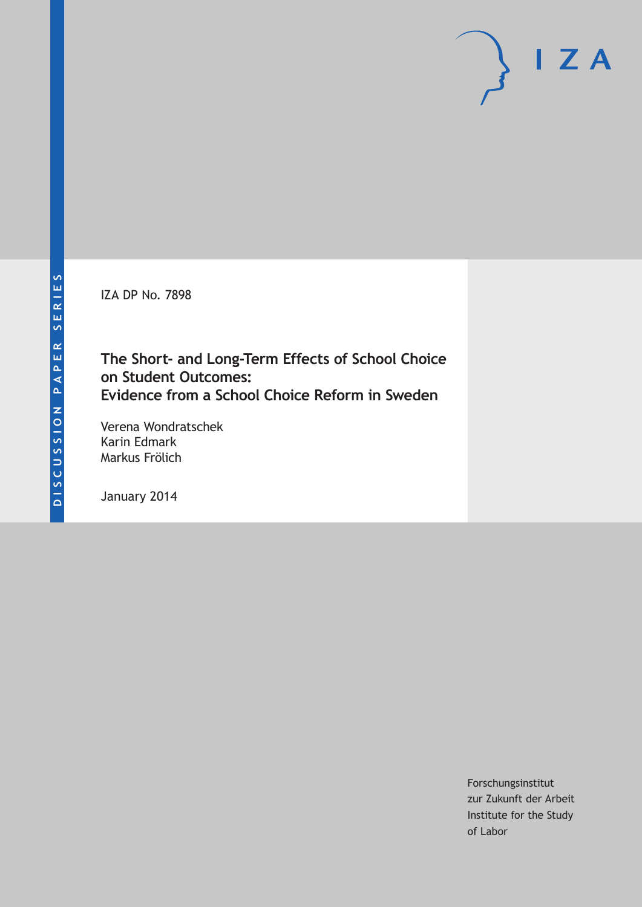DISCUSSION PAPER SERIES

IZA

IZA DP No. 7898

# The Short- and Long-Term Effects of School Choice on Student Outcomes: Evidence from a School Choice Reform in Sweden

Verena Wondratschek
Karin Edmark
Markus Frölich

January 2014

Forschungsinstitut
zur Zukunft der Arbeit
Institute for the Study
of Labor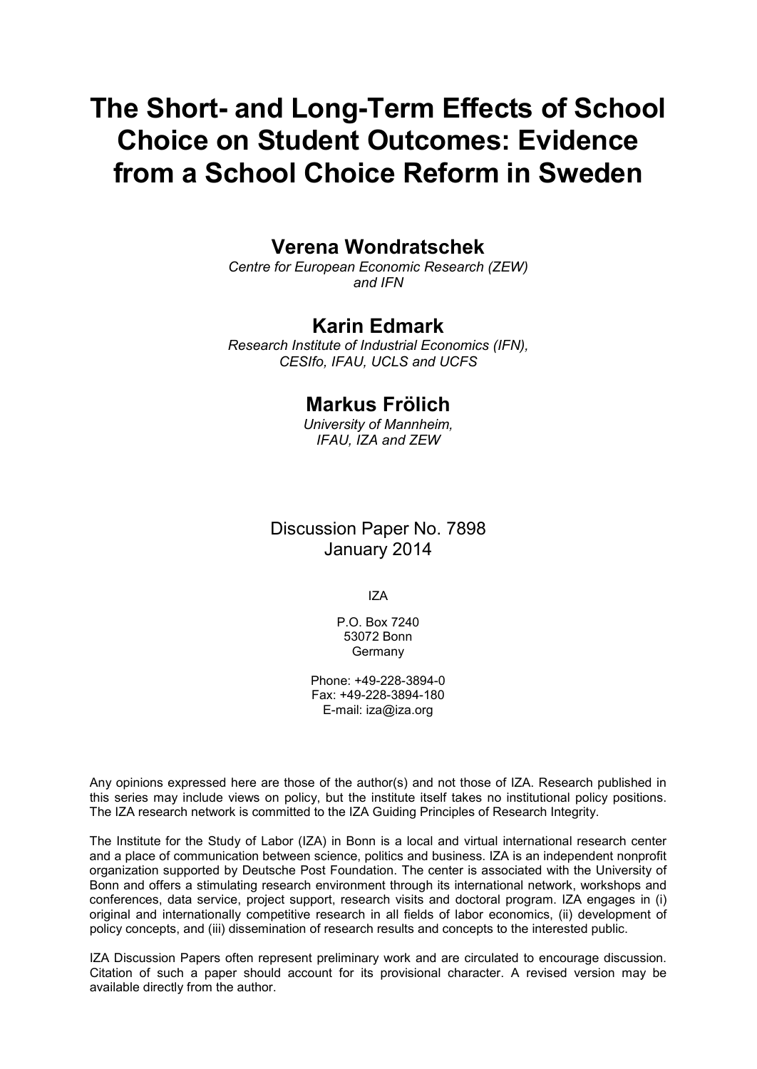# The Short- and Long-Term Effects of School Choice on Student Outcomes: Evidence from a School Choice Reform in Sweden

## Verena Wondratschek

*Centre for European Economic Research (ZEW) and IFN*

## Karin Edmark

*Research Institute of Industrial Economics (IFN), CESIfo, IFAU, UCLS and UCFS*

## Markus Frölich

*University of Mannheim, IFAU, IZA and ZEW*

Discussion Paper No. 7898
January 2014

IZA

P.O. Box 7240
53072 Bonn
Germany

Phone: +49-228-3894-0
Fax: +49-228-3894-180
E-mail: iza@iza.org

Any opinions expressed here are those of the author(s) and not those of IZA. Research published in this series may include views on policy, but the institute itself takes no institutional policy positions. The IZA research network is committed to the IZA Guiding Principles of Research Integrity.

The Institute for the Study of Labor (IZA) in Bonn is a local and virtual international research center and a place of communication between science, politics and business. IZA is an independent nonprofit organization supported by Deutsche Post Foundation. The center is associated with the University of Bonn and offers a stimulating research environment through its international network, workshops and conferences, data service, project support, research visits and doctoral program. IZA engages in (i) original and internationally competitive research in all fields of labor economics, (ii) development of policy concepts, and (iii) dissemination of research results and concepts to the interested public.

IZA Discussion Papers often represent preliminary work and are circulated to encourage discussion. Citation of such a paper should account for its provisional character. A revised version may be available directly from the author.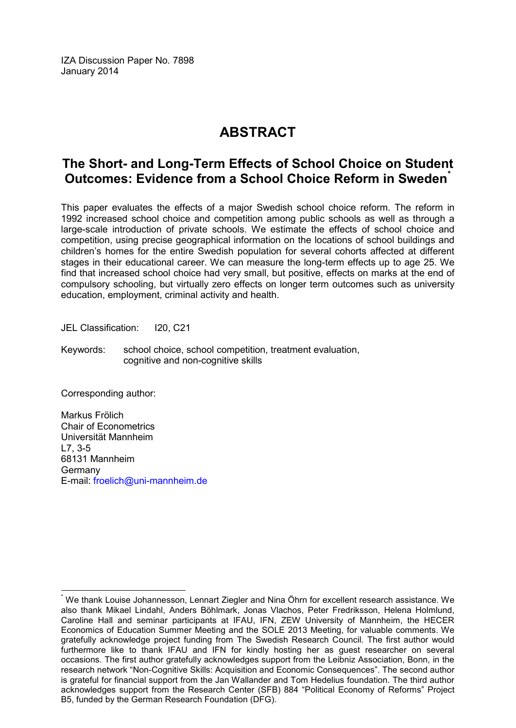IZA Discussion Paper No. 7898
January 2014

# ABSTRACT

## The Short- and Long-Term Effects of School Choice on Student Outcomes: Evidence from a School Choice Reform in Sweden[*]

This paper evaluates the effects of a major Swedish school choice reform. The reform in 1992 increased school choice and competition among public schools as well as through a large-scale introduction of private schools. We estimate the effects of school choice and competition, using precise geographical information on the locations of school buildings and children's homes for the entire Swedish population for several cohorts affected at different stages in their educational career. We can measure the long-term effects up to age 25. We find that increased school choice had very small, but positive, effects on marks at the end of compulsory schooling, but virtually zero effects on longer term outcomes such as university education, employment, criminal activity and health.

JEL Classification: I20, C21

Keywords: school choice, school competition, treatment evaluation, cognitive and non-cognitive skills

Corresponding author:

Markus Frölich
Chair of Econometrics
Universität Mannheim
L7, 3-5
68131 Mannheim
Germany
E-mail: froelich@uni-mannheim.de

[*] We thank Louise Johannesson, Lennart Ziegler and Nina Öhrn for excellent research assistance. We also thank Mikael Lindahl, Anders Böhlmark, Jonas Vlachos, Peter Fredriksson, Helena Holmlund, Caroline Hall and seminar participants at IFAU, IFN, ZEW University of Mannheim, the HECER Economics of Education Summer Meeting and the SOLE 2013 Meeting, for valuable comments. We gratefully acknowledge project funding from The Swedish Research Council. The first author would furthermore like to thank IFAU and IFN for kindly hosting her as guest researcher on several occasions. The first author gratefully acknowledges support from the Leibniz Association, Bonn, in the research network "Non-Cognitive Skills: Acquisition and Economic Consequences". The second author is grateful for financial support from the Jan Wallander and Tom Hedelius foundation. The third author acknowledges support from the Research Center (SFB) 884 "Political Economy of Reforms" Project B5, funded by the German Research Foundation (DFG).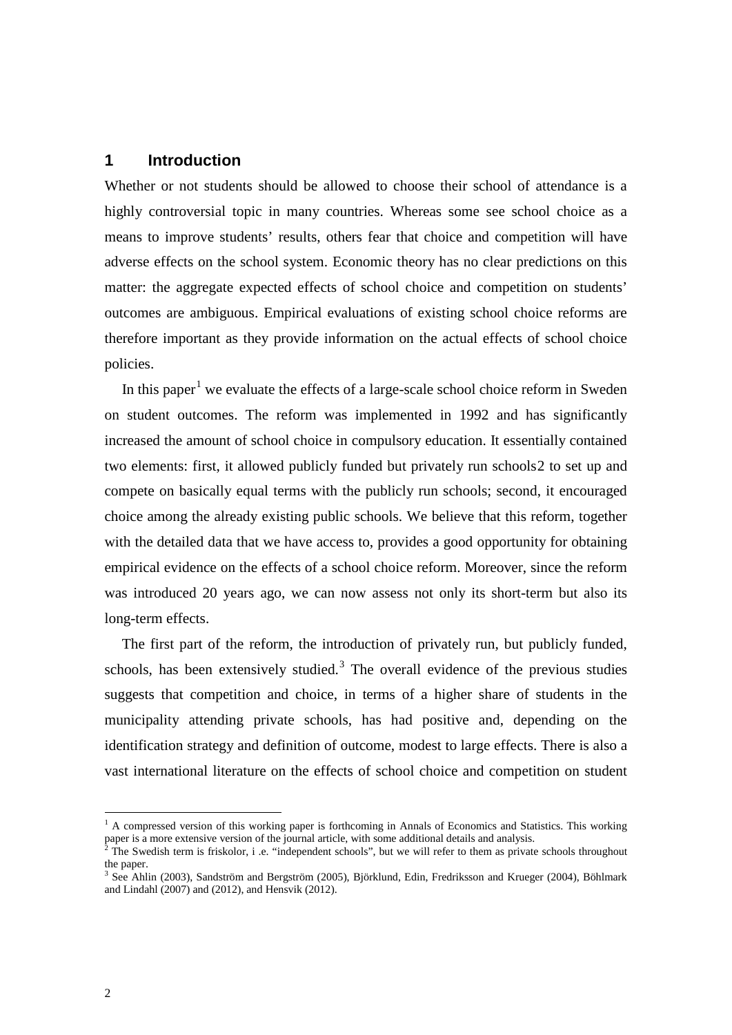# 1 Introduction

Whether or not students should be allowed to choose their school of attendance is a highly controversial topic in many countries. Whereas some see school choice as a means to improve students' results, others fear that choice and competition will have adverse effects on the school system. Economic theory has no clear predictions on this matter: the aggregate expected effects of school choice and competition on students' outcomes are ambiguous. Empirical evaluations of existing school choice reforms are therefore important as they provide information on the actual effects of school choice policies.

In this paper[1] we evaluate the effects of a large-scale school choice reform in Sweden on student outcomes. The reform was implemented in 1992 and has significantly increased the amount of school choice in compulsory education. It essentially contained two elements: first, it allowed publicly funded but privately run schools2 to set up and compete on basically equal terms with the publicly run schools; second, it encouraged choice among the already existing public schools. We believe that this reform, together with the detailed data that we have access to, provides a good opportunity for obtaining empirical evidence on the effects of a school choice reform. Moreover, since the reform was introduced 20 years ago, we can now assess not only its short-term but also its long-term effects.

The first part of the reform, the introduction of privately run, but publicly funded, schools, has been extensively studied.[3] The overall evidence of the previous studies suggests that competition and choice, in terms of a higher share of students in the municipality attending private schools, has had positive and, depending on the identification strategy and definition of outcome, modest to large effects. There is also a vast international literature on the effects of school choice and competition on student

---

[1] A compressed version of this working paper is forthcoming in Annals of Economics and Statistics. This working paper is a more extensive version of the journal article, with some additional details and analysis.

[2] The Swedish term is friskolor, i .e. "independent schools", but we will refer to them as private schools throughout the paper.

[3] See Ahlin (2003), Sandström and Bergström (2005), Björklund, Edin, Fredriksson and Krueger (2004), Böhlmark and Lindahl (2007) and (2012), and Hensvik (2012).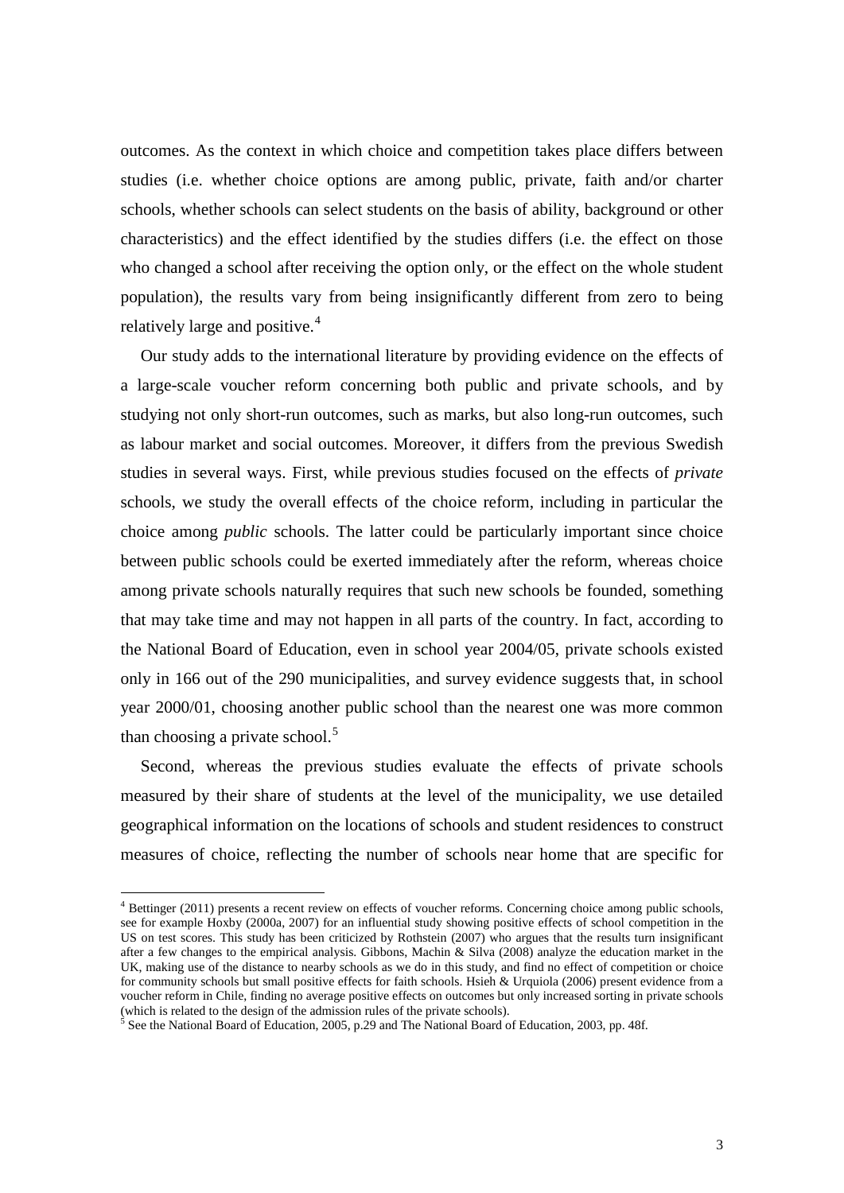outcomes. As the context in which choice and competition takes place differs between studies (i.e. whether choice options are among public, private, faith and/or charter schools, whether schools can select students on the basis of ability, background or other characteristics) and the effect identified by the studies differs (i.e. the effect on those who changed a school after receiving the option only, or the effect on the whole student population), the results vary from being insignificantly different from zero to being relatively large and positive.[4]

Our study adds to the international literature by providing evidence on the effects of a large-scale voucher reform concerning both public and private schools, and by studying not only short-run outcomes, such as marks, but also long-run outcomes, such as labour market and social outcomes. Moreover, it differs from the previous Swedish studies in several ways. First, while previous studies focused on the effects of *private* schools, we study the overall effects of the choice reform, including in particular the choice among *public* schools. The latter could be particularly important since choice between public schools could be exerted immediately after the reform, whereas choice among private schools naturally requires that such new schools be founded, something that may take time and may not happen in all parts of the country. In fact, according to the National Board of Education, even in school year 2004/05, private schools existed only in 166 out of the 290 municipalities, and survey evidence suggests that, in school year 2000/01, choosing another public school than the nearest one was more common than choosing a private school.[5]

Second, whereas the previous studies evaluate the effects of private schools measured by their share of students at the level of the municipality, we use detailed geographical information on the locations of schools and student residences to construct measures of choice, reflecting the number of schools near home that are specific for

---

[4] Bettinger (2011) presents a recent review on effects of voucher reforms. Concerning choice among public schools, see for example Hoxby (2000a, 2007) for an influential study showing positive effects of school competition in the US on test scores. This study has been criticized by Rothstein (2007) who argues that the results turn insignificant after a few changes to the empirical analysis. Gibbons, Machin & Silva (2008) analyze the education market in the UK, making use of the distance to nearby schools as we do in this study, and find no effect of competition or choice for community schools but small positive effects for faith schools. Hsieh & Urquiola (2006) present evidence from a voucher reform in Chile, finding no average positive effects on outcomes but only increased sorting in private schools (which is related to the design of the admission rules of the private schools).

[5] See the National Board of Education, 2005, p.29 and The National Board of Education, 2003, pp. 48f.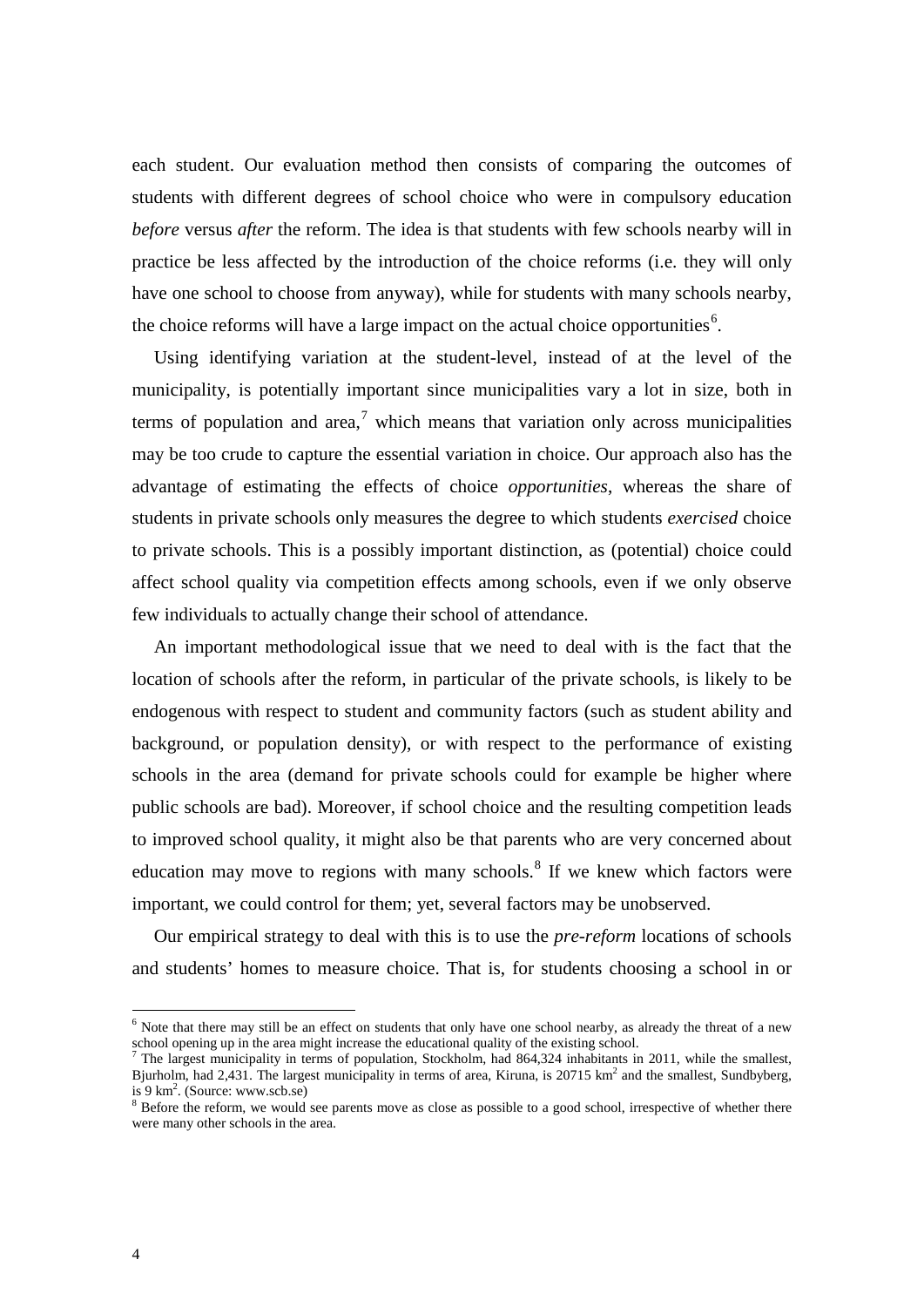each student. Our evaluation method then consists of comparing the outcomes of students with different degrees of school choice who were in compulsory education *before* versus *after* the reform. The idea is that students with few schools nearby will in practice be less affected by the introduction of the choice reforms (i.e. they will only have one school to choose from anyway), while for students with many schools nearby, the choice reforms will have a large impact on the actual choice opportunities[6].

Using identifying variation at the student-level, instead of at the level of the municipality, is potentially important since municipalities vary a lot in size, both in terms of population and area,[7] which means that variation only across municipalities may be too crude to capture the essential variation in choice. Our approach also has the advantage of estimating the effects of choice *opportunities*, whereas the share of students in private schools only measures the degree to which students *exercised* choice to private schools. This is a possibly important distinction, as (potential) choice could affect school quality via competition effects among schools, even if we only observe few individuals to actually change their school of attendance.

An important methodological issue that we need to deal with is the fact that the location of schools after the reform, in particular of the private schools, is likely to be endogenous with respect to student and community factors (such as student ability and background, or population density), or with respect to the performance of existing schools in the area (demand for private schools could for example be higher where public schools are bad). Moreover, if school choice and the resulting competition leads to improved school quality, it might also be that parents who are very concerned about education may move to regions with many schools.[8] If we knew which factors were important, we could control for them; yet, several factors may be unobserved.

Our empirical strategy to deal with this is to use the *pre-reform* locations of schools and students' homes to measure choice. That is, for students choosing a school in or

---

[6] Note that there may still be an effect on students that only have one school nearby, as already the threat of a new school opening up in the area might increase the educational quality of the existing school.

[7] The largest municipality in terms of population, Stockholm, had 864,324 inhabitants in 2011, while the smallest, Bjurholm, had 2,431. The largest municipality in terms of area, Kiruna, is 20715 km$^2$ and the smallest, Sundbyberg, is 9 km$^2$. (Source: www.scb.se)

[8] Before the reform, we would see parents move as close as possible to a good school, irrespective of whether there were many other schools in the area.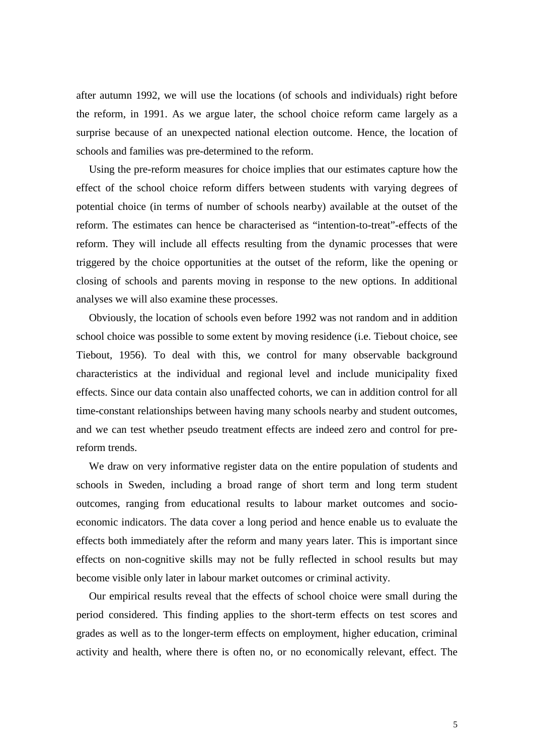after autumn 1992, we will use the locations (of schools and individuals) right before the reform, in 1991. As we argue later, the school choice reform came largely as a surprise because of an unexpected national election outcome. Hence, the location of schools and families was pre-determined to the reform.

Using the pre-reform measures for choice implies that our estimates capture how the effect of the school choice reform differs between students with varying degrees of potential choice (in terms of number of schools nearby) available at the outset of the reform. The estimates can hence be characterised as "intention-to-treat"-effects of the reform. They will include all effects resulting from the dynamic processes that were triggered by the choice opportunities at the outset of the reform, like the opening or closing of schools and parents moving in response to the new options. In additional analyses we will also examine these processes.

Obviously, the location of schools even before 1992 was not random and in addition school choice was possible to some extent by moving residence (i.e. Tiebout choice, see Tiebout, 1956). To deal with this, we control for many observable background characteristics at the individual and regional level and include municipality fixed effects. Since our data contain also unaffected cohorts, we can in addition control for all time-constant relationships between having many schools nearby and student outcomes, and we can test whether pseudo treatment effects are indeed zero and control for pre-reform trends.

We draw on very informative register data on the entire population of students and schools in Sweden, including a broad range of short term and long term student outcomes, ranging from educational results to labour market outcomes and socio-economic indicators. The data cover a long period and hence enable us to evaluate the effects both immediately after the reform and many years later. This is important since effects on non-cognitive skills may not be fully reflected in school results but may become visible only later in labour market outcomes or criminal activity.

Our empirical results reveal that the effects of school choice were small during the period considered. This finding applies to the short-term effects on test scores and grades as well as to the longer-term effects on employment, higher education, criminal activity and health, where there is often no, or no economically relevant, effect. The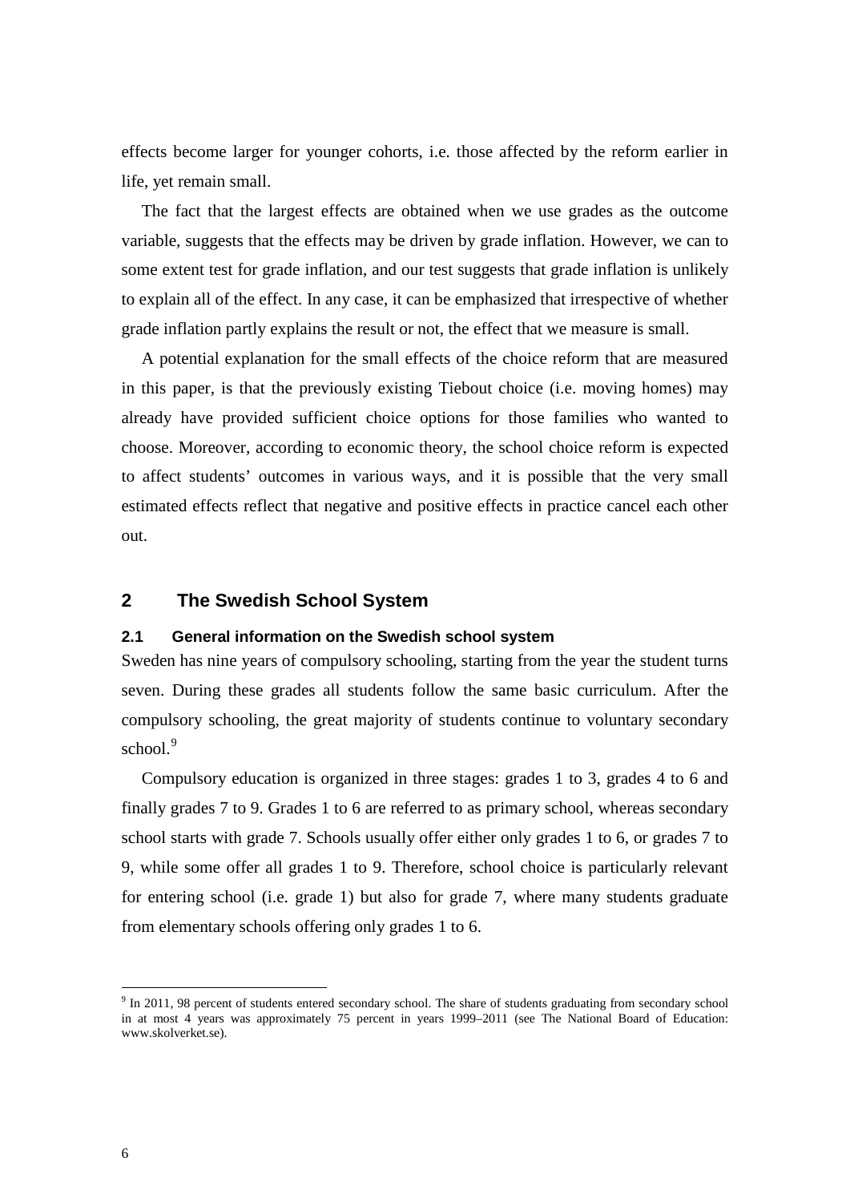effects become larger for younger cohorts, i.e. those affected by the reform earlier in life, yet remain small.

The fact that the largest effects are obtained when we use grades as the outcome variable, suggests that the effects may be driven by grade inflation. However, we can to some extent test for grade inflation, and our test suggests that grade inflation is unlikely to explain all of the effect. In any case, it can be emphasized that irrespective of whether grade inflation partly explains the result or not, the effect that we measure is small.

A potential explanation for the small effects of the choice reform that are measured in this paper, is that the previously existing Tiebout choice (i.e. moving homes) may already have provided sufficient choice options for those families who wanted to choose. Moreover, according to economic theory, the school choice reform is expected to affect students' outcomes in various ways, and it is possible that the very small estimated effects reflect that negative and positive effects in practice cancel each other out.

## 2 The Swedish School System

### 2.1 General information on the Swedish school system

Sweden has nine years of compulsory schooling, starting from the year the student turns seven. During these grades all students follow the same basic curriculum. After the compulsory schooling, the great majority of students continue to voluntary secondary school.[9]

Compulsory education is organized in three stages: grades 1 to 3, grades 4 to 6 and finally grades 7 to 9. Grades 1 to 6 are referred to as primary school, whereas secondary school starts with grade 7. Schools usually offer either only grades 1 to 6, or grades 7 to 9, while some offer all grades 1 to 9. Therefore, school choice is particularly relevant for entering school (i.e. grade 1) but also for grade 7, where many students graduate from elementary schools offering only grades 1 to 6.

[9] In 2011, 98 percent of students entered secondary school. The share of students graduating from secondary school in at most 4 years was approximately 75 percent in years 1999–2011 (see The National Board of Education: www.skolverket.se).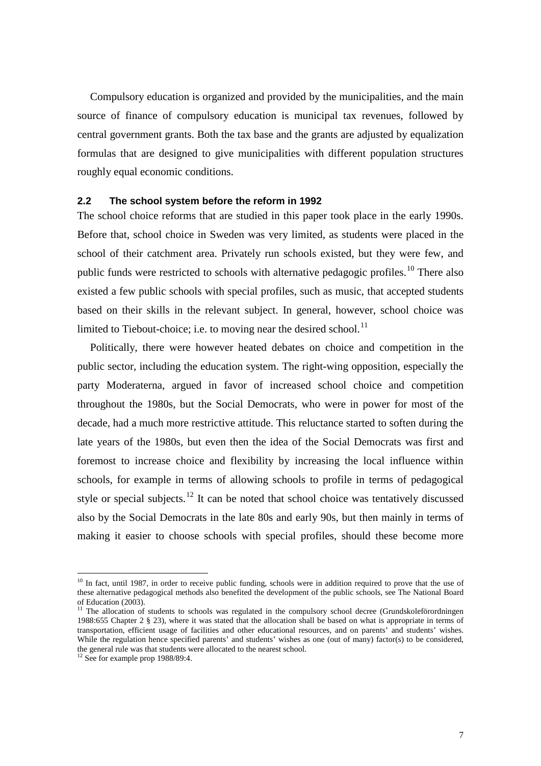Compulsory education is organized and provided by the municipalities, and the main source of finance of compulsory education is municipal tax revenues, followed by central government grants. Both the tax base and the grants are adjusted by equalization formulas that are designed to give municipalities with different population structures roughly equal economic conditions.

### 2.2 The school system before the reform in 1992

The school choice reforms that are studied in this paper took place in the early 1990s. Before that, school choice in Sweden was very limited, as students were placed in the school of their catchment area. Privately run schools existed, but they were few, and public funds were restricted to schools with alternative pedagogic profiles.[10] There also existed a few public schools with special profiles, such as music, that accepted students based on their skills in the relevant subject. In general, however, school choice was limited to Tiebout-choice; i.e. to moving near the desired school.[11]

Politically, there were however heated debates on choice and competition in the public sector, including the education system. The right-wing opposition, especially the party Moderaterna, argued in favor of increased school choice and competition throughout the 1980s, but the Social Democrats, who were in power for most of the decade, had a much more restrictive attitude. This reluctance started to soften during the late years of the 1980s, but even then the idea of the Social Democrats was first and foremost to increase choice and flexibility by increasing the local influence within schools, for example in terms of allowing schools to profile in terms of pedagogical style or special subjects.[12] It can be noted that school choice was tentatively discussed also by the Social Democrats in the late 80s and early 90s, but then mainly in terms of making it easier to choose schools with special profiles, should these become more

---

[10] In fact, until 1987, in order to receive public funding, schools were in addition required to prove that the use of these alternative pedagogical methods also benefited the development of the public schools, see The National Board of Education (2003).

[11] The allocation of students to schools was regulated in the compulsory school decree (Grundskoleförordningen 1988:655 Chapter 2 § 23), where it was stated that the allocation shall be based on what is appropriate in terms of transportation, efficient usage of facilities and other educational resources, and on parents' and students' wishes. While the regulation hence specified parents' and students' wishes as one (out of many) factor(s) to be considered, the general rule was that students were allocated to the nearest school.

[12] See for example prop 1988/89:4.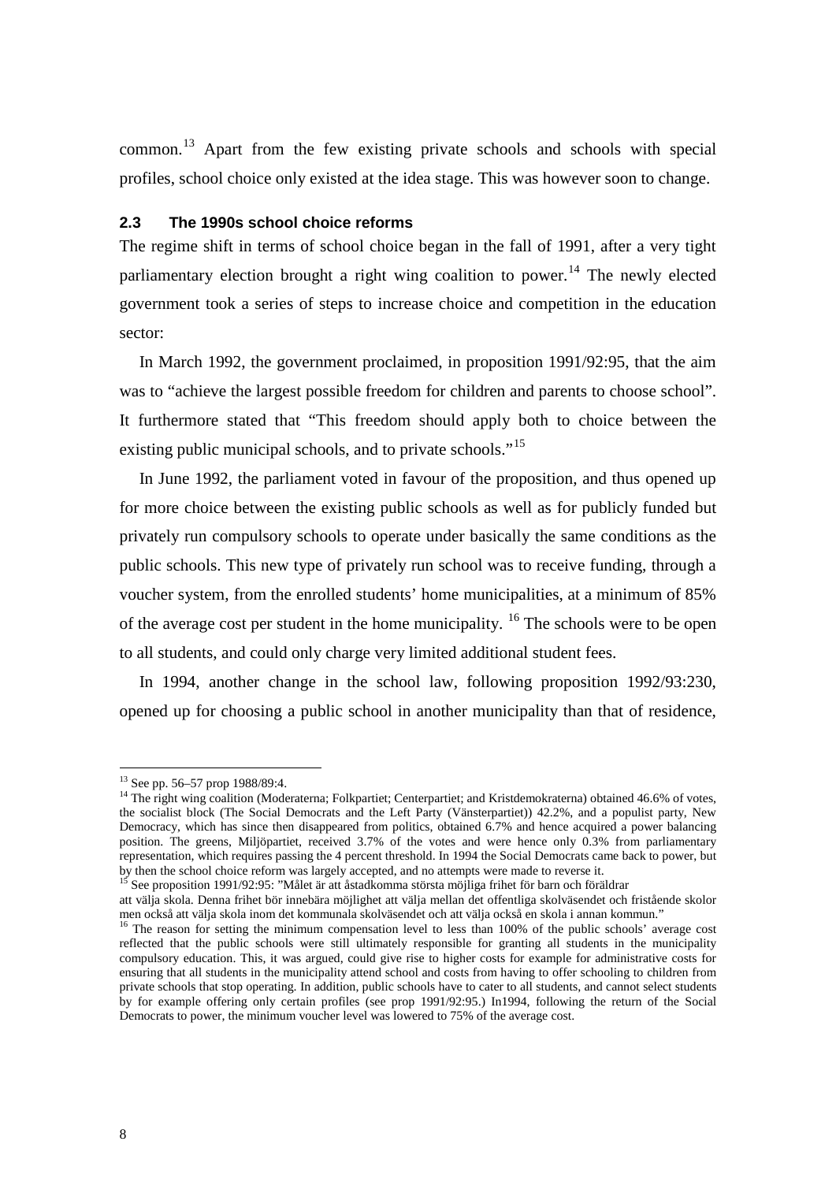common.[13] Apart from the few existing private schools and schools with special profiles, school choice only existed at the idea stage. This was however soon to change.

### 2.3 The 1990s school choice reforms

The regime shift in terms of school choice began in the fall of 1991, after a very tight parliamentary election brought a right wing coalition to power.[14] The newly elected government took a series of steps to increase choice and competition in the education sector:

In March 1992, the government proclaimed, in proposition 1991/92:95, that the aim was to "achieve the largest possible freedom for children and parents to choose school". It furthermore stated that "This freedom should apply both to choice between the existing public municipal schools, and to private schools."[15]

In June 1992, the parliament voted in favour of the proposition, and thus opened up for more choice between the existing public schools as well as for publicly funded but privately run compulsory schools to operate under basically the same conditions as the public schools. This new type of privately run school was to receive funding, through a voucher system, from the enrolled students' home municipalities, at a minimum of 85% of the average cost per student in the home municipality. [16] The schools were to be open to all students, and could only charge very limited additional student fees.

In 1994, another change in the school law, following proposition 1992/93:230, opened up for choosing a public school in another municipality than that of residence,

---

[13] See pp. 56–57 prop 1988/89:4.

[14] The right wing coalition (Moderaterna; Folkpartiet; Centerpartiet; and Kristdemokraterna) obtained 46.6% of votes, the socialist block (The Social Democrats and the Left Party (Vänsterpartiet)) 42.2%, and a populist party, New Democracy, which has since then disappeared from politics, obtained 6.7% and hence acquired a power balancing position. The greens, Miljöpartiet, received 3.7% of the votes and were hence only 0.3% from parliamentary representation, which requires passing the 4 percent threshold. In 1994 the Social Democrats came back to power, but by then the school choice reform was largely accepted, and no attempts were made to reverse it.

[15] See proposition 1991/92:95: "Målet är att åstadkomma största möjliga frihet för barn och föräldrar att välja skola. Denna frihet bör innebära möjlighet att välja mellan det offentliga skolväsendet och fristående skolor men också att välja skola inom det kommunala skolväsendet och att välja också en skola i annan kommun."

[16] The reason for setting the minimum compensation level to less than 100% of the public schools' average cost reflected that the public schools were still ultimately responsible for granting all students in the municipality compulsory education. This, it was argued, could give rise to higher costs for example for administrative costs for ensuring that all students in the municipality attend school and costs from having to offer schooling to children from private schools that stop operating. In addition, public schools have to cater to all students, and cannot select students by for example offering only certain profiles (see prop 1991/92:95.) In1994, following the return of the Social Democrats to power, the minimum voucher level was lowered to 75% of the average cost.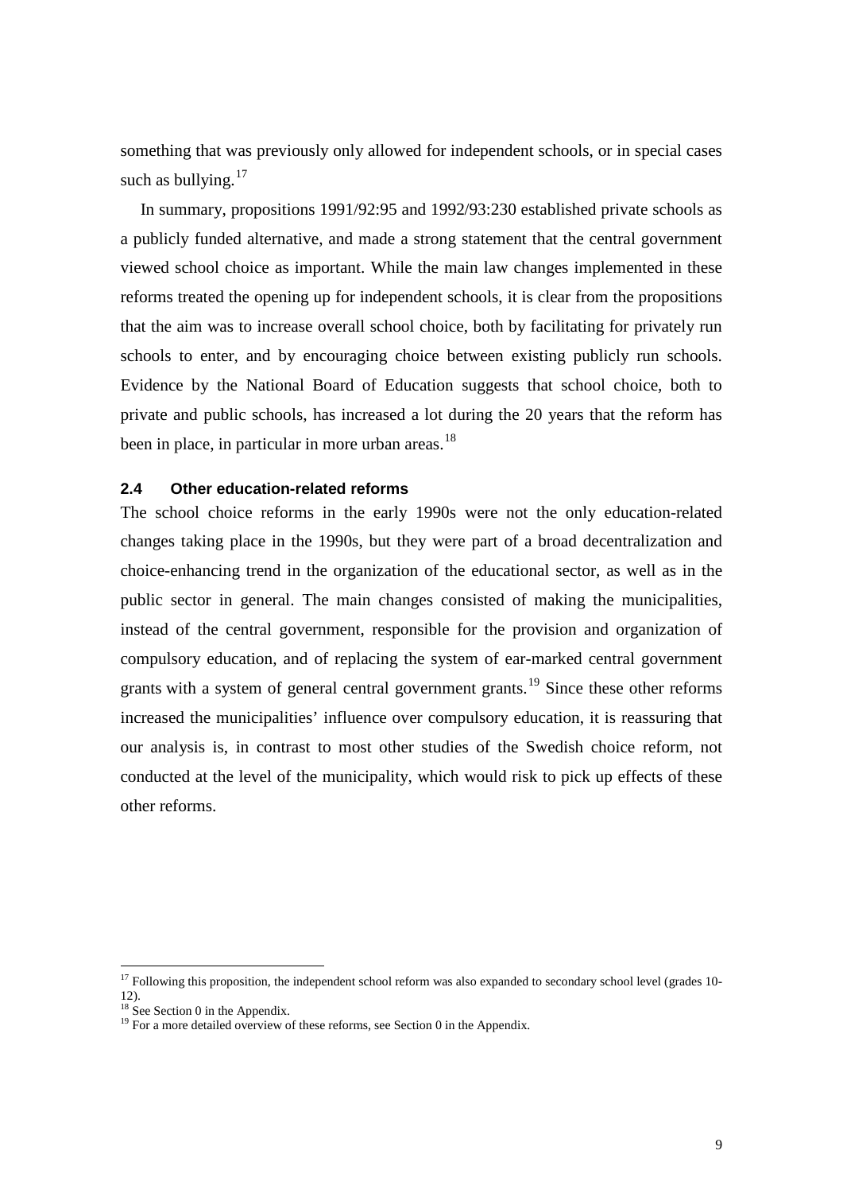something that was previously only allowed for independent schools, or in special cases such as bullying.[17]

In summary, propositions 1991/92:95 and 1992/93:230 established private schools as a publicly funded alternative, and made a strong statement that the central government viewed school choice as important. While the main law changes implemented in these reforms treated the opening up for independent schools, it is clear from the propositions that the aim was to increase overall school choice, both by facilitating for privately run schools to enter, and by encouraging choice between existing publicly run schools. Evidence by the National Board of Education suggests that school choice, both to private and public schools, has increased a lot during the 20 years that the reform has been in place, in particular in more urban areas.[18]

### 2.4 Other education-related reforms

The school choice reforms in the early 1990s were not the only education-related changes taking place in the 1990s, but they were part of a broad decentralization and choice-enhancing trend in the organization of the educational sector, as well as in the public sector in general. The main changes consisted of making the municipalities, instead of the central government, responsible for the provision and organization of compulsory education, and of replacing the system of ear-marked central government grants with a system of general central government grants.[19] Since these other reforms increased the municipalities' influence over compulsory education, it is reassuring that our analysis is, in contrast to most other studies of the Swedish choice reform, not conducted at the level of the municipality, which would risk to pick up effects of these other reforms.

---

[17] Following this proposition, the independent school reform was also expanded to secondary school level (grades 10-12).

[18] See Section 0 in the Appendix.

[19] For a more detailed overview of these reforms, see Section 0 in the Appendix.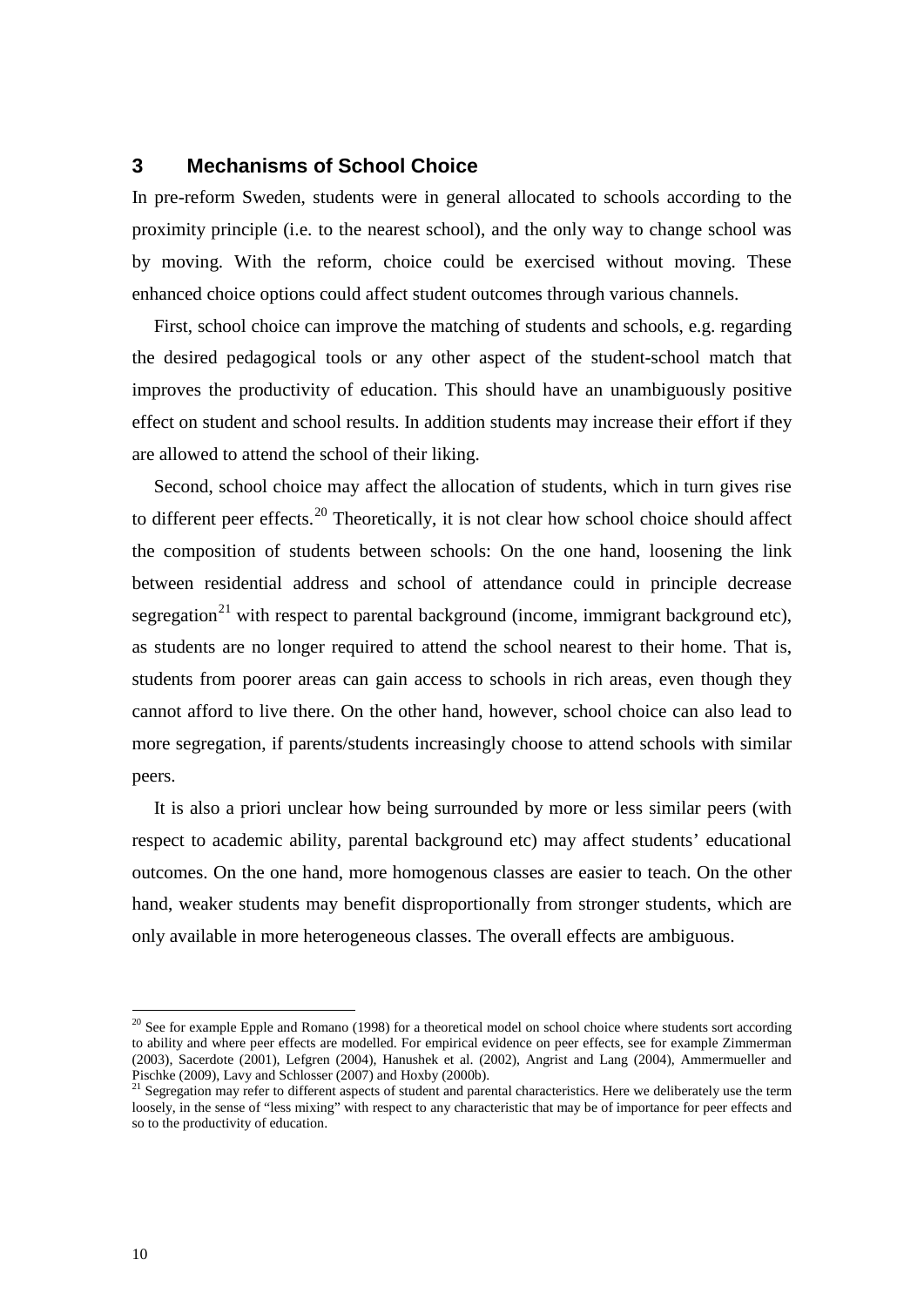## 3 Mechanisms of School Choice

In pre-reform Sweden, students were in general allocated to schools according to the proximity principle (i.e. to the nearest school), and the only way to change school was by moving. With the reform, choice could be exercised without moving. These enhanced choice options could affect student outcomes through various channels.

First, school choice can improve the matching of students and schools, e.g. regarding the desired pedagogical tools or any other aspect of the student-school match that improves the productivity of education. This should have an unambiguously positive effect on student and school results. In addition students may increase their effort if they are allowed to attend the school of their liking.

Second, school choice may affect the allocation of students, which in turn gives rise to different peer effects.[20] Theoretically, it is not clear how school choice should affect the composition of students between schools: On the one hand, loosening the link between residential address and school of attendance could in principle decrease segregation[21] with respect to parental background (income, immigrant background etc), as students are no longer required to attend the school nearest to their home. That is, students from poorer areas can gain access to schools in rich areas, even though they cannot afford to live there. On the other hand, however, school choice can also lead to more segregation, if parents/students increasingly choose to attend schools with similar peers.

It is also a priori unclear how being surrounded by more or less similar peers (with respect to academic ability, parental background etc) may affect students' educational outcomes. On the one hand, more homogenous classes are easier to teach. On the other hand, weaker students may benefit disproportionally from stronger students, which are only available in more heterogeneous classes. The overall effects are ambiguous.

[20] See for example Epple and Romano (1998) for a theoretical model on school choice where students sort according to ability and where peer effects are modelled. For empirical evidence on peer effects, see for example Zimmerman (2003), Sacerdote (2001), Lefgren (2004), Hanushek et al. (2002), Angrist and Lang (2004), Ammermueller and Pischke (2009), Lavy and Schlosser (2007) and Hoxby (2000b).

[21] Segregation may refer to different aspects of student and parental characteristics. Here we deliberately use the term loosely, in the sense of "less mixing" with respect to any characteristic that may be of importance for peer effects and so to the productivity of education.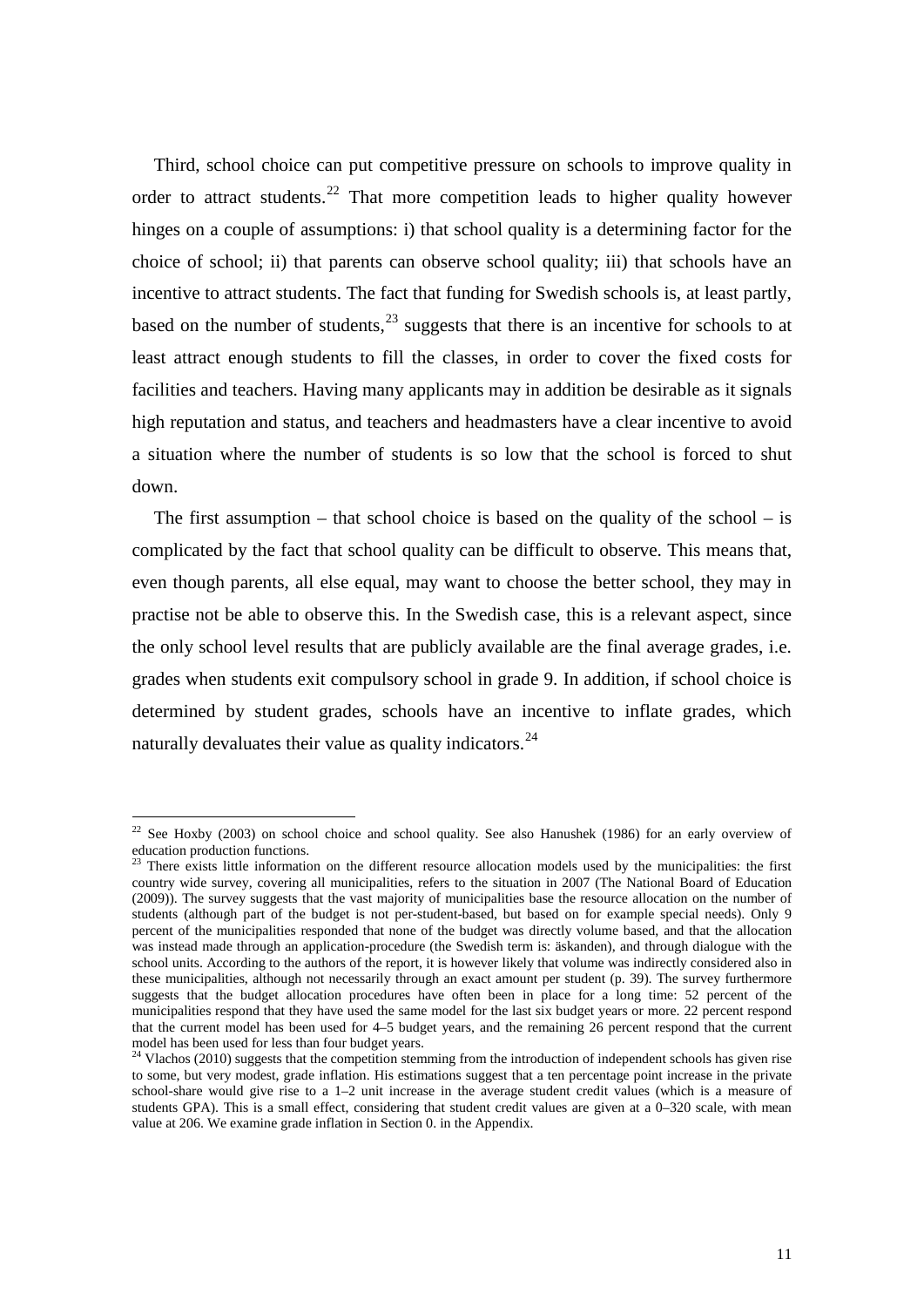Third, school choice can put competitive pressure on schools to improve quality in order to attract students.[22] That more competition leads to higher quality however hinges on a couple of assumptions: i) that school quality is a determining factor for the choice of school; ii) that parents can observe school quality; iii) that schools have an incentive to attract students. The fact that funding for Swedish schools is, at least partly, based on the number of students,[23] suggests that there is an incentive for schools to at least attract enough students to fill the classes, in order to cover the fixed costs for facilities and teachers. Having many applicants may in addition be desirable as it signals high reputation and status, and teachers and headmasters have a clear incentive to avoid a situation where the number of students is so low that the school is forced to shut down.

The first assumption – that school choice is based on the quality of the school – is complicated by the fact that school quality can be difficult to observe. This means that, even though parents, all else equal, may want to choose the better school, they may in practise not be able to observe this. In the Swedish case, this is a relevant aspect, since the only school level results that are publicly available are the final average grades, i.e. grades when students exit compulsory school in grade 9. In addition, if school choice is determined by student grades, schools have an incentive to inflate grades, which naturally devaluates their value as quality indicators.[24]

[22] See Hoxby (2003) on school choice and school quality. See also Hanushek (1986) for an early overview of education production functions.

[23] There exists little information on the different resource allocation models used by the municipalities: the first country wide survey, covering all municipalities, refers to the situation in 2007 (The National Board of Education (2009)). The survey suggests that the vast majority of municipalities base the resource allocation on the number of students (although part of the budget is not per-student-based, but based on for example special needs). Only 9 percent of the municipalities responded that none of the budget was directly volume based, and that the allocation was instead made through an application-procedure (the Swedish term is: äskanden), and through dialogue with the school units. According to the authors of the report, it is however likely that volume was indirectly considered also in these municipalities, although not necessarily through an exact amount per student (p. 39). The survey furthermore suggests that the budget allocation procedures have often been in place for a long time: 52 percent of the municipalities respond that they have used the same model for the last six budget years or more. 22 percent respond that the current model has been used for 4–5 budget years, and the remaining 26 percent respond that the current model has been used for less than four budget years.

[24] Vlachos (2010) suggests that the competition stemming from the introduction of independent schools has given rise to some, but very modest, grade inflation. His estimations suggest that a ten percentage point increase in the private school-share would give rise to a 1–2 unit increase in the average student credit values (which is a measure of students GPA). This is a small effect, considering that student credit values are given at a 0–320 scale, with mean value at 206. We examine grade inflation in Section 0. in the Appendix.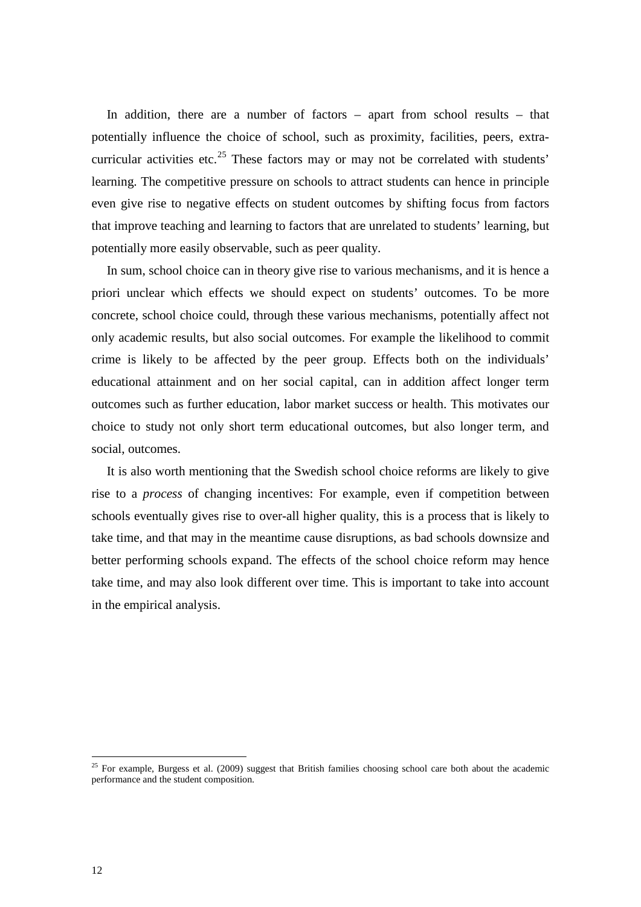In addition, there are a number of factors – apart from school results – that potentially influence the choice of school, such as proximity, facilities, peers, extra-curricular activities etc.[25] These factors may or may not be correlated with students' learning. The competitive pressure on schools to attract students can hence in principle even give rise to negative effects on student outcomes by shifting focus from factors that improve teaching and learning to factors that are unrelated to students' learning, but potentially more easily observable, such as peer quality.

In sum, school choice can in theory give rise to various mechanisms, and it is hence a priori unclear which effects we should expect on students' outcomes. To be more concrete, school choice could, through these various mechanisms, potentially affect not only academic results, but also social outcomes. For example the likelihood to commit crime is likely to be affected by the peer group. Effects both on the individuals' educational attainment and on her social capital, can in addition affect longer term outcomes such as further education, labor market success or health. This motivates our choice to study not only short term educational outcomes, but also longer term, and social, outcomes.

It is also worth mentioning that the Swedish school choice reforms are likely to give rise to a *process* of changing incentives: For example, even if competition between schools eventually gives rise to over-all higher quality, this is a process that is likely to take time, and that may in the meantime cause disruptions, as bad schools downsize and better performing schools expand. The effects of the school choice reform may hence take time, and may also look different over time. This is important to take into account in the empirical analysis.

[25] For example, Burgess et al. (2009) suggest that British families choosing school care both about the academic performance and the student composition.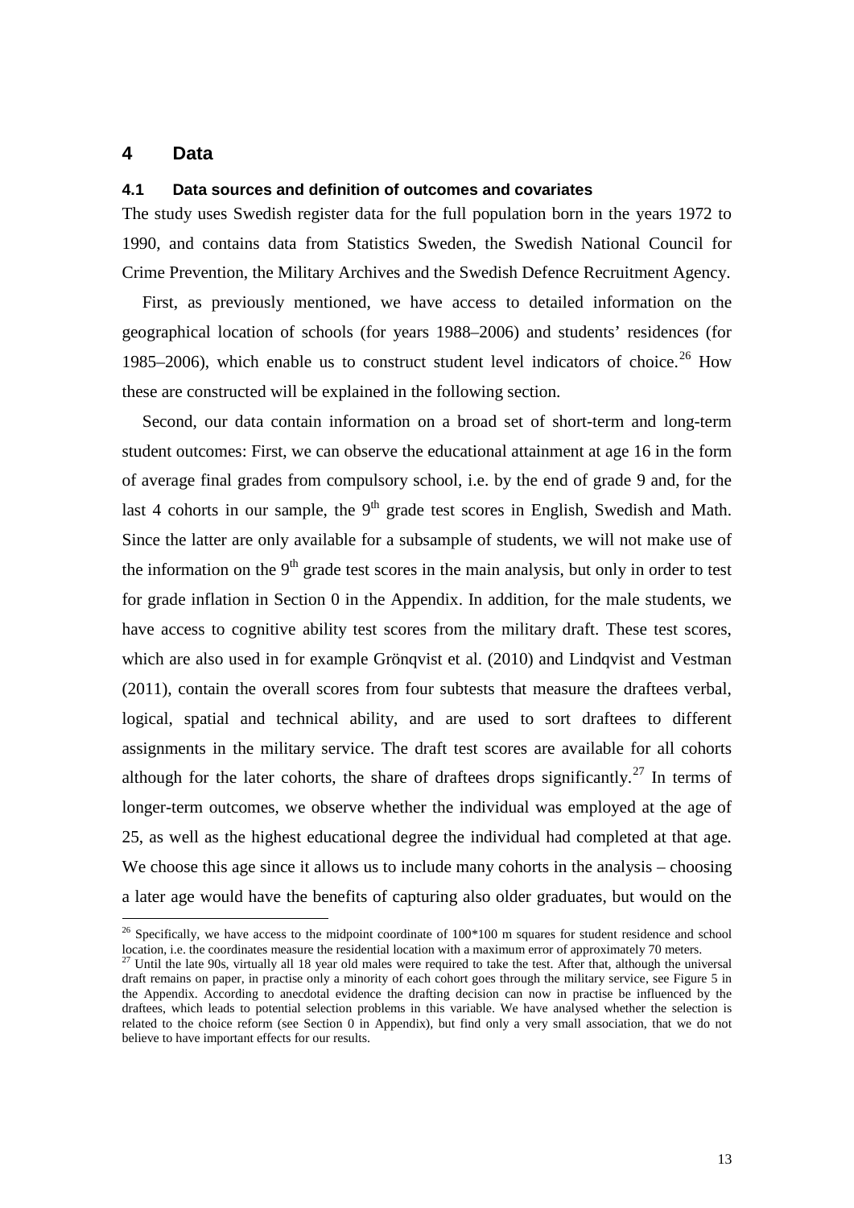# 4 Data

## 4.1 Data sources and definition of outcomes and covariates

The study uses Swedish register data for the full population born in the years 1972 to 1990, and contains data from Statistics Sweden, the Swedish National Council for Crime Prevention, the Military Archives and the Swedish Defence Recruitment Agency.

First, as previously mentioned, we have access to detailed information on the geographical location of schools (for years 1988–2006) and students' residences (for 1985–2006), which enable us to construct student level indicators of choice.[26] How these are constructed will be explained in the following section.

Second, our data contain information on a broad set of short-term and long-term student outcomes: First, we can observe the educational attainment at age 16 in the form of average final grades from compulsory school, i.e. by the end of grade 9 and, for the last 4 cohorts in our sample, the 9th grade test scores in English, Swedish and Math. Since the latter are only available for a subsample of students, we will not make use of the information on the 9th grade test scores in the main analysis, but only in order to test for grade inflation in Section 0 in the Appendix. In addition, for the male students, we have access to cognitive ability test scores from the military draft. These test scores, which are also used in for example Grönqvist et al. (2010) and Lindqvist and Vestman (2011), contain the overall scores from four subtests that measure the draftees verbal, logical, spatial and technical ability, and are used to sort draftees to different assignments in the military service. The draft test scores are available for all cohorts although for the later cohorts, the share of draftees drops significantly.[27] In terms of longer-term outcomes, we observe whether the individual was employed at the age of 25, as well as the highest educational degree the individual had completed at that age. We choose this age since it allows us to include many cohorts in the analysis – choosing a later age would have the benefits of capturing also older graduates, but would on the

---

[26] Specifically, we have access to the midpoint coordinate of 100*100 m squares for student residence and school location, i.e. the coordinates measure the residential location with a maximum error of approximately 70 meters.

[27] Until the late 90s, virtually all 18 year old males were required to take the test. After that, although the universal draft remains on paper, in practise only a minority of each cohort goes through the military service, see Figure 5 in the Appendix. According to anecdotal evidence the drafting decision can now in practise be influenced by the draftees, which leads to potential selection problems in this variable. We have analysed whether the selection is related to the choice reform (see Section 0 in Appendix), but find only a very small association, that we do not believe to have important effects for our results.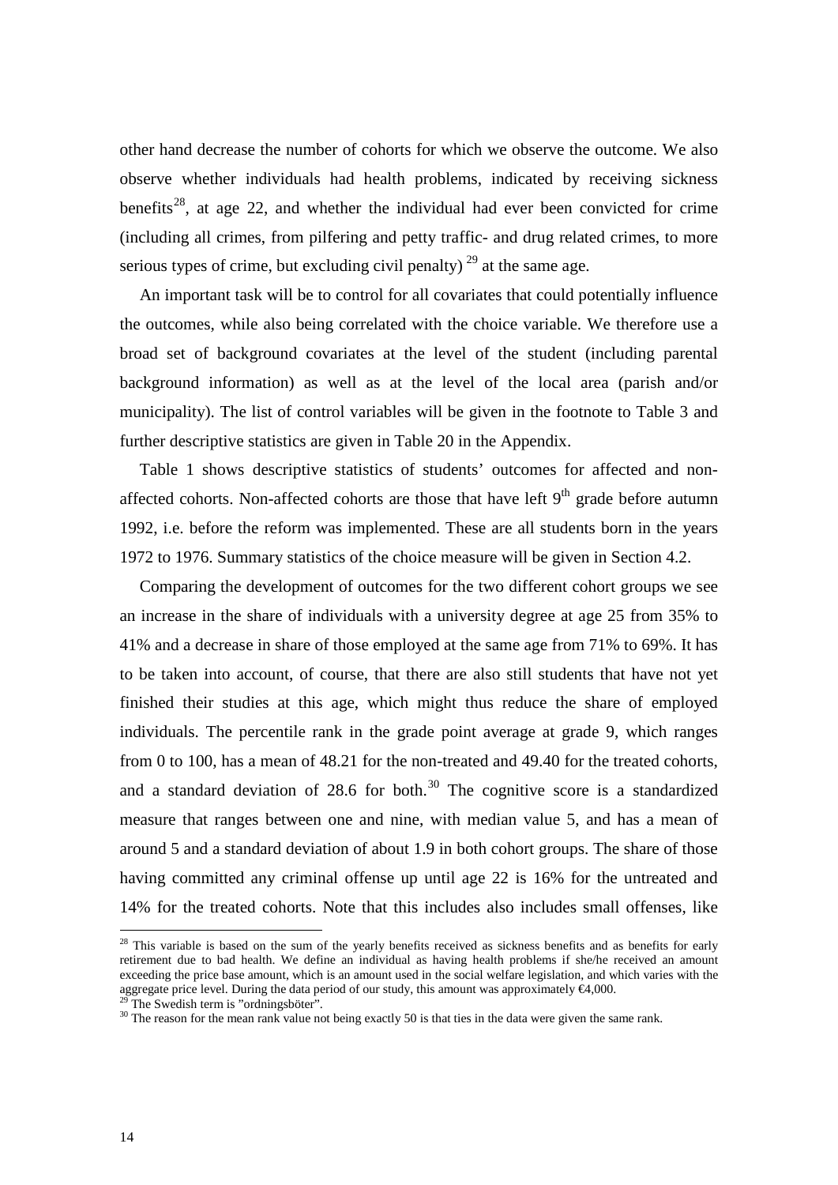other hand decrease the number of cohorts for which we observe the outcome. We also observe whether individuals had health problems, indicated by receiving sickness benefits[28], at age 22, and whether the individual had ever been convicted for crime (including all crimes, from pilfering and petty traffic- and drug related crimes, to more serious types of crime, but excluding civil penalty) [29] at the same age.

An important task will be to control for all covariates that could potentially influence the outcomes, while also being correlated with the choice variable. We therefore use a broad set of background covariates at the level of the student (including parental background information) as well as at the level of the local area (parish and/or municipality). The list of control variables will be given in the footnote to Table 3 and further descriptive statistics are given in Table 20 in the Appendix.

Table 1 shows descriptive statistics of students' outcomes for affected and non-affected cohorts. Non-affected cohorts are those that have left 9th grade before autumn 1992, i.e. before the reform was implemented. These are all students born in the years 1972 to 1976. Summary statistics of the choice measure will be given in Section 4.2.

Comparing the development of outcomes for the two different cohort groups we see an increase in the share of individuals with a university degree at age 25 from 35% to 41% and a decrease in share of those employed at the same age from 71% to 69%. It has to be taken into account, of course, that there are also still students that have not yet finished their studies at this age, which might thus reduce the share of employed individuals. The percentile rank in the grade point average at grade 9, which ranges from 0 to 100, has a mean of 48.21 for the non-treated and 49.40 for the treated cohorts, and a standard deviation of 28.6 for both.[30] The cognitive score is a standardized measure that ranges between one and nine, with median value 5, and has a mean of around 5 and a standard deviation of about 1.9 in both cohort groups. The share of those having committed any criminal offense up until age 22 is 16% for the untreated and 14% for the treated cohorts. Note that this includes also includes small offenses, like

[28] This variable is based on the sum of the yearly benefits received as sickness benefits and as benefits for early retirement due to bad health. We define an individual as having health problems if she/he received an amount exceeding the price base amount, which is an amount used in the social welfare legislation, and which varies with the aggregate price level. During the data period of our study, this amount was approximately €4,000.

[29] The Swedish term is "ordningsböter".

[30] The reason for the mean rank value not being exactly 50 is that ties in the data were given the same rank.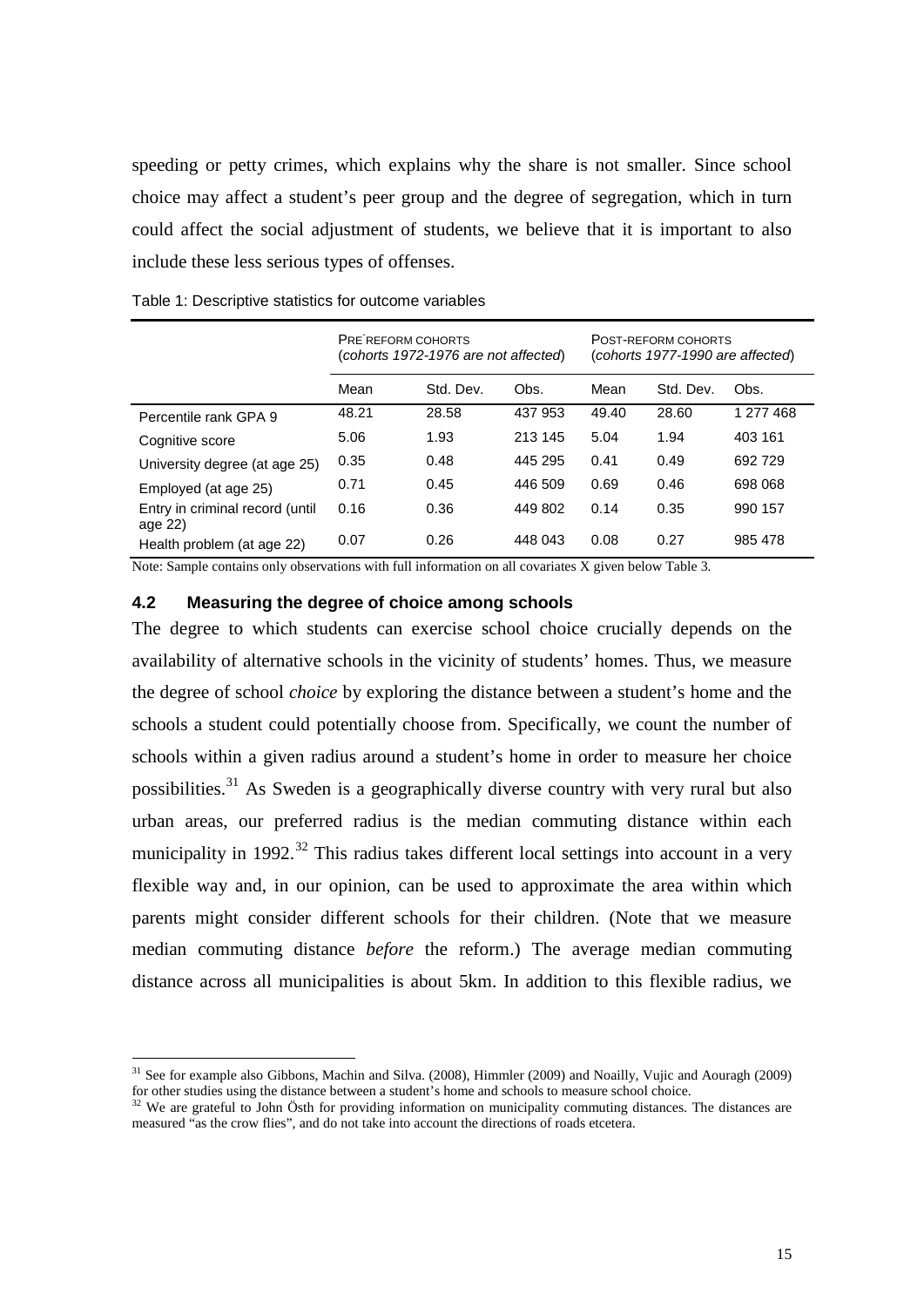speeding or petty crimes, which explains why the share is not smaller. Since school choice may affect a student's peer group and the degree of segregation, which in turn could affect the social adjustment of students, we believe that it is important to also include these less serious types of offenses.

Table 1: Descriptive statistics for outcome variables

| | PRE-REFORM COHORTS (*cohorts 1972-1976 are not affected*) | | | POST-REFORM COHORTS (*cohorts 1977-1990 are affected*) | | |
|---|---|---|---|---|---|---|
| | Mean | Std. Dev. | Obs. | Mean | Std. Dev. | Obs. |
| Percentile rank GPA 9 | 48.21 | 28.58 | 437 953 | 49.40 | 28.60 | 1 277 468 |
| Cognitive score | 5.06 | 1.93 | 213 145 | 5.04 | 1.94 | 403 161 |
| University degree (at age 25) | 0.35 | 0.48 | 445 295 | 0.41 | 0.49 | 692 729 |
| Employed (at age 25) | 0.71 | 0.45 | 446 509 | 0.69 | 0.46 | 698 068 |
| Entry in criminal record (until age 22) | 0.16 | 0.36 | 449 802 | 0.14 | 0.35 | 990 157 |
| Health problem (at age 22) | 0.07 | 0.26 | 448 043 | 0.08 | 0.27 | 985 478 |

Note: Sample contains only observations with full information on all covariates X given below Table 3.

### 4.2 Measuring the degree of choice among schools

The degree to which students can exercise school choice crucially depends on the availability of alternative schools in the vicinity of students' homes. Thus, we measure the degree of school *choice* by exploring the distance between a student's home and the schools a student could potentially choose from. Specifically, we count the number of schools within a given radius around a student's home in order to measure her choice possibilities.[31] As Sweden is a geographically diverse country with very rural but also urban areas, our preferred radius is the median commuting distance within each municipality in 1992.[32] This radius takes different local settings into account in a very flexible way and, in our opinion, can be used to approximate the area within which parents might consider different schools for their children. (Note that we measure median commuting distance *before* the reform.) The average median commuting distance across all municipalities is about 5km. In addition to this flexible radius, we

[31] See for example also Gibbons, Machin and Silva. (2008), Himmler (2009) and Noailly, Vujic and Aouragh (2009) for other studies using the distance between a student's home and schools to measure school choice.

[32] We are grateful to John Östh for providing information on municipality commuting distances. The distances are measured "as the crow flies", and do not take into account the directions of roads etcetera.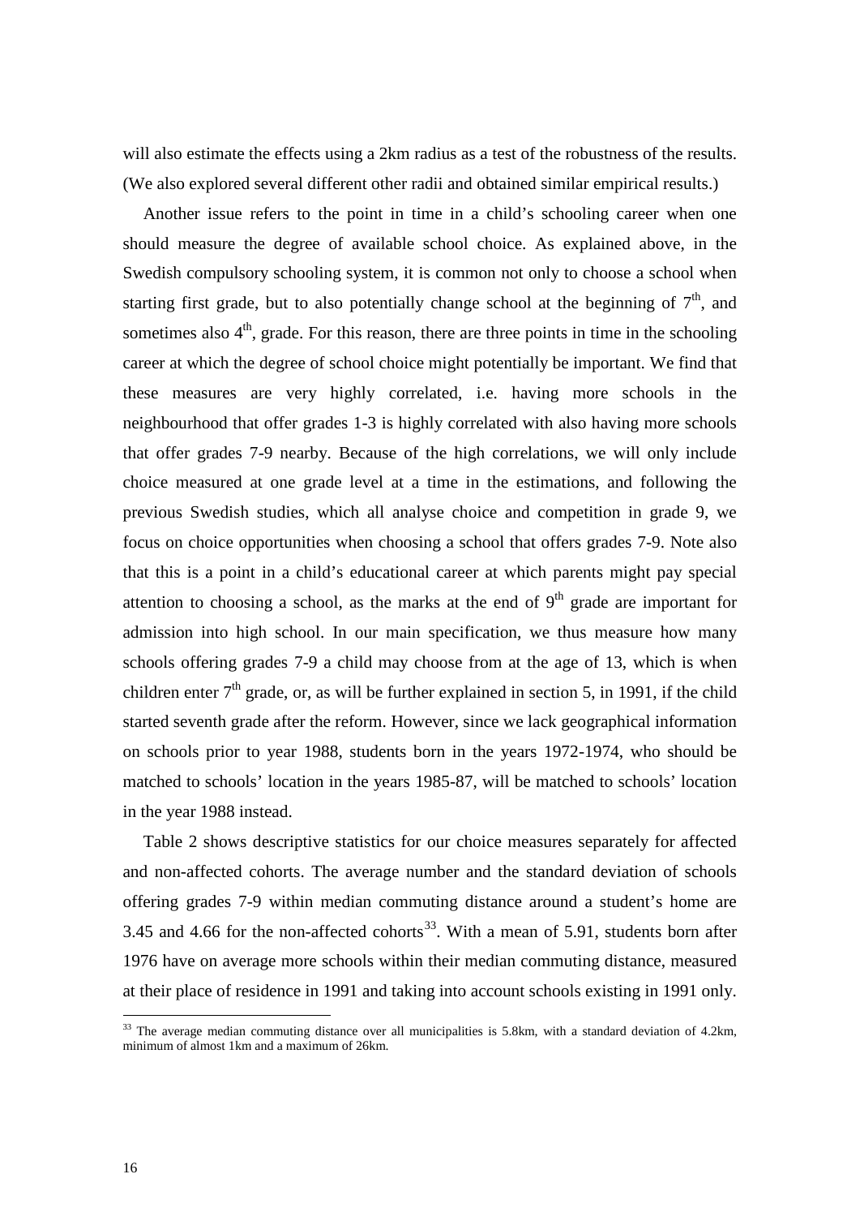will also estimate the effects using a 2km radius as a test of the robustness of the results. (We also explored several different other radii and obtained similar empirical results.)

Another issue refers to the point in time in a child's schooling career when one should measure the degree of available school choice. As explained above, in the Swedish compulsory schooling system, it is common not only to choose a school when starting first grade, but to also potentially change school at the beginning of 7th, and sometimes also 4th, grade. For this reason, there are three points in time in the schooling career at which the degree of school choice might potentially be important. We find that these measures are very highly correlated, i.e. having more schools in the neighbourhood that offer grades 1-3 is highly correlated with also having more schools that offer grades 7-9 nearby. Because of the high correlations, we will only include choice measured at one grade level at a time in the estimations, and following the previous Swedish studies, which all analyse choice and competition in grade 9, we focus on choice opportunities when choosing a school that offers grades 7-9. Note also that this is a point in a child's educational career at which parents might pay special attention to choosing a school, as the marks at the end of 9th grade are important for admission into high school. In our main specification, we thus measure how many schools offering grades 7-9 a child may choose from at the age of 13, which is when children enter 7th grade, or, as will be further explained in section 5, in 1991, if the child started seventh grade after the reform. However, since we lack geographical information on schools prior to year 1988, students born in the years 1972-1974, who should be matched to schools' location in the years 1985-87, will be matched to schools' location in the year 1988 instead.

Table 2 shows descriptive statistics for our choice measures separately for affected and non-affected cohorts. The average number and the standard deviation of schools offering grades 7-9 within median commuting distance around a student's home are 3.45 and 4.66 for the non-affected cohorts[33]. With a mean of 5.91, students born after 1976 have on average more schools within their median commuting distance, measured at their place of residence in 1991 and taking into account schools existing in 1991 only.

[33] The average median commuting distance over all municipalities is 5.8km, with a standard deviation of 4.2km, minimum of almost 1km and a maximum of 26km.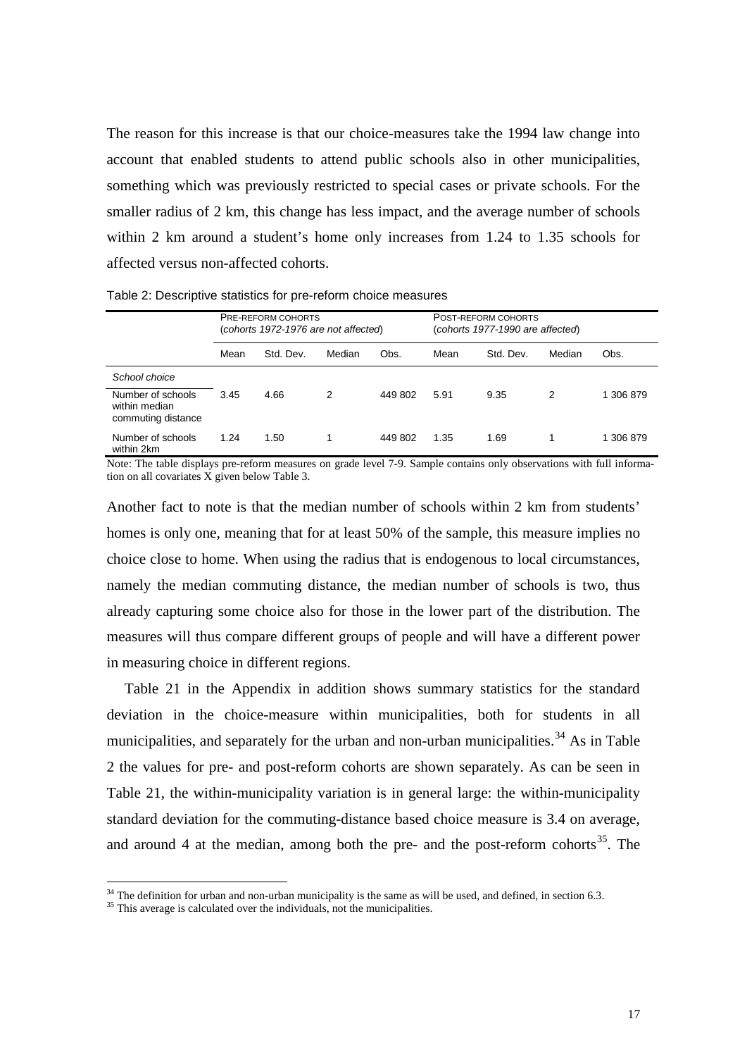The reason for this increase is that our choice-measures take the 1994 law change into account that enabled students to attend public schools also in other municipalities, something which was previously restricted to special cases or private schools. For the smaller radius of 2 km, this change has less impact, and the average number of schools within 2 km around a student's home only increases from 1.24 to 1.35 schools for affected versus non-affected cohorts.

Table 2: Descriptive statistics for pre-reform choice measures

| | PRE-REFORM COHORTS (*cohorts 1972-1976 are not affected*) | | | | POST-REFORM COHORTS (*cohorts 1977-1990 are affected*) | | | |
|---|---|---|---|---|---|---|---|---|
| | Mean | Std. Dev. | Median | Obs. | Mean | Std. Dev. | Median | Obs. |
| *School choice* | | | | | | | | |
| Number of schools within median commuting distance | 3.45 | 4.66 | 2 | 449 802 | 5.91 | 9.35 | 2 | 1 306 879 |
| Number of schools within 2km | 1.24 | 1.50 | 1 | 449 802 | 1.35 | 1.69 | 1 | 1 306 879 |

Note: The table displays pre-reform measures on grade level 7-9. Sample contains only observations with full information on all covariates X given below Table 3.

Another fact to note is that the median number of schools within 2 km from students' homes is only one, meaning that for at least 50% of the sample, this measure implies no choice close to home. When using the radius that is endogenous to local circumstances, namely the median commuting distance, the median number of schools is two, thus already capturing some choice also for those in the lower part of the distribution. The measures will thus compare different groups of people and will have a different power in measuring choice in different regions.

Table 21 in the Appendix in addition shows summary statistics for the standard deviation in the choice-measure within municipalities, both for students in all municipalities, and separately for the urban and non-urban municipalities.[34] As in Table 2 the values for pre- and post-reform cohorts are shown separately. As can be seen in Table 21, the within-municipality variation is in general large: the within-municipality standard deviation for the commuting-distance based choice measure is 3.4 on average, and around 4 at the median, among both the pre- and the post-reform cohorts[35]. The

[34] The definition for urban and non-urban municipality is the same as will be used, and defined, in section 6.3.

[35] This average is calculated over the individuals, not the municipalities.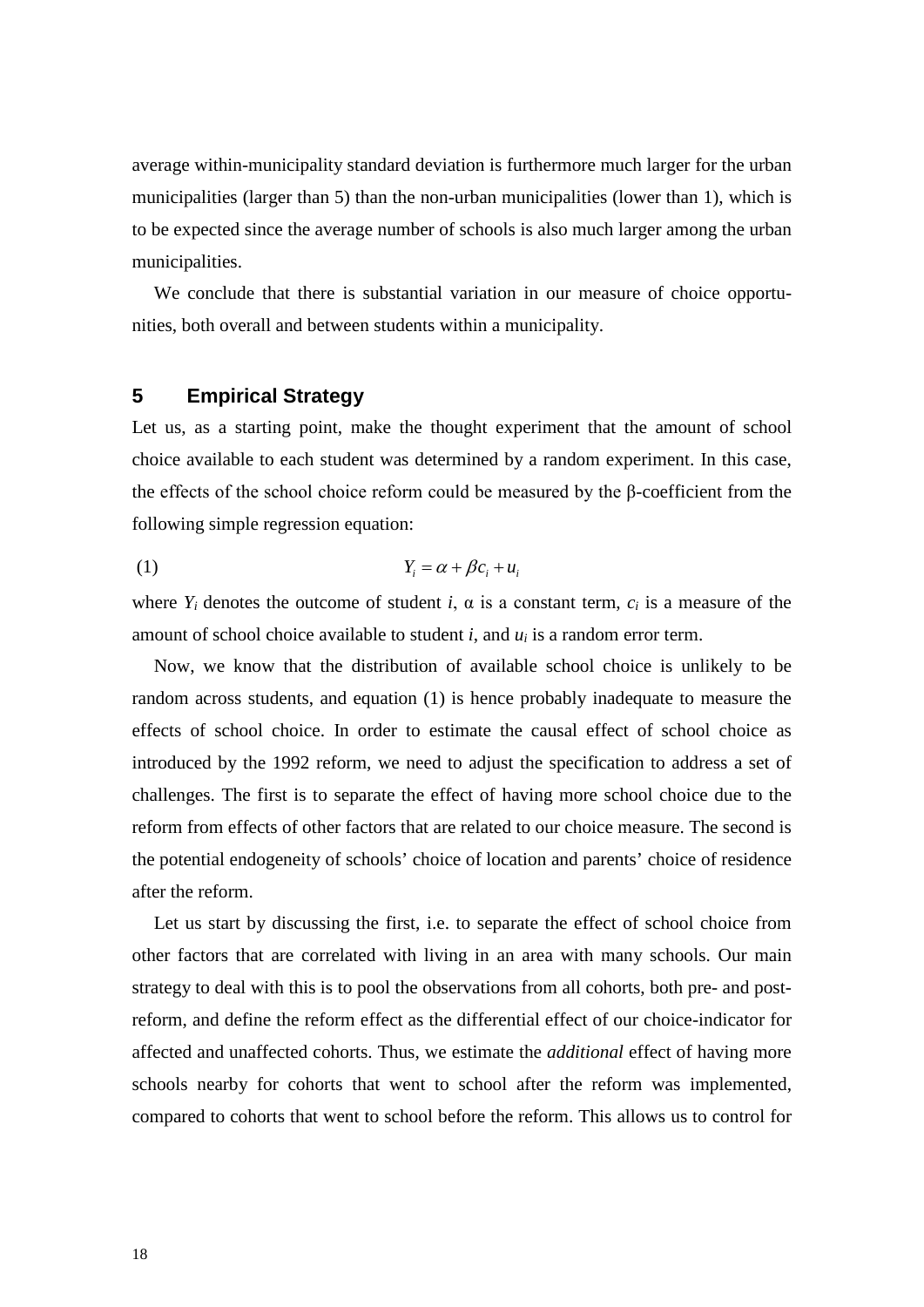average within-municipality standard deviation is furthermore much larger for the urban municipalities (larger than 5) than the non-urban municipalities (lower than 1), which is to be expected since the average number of schools is also much larger among the urban municipalities.

We conclude that there is substantial variation in our measure of choice opportunities, both overall and between students within a municipality.

## 5 Empirical Strategy

Let us, as a starting point, make the thought experiment that the amount of school choice available to each student was determined by a random experiment. In this case, the effects of the school choice reform could be measured by the β-coefficient from the following simple regression equation:

$$Y_i = \alpha + \beta c_i + u_i \tag{1}$$

where $Y_i$ denotes the outcome of student $i$, α is a constant term, $c_i$ is a measure of the amount of school choice available to student $i$, and $u_i$ is a random error term.

Now, we know that the distribution of available school choice is unlikely to be random across students, and equation (1) is hence probably inadequate to measure the effects of school choice. In order to estimate the causal effect of school choice as introduced by the 1992 reform, we need to adjust the specification to address a set of challenges. The first is to separate the effect of having more school choice due to the reform from effects of other factors that are related to our choice measure. The second is the potential endogeneity of schools' choice of location and parents' choice of residence after the reform.

Let us start by discussing the first, i.e. to separate the effect of school choice from other factors that are correlated with living in an area with many schools. Our main strategy to deal with this is to pool the observations from all cohorts, both pre- and post-reform, and define the reform effect as the differential effect of our choice-indicator for affected and unaffected cohorts. Thus, we estimate the *additional* effect of having more schools nearby for cohorts that went to school after the reform was implemented, compared to cohorts that went to school before the reform. This allows us to control for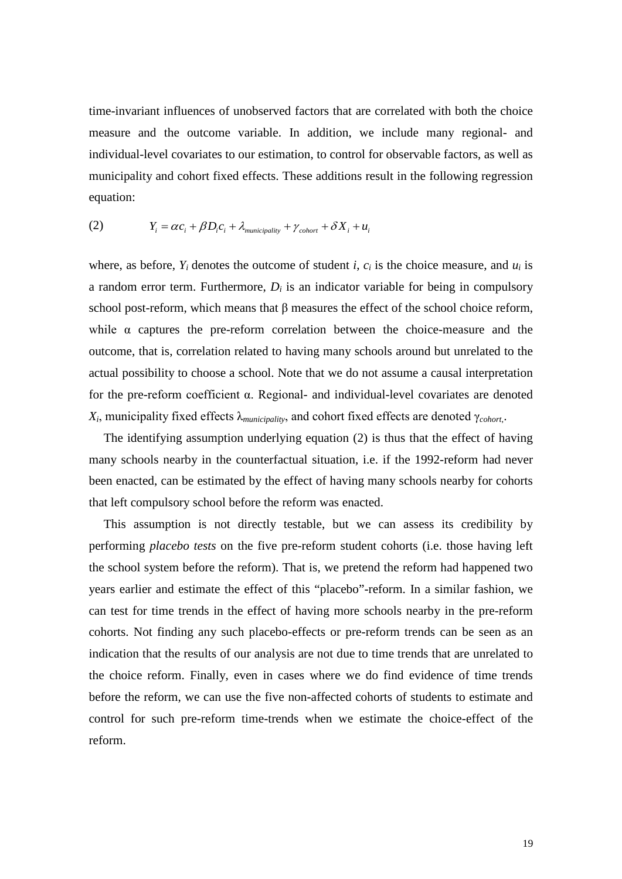time-invariant influences of unobserved factors that are correlated with both the choice measure and the outcome variable. In addition, we include many regional- and individual-level covariates to our estimation, to control for observable factors, as well as municipality and cohort fixed effects. These additions result in the following regression equation:

$$(2) \qquad Y_i = \alpha c_i + \beta D_i c_i + \lambda_{municipality} + \gamma_{cohort} + \delta X_i + u_i$$

where, as before, $Y_i$ denotes the outcome of student $i$, $c_i$ is the choice measure, and $u_i$ is a random error term. Furthermore, $D_i$ is an indicator variable for being in compulsory school post-reform, which means that β measures the effect of the school choice reform, while α captures the pre-reform correlation between the choice-measure and the outcome, that is, correlation related to having many schools around but unrelated to the actual possibility to choose a school. Note that we do not assume a causal interpretation for the pre-reform coefficient α. Regional- and individual-level covariates are denoted $X_i$, municipality fixed effects $\lambda_{municipality}$, and cohort fixed effects are denoted $\gamma_{cohort}$,.

The identifying assumption underlying equation (2) is thus that the effect of having many schools nearby in the counterfactual situation, i.e. if the 1992-reform had never been enacted, can be estimated by the effect of having many schools nearby for cohorts that left compulsory school before the reform was enacted.

This assumption is not directly testable, but we can assess its credibility by performing *placebo tests* on the five pre-reform student cohorts (i.e. those having left the school system before the reform). That is, we pretend the reform had happened two years earlier and estimate the effect of this "placebo"-reform. In a similar fashion, we can test for time trends in the effect of having more schools nearby in the pre-reform cohorts. Not finding any such placebo-effects or pre-reform trends can be seen as an indication that the results of our analysis are not due to time trends that are unrelated to the choice reform. Finally, even in cases where we do find evidence of time trends before the reform, we can use the five non-affected cohorts of students to estimate and control for such pre-reform time-trends when we estimate the choice-effect of the reform.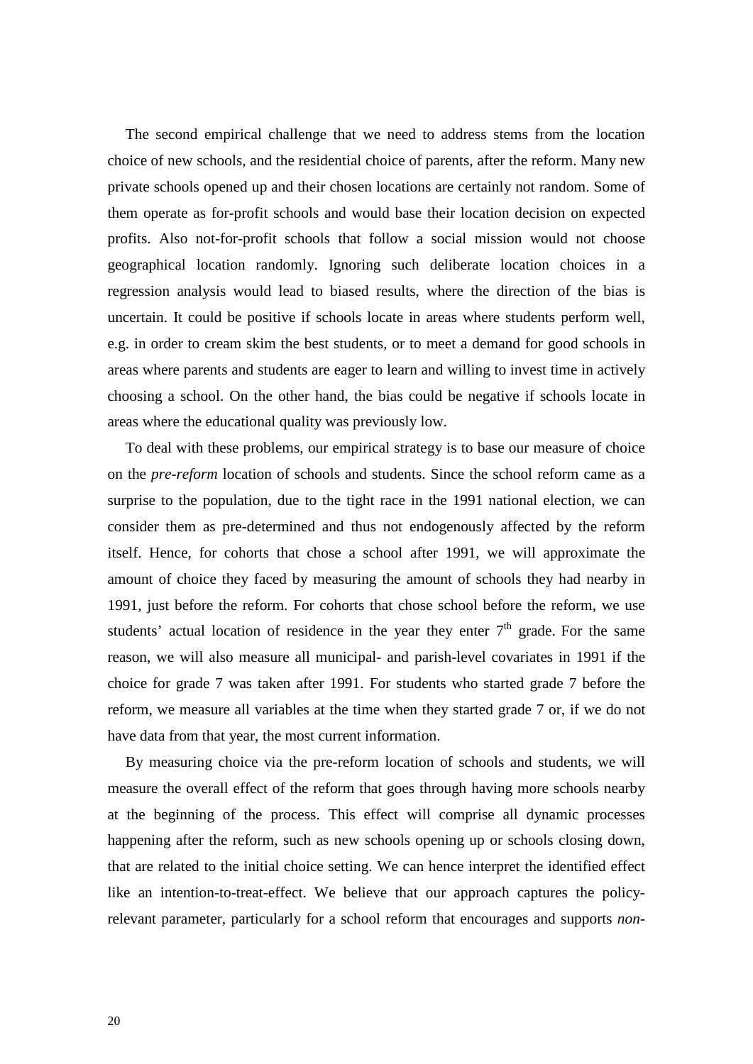The second empirical challenge that we need to address stems from the location choice of new schools, and the residential choice of parents, after the reform. Many new private schools opened up and their chosen locations are certainly not random. Some of them operate as for-profit schools and would base their location decision on expected profits. Also not-for-profit schools that follow a social mission would not choose geographical location randomly. Ignoring such deliberate location choices in a regression analysis would lead to biased results, where the direction of the bias is uncertain. It could be positive if schools locate in areas where students perform well, e.g. in order to cream skim the best students, or to meet a demand for good schools in areas where parents and students are eager to learn and willing to invest time in actively choosing a school. On the other hand, the bias could be negative if schools locate in areas where the educational quality was previously low.

To deal with these problems, our empirical strategy is to base our measure of choice on the *pre-reform* location of schools and students. Since the school reform came as a surprise to the population, due to the tight race in the 1991 national election, we can consider them as pre-determined and thus not endogenously affected by the reform itself. Hence, for cohorts that chose a school after 1991, we will approximate the amount of choice they faced by measuring the amount of schools they had nearby in 1991, just before the reform. For cohorts that chose school before the reform, we use students' actual location of residence in the year they enter 7th grade. For the same reason, we will also measure all municipal- and parish-level covariates in 1991 if the choice for grade 7 was taken after 1991. For students who started grade 7 before the reform, we measure all variables at the time when they started grade 7 or, if we do not have data from that year, the most current information.

By measuring choice via the pre-reform location of schools and students, we will measure the overall effect of the reform that goes through having more schools nearby at the beginning of the process. This effect will comprise all dynamic processes happening after the reform, such as new schools opening up or schools closing down, that are related to the initial choice setting. We can hence interpret the identified effect like an intention-to-treat-effect. We believe that our approach captures the policy-relevant parameter, particularly for a school reform that encourages and supports *non-*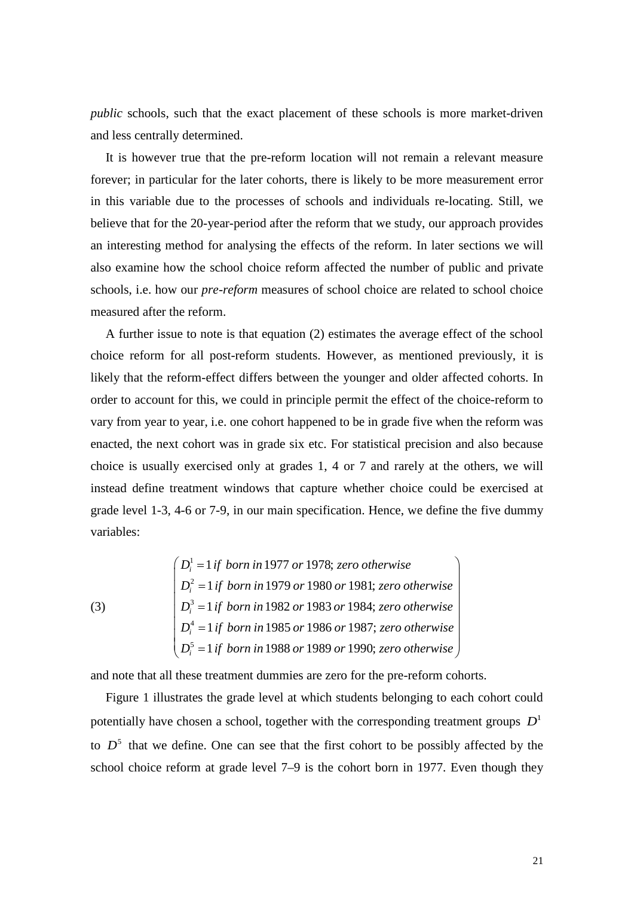*public* schools, such that the exact placement of these schools is more market-driven and less centrally determined.

It is however true that the pre-reform location will not remain a relevant measure forever; in particular for the later cohorts, there is likely to be more measurement error in this variable due to the processes of schools and individuals re-locating. Still, we believe that for the 20-year-period after the reform that we study, our approach provides an interesting method for analysing the effects of the reform. In later sections we will also examine how the school choice reform affected the number of public and private schools, i.e. how our *pre-reform* measures of school choice are related to school choice measured after the reform.

A further issue to note is that equation (2) estimates the average effect of the school choice reform for all post-reform students. However, as mentioned previously, it is likely that the reform-effect differs between the younger and older affected cohorts. In order to account for this, we could in principle permit the effect of the choice-reform to vary from year to year, i.e. one cohort happened to be in grade five when the reform was enacted, the next cohort was in grade six etc. For statistical precision and also because choice is usually exercised only at grades 1, 4 or 7 and rarely at the others, we will instead define treatment windows that capture whether choice could be exercised at grade level 1-3, 4-6 or 7-9, in our main specification. Hence, we define the five dummy variables:

$$
(3) \qquad \begin{pmatrix} D_i^1 = 1 \, \textit{if born in} \, 1977 \, \textit{or} \, 1978; \, \textit{zero otherwise} \\ D_i^2 = 1 \, \textit{if born in} \, 1979 \, \textit{or} \, 1980 \, \textit{or} \, 1981; \, \textit{zero otherwise} \\ D_i^3 = 1 \, \textit{if born in} \, 1982 \, \textit{or} \, 1983 \, \textit{or} \, 1984; \, \textit{zero otherwise} \\ D_i^4 = 1 \, \textit{if born in} \, 1985 \, \textit{or} \, 1986 \, \textit{or} \, 1987; \, \textit{zero otherwise} \\ D_i^5 = 1 \, \textit{if born in} \, 1988 \, \textit{or} \, 1989 \, \textit{or} \, 1990; \, \textit{zero otherwise} \end{pmatrix}
$$

and note that all these treatment dummies are zero for the pre-reform cohorts.

Figure 1 illustrates the grade level at which students belonging to each cohort could potentially have chosen a school, together with the corresponding treatment groups $D^1$ to $D^5$ that we define. One can see that the first cohort to be possibly affected by the school choice reform at grade level 7–9 is the cohort born in 1977. Even though they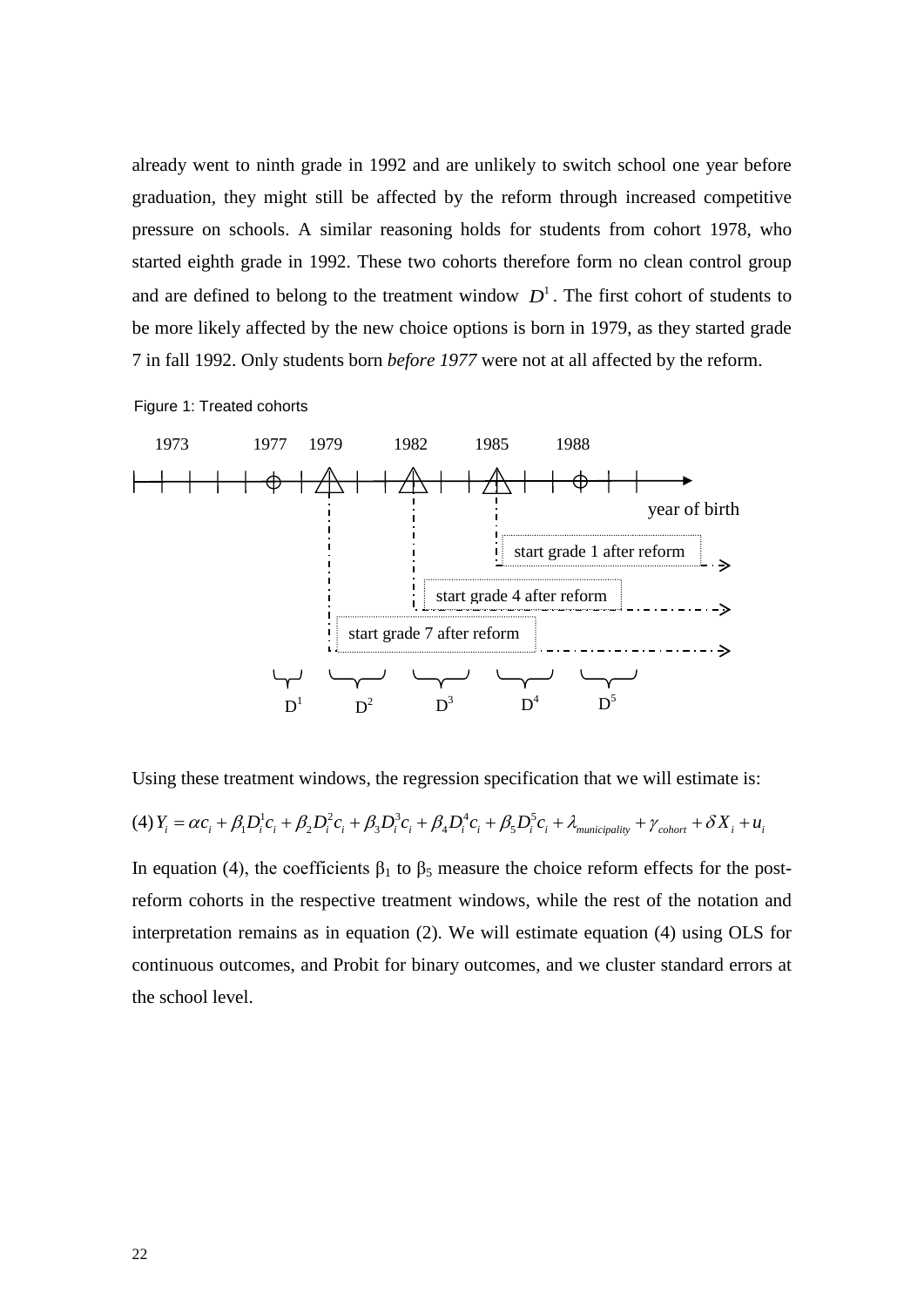already went to ninth grade in 1992 and are unlikely to switch school one year before graduation, they might still be affected by the reform through increased competitive pressure on schools. A similar reasoning holds for students from cohort 1978, who started eighth grade in 1992. These two cohorts therefore form no clean control group and are defined to belong to the treatment window $D^1$. The first cohort of students to be more likely affected by the new choice options is born in 1979, as they started grade 7 in fall 1992. Only students born *before 1977* were not at all affected by the reform.

Figure 1: Treated cohorts

Using these treatment windows, the regression specification that we will estimate is:

$$(4)\, Y_i = \alpha c_i + \beta_1 D_i^1 c_i + \beta_2 D_i^2 c_i + \beta_3 D_i^3 c_i + \beta_4 D_i^4 c_i + \beta_5 D_i^5 c_i + \lambda_{municipality} + \gamma_{cohort} + \delta X_i + u_i$$

In equation (4), the coefficients $\beta_1$ to $\beta_5$ measure the choice reform effects for the post-reform cohorts in the respective treatment windows, while the rest of the notation and interpretation remains as in equation (2). We will estimate equation (4) using OLS for continuous outcomes, and Probit for binary outcomes, and we cluster standard errors at the school level.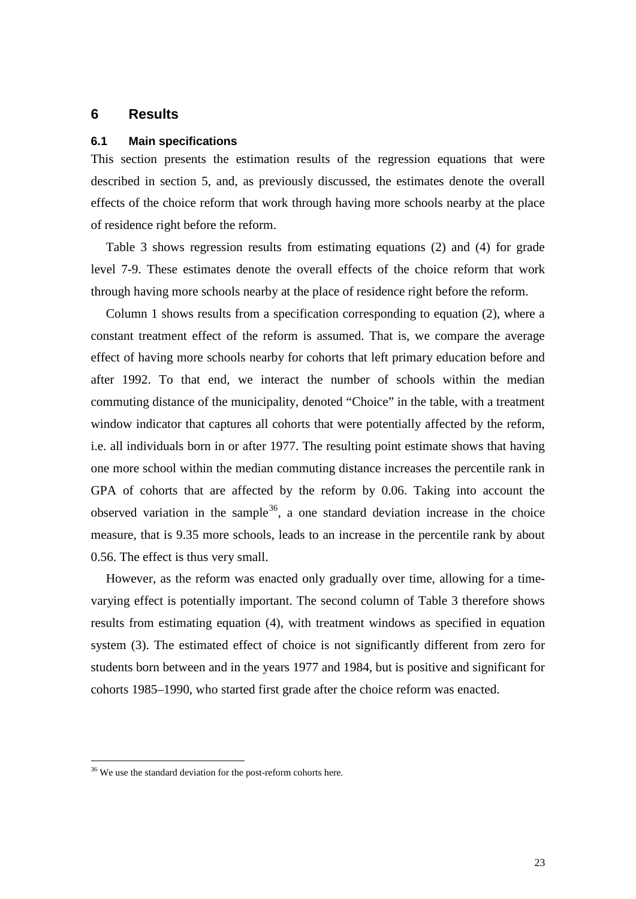## 6 Results

### 6.1 Main specifications

This section presents the estimation results of the regression equations that were described in section 5, and, as previously discussed, the estimates denote the overall effects of the choice reform that work through having more schools nearby at the place of residence right before the reform.

Table 3 shows regression results from estimating equations (2) and (4) for grade level 7-9. These estimates denote the overall effects of the choice reform that work through having more schools nearby at the place of residence right before the reform.

Column 1 shows results from a specification corresponding to equation (2), where a constant treatment effect of the reform is assumed. That is, we compare the average effect of having more schools nearby for cohorts that left primary education before and after 1992. To that end, we interact the number of schools within the median commuting distance of the municipality, denoted "Choice" in the table, with a treatment window indicator that captures all cohorts that were potentially affected by the reform, i.e. all individuals born in or after 1977. The resulting point estimate shows that having one more school within the median commuting distance increases the percentile rank in GPA of cohorts that are affected by the reform by 0.06. Taking into account the observed variation in the sample[36], a one standard deviation increase in the choice measure, that is 9.35 more schools, leads to an increase in the percentile rank by about 0.56. The effect is thus very small.

However, as the reform was enacted only gradually over time, allowing for a time-varying effect is potentially important. The second column of Table 3 therefore shows results from estimating equation (4), with treatment windows as specified in equation system (3). The estimated effect of choice is not significantly different from zero for students born between and in the years 1977 and 1984, but is positive and significant for cohorts 1985–1990, who started first grade after the choice reform was enacted.

[36] We use the standard deviation for the post-reform cohorts here.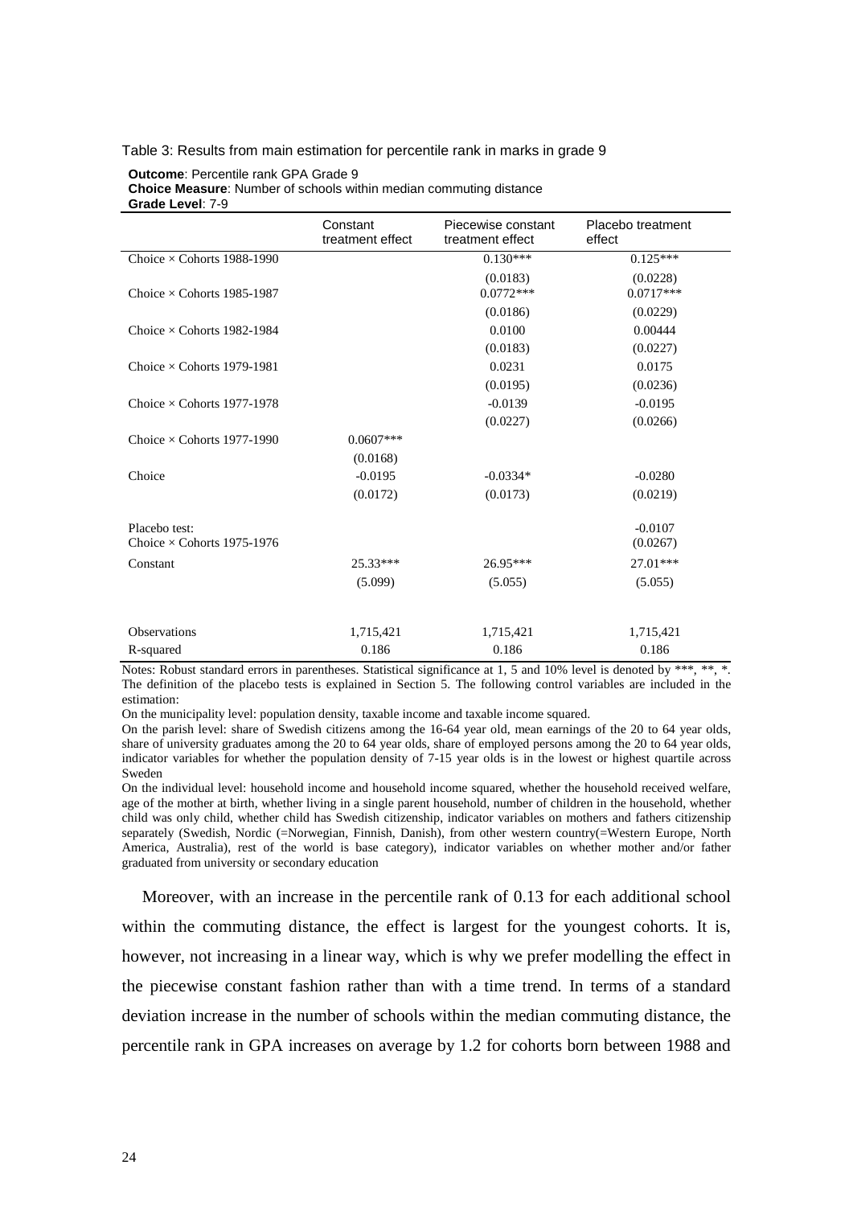Table 3: Results from main estimation for percentile rank in marks in grade 9

**Outcome**: Percentile rank GPA Grade 9
**Choice Measure**: Number of schools within median commuting distance
**Grade Level**: 7-9

| | Constant treatment effect | Piecewise constant treatment effect | Placebo treatment effect |
|---|---|---|---|
| Choice × Cohorts 1988-1990 | | 0.130*** | 0.125*** |
| | | (0.0183) | (0.0228) |
| Choice × Cohorts 1985-1987 | | 0.0772*** | 0.0717*** |
| | | (0.0186) | (0.0229) |
| Choice × Cohorts 1982-1984 | | 0.0100 | 0.00444 |
| | | (0.0183) | (0.0227) |
| Choice × Cohorts 1979-1981 | | 0.0231 | 0.0175 |
| | | (0.0195) | (0.0236) |
| Choice × Cohorts 1977-1978 | | -0.0139 | -0.0195 |
| | | (0.0227) | (0.0266) |
| Choice × Cohorts 1977-1990 | 0.0607*** | | |
| | (0.0168) | | |
| Choice | -0.0195 | -0.0334* | -0.0280 |
| | (0.0172) | (0.0173) | (0.0219) |
| Placebo test: Choice × Cohorts 1975-1976 | | | -0.0107 |
| | | | (0.0267) |
| Constant | 25.33*** | 26.95*** | 27.01*** |
| | (5.099) | (5.055) | (5.055) |
| Observations | 1,715,421 | 1,715,421 | 1,715,421 |
| R-squared | 0.186 | 0.186 | 0.186 |

Notes: Robust standard errors in parentheses. Statistical significance at 1, 5 and 10% level is denoted by ***, **, *. The definition of the placebo tests is explained in Section 5. The following control variables are included in the estimation:

On the municipality level: population density, taxable income and taxable income squared.

On the parish level: share of Swedish citizens among the 16-64 year old, mean earnings of the 20 to 64 year olds, share of university graduates among the 20 to 64 year olds, share of employed persons among the 20 to 64 year olds, indicator variables for whether the population density of 7-15 year olds is in the lowest or highest quartile across Sweden

On the individual level: household income and household income squared, whether the household received welfare, age of the mother at birth, whether living in a single parent household, number of children in the household, whether child was only child, whether child has Swedish citizenship, indicator variables on mothers and fathers citizenship separately (Swedish, Nordic (=Norwegian, Finnish, Danish), from other western country(=Western Europe, North America, Australia), rest of the world is base category), indicator variables on whether mother and/or father graduated from university or secondary education

Moreover, with an increase in the percentile rank of 0.13 for each additional school within the commuting distance, the effect is largest for the youngest cohorts. It is, however, not increasing in a linear way, which is why we prefer modelling the effect in the piecewise constant fashion rather than with a time trend. In terms of a standard deviation increase in the number of schools within the median commuting distance, the percentile rank in GPA increases on average by 1.2 for cohorts born between 1988 and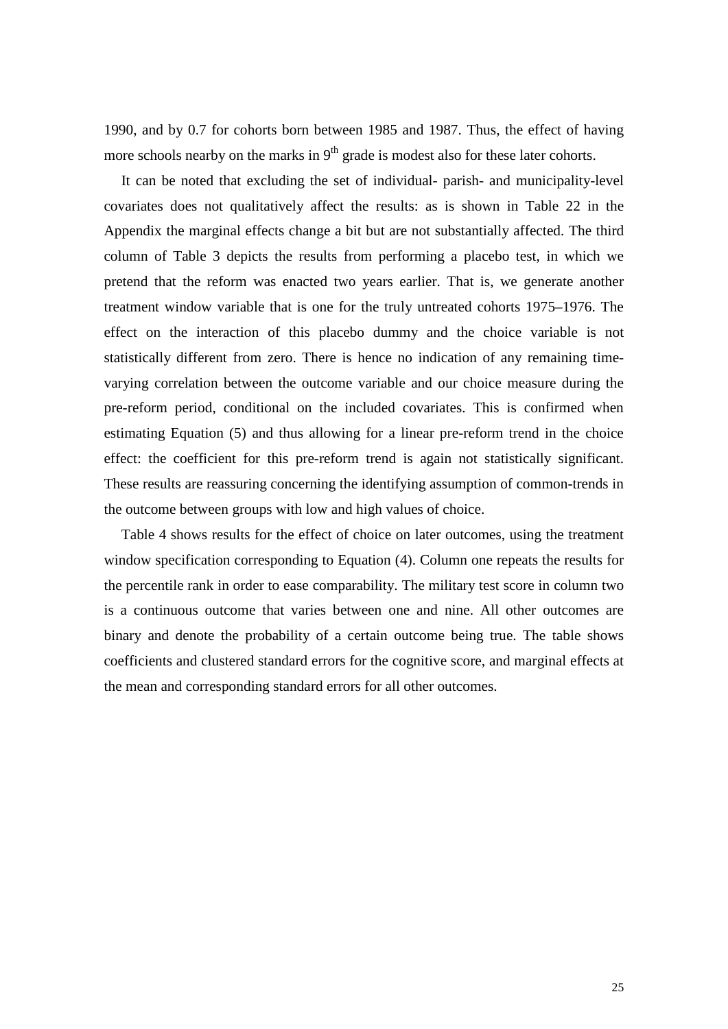1990, and by 0.7 for cohorts born between 1985 and 1987. Thus, the effect of having more schools nearby on the marks in 9$^{th}$ grade is modest also for these later cohorts.

It can be noted that excluding the set of individual- parish- and municipality-level covariates does not qualitatively affect the results: as is shown in Table 22 in the Appendix the marginal effects change a bit but are not substantially affected. The third column of Table 3 depicts the results from performing a placebo test, in which we pretend that the reform was enacted two years earlier. That is, we generate another treatment window variable that is one for the truly untreated cohorts 1975–1976. The effect on the interaction of this placebo dummy and the choice variable is not statistically different from zero. There is hence no indication of any remaining time-varying correlation between the outcome variable and our choice measure during the pre-reform period, conditional on the included covariates. This is confirmed when estimating Equation (5) and thus allowing for a linear pre-reform trend in the choice effect: the coefficient for this pre-reform trend is again not statistically significant. These results are reassuring concerning the identifying assumption of common-trends in the outcome between groups with low and high values of choice.

Table 4 shows results for the effect of choice on later outcomes, using the treatment window specification corresponding to Equation (4). Column one repeats the results for the percentile rank in order to ease comparability. The military test score in column two is a continuous outcome that varies between one and nine. All other outcomes are binary and denote the probability of a certain outcome being true. The table shows coefficients and clustered standard errors for the cognitive score, and marginal effects at the mean and corresponding standard errors for all other outcomes.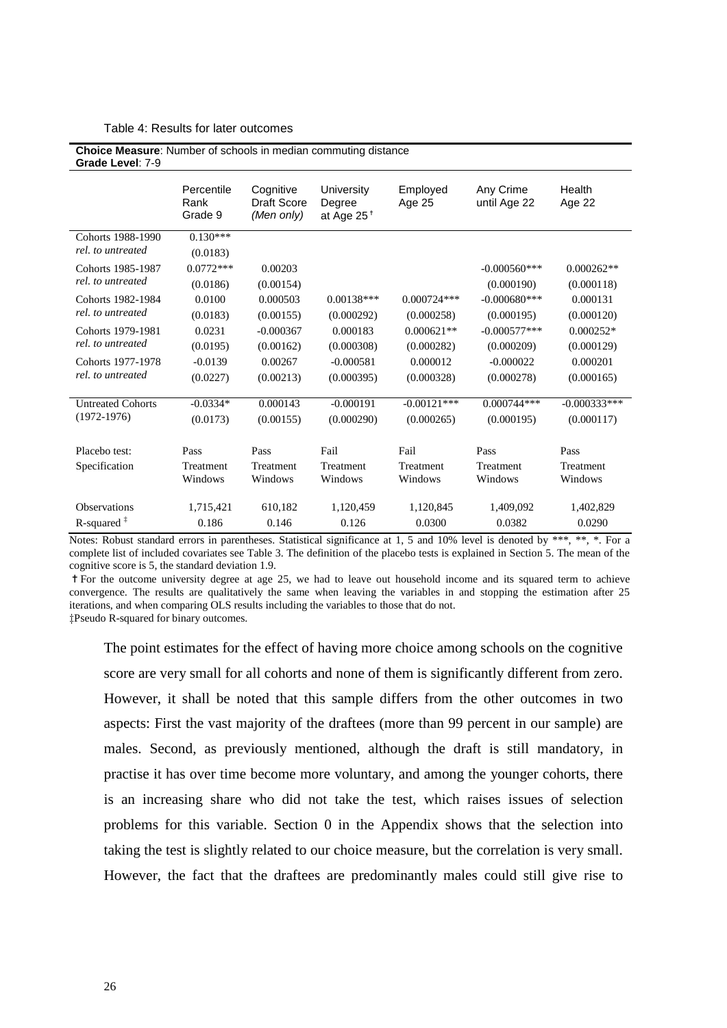Table 4: Results for later outcomes

**Choice Measure**: Number of schools in median commuting distance
**Grade Level**: 7-9

| | Percentile Rank Grade 9 | Cognitive Draft Score *(Men only)* | University Degree at Age 25 † | Employed Age 25 | Any Crime until Age 22 | Health Age 22 |
|---|---|---|---|---|---|---|
| Cohorts 1988-1990 *rel. to untreated* | 0.130*** (0.0183) | | | | | |
| Cohorts 1985-1987 *rel. to untreated* | 0.0772*** (0.0186) | 0.00203 (0.00154) | | | -0.000560*** (0.000190) | 0.000262** (0.000118) |
| Cohorts 1982-1984 *rel. to untreated* | 0.0100 (0.0183) | 0.000503 (0.00155) | 0.00138*** (0.000292) | 0.000724*** (0.000258) | -0.000680*** (0.000195) | 0.000131 (0.000120) |
| Cohorts 1979-1981 *rel. to untreated* | 0.0231 (0.0195) | -0.000367 (0.00162) | 0.000183 (0.000308) | 0.000621** (0.000282) | -0.000577*** (0.000209) | 0.000252* (0.000129) |
| Cohorts 1977-1978 *rel. to untreated* | -0.0139 (0.0227) | 0.00267 (0.00213) | -0.000581 (0.000395) | 0.000012 (0.000328) | -0.000022 (0.000278) | 0.000201 (0.000165) |
| Untreated Cohorts (1972-1976) | -0.0334* (0.0173) | 0.000143 (0.00155) | -0.000191 (0.000290) | -0.00121*** (0.000265) | 0.000744*** (0.000195) | -0.000333*** (0.000117) |
| Placebo test: | Pass | Pass | Fail | Fail | Pass | Pass |
| Specification | Treatment Windows | Treatment Windows | Treatment Windows | Treatment Windows | Treatment Windows | Treatment Windows |
| Observations | 1,715,421 | 610,182 | 1,120,459 | 1,120,845 | 1,409,092 | 1,402,829 |
| R-squared ‡ | 0.186 | 0.146 | 0.126 | 0.0300 | 0.0382 | 0.0290 |

Notes: Robust standard errors in parentheses. Statistical significance at 1, 5 and 10% level is denoted by ***, **, *. For a complete list of included covariates see Table 3. The definition of the placebo tests is explained in Section 5. The mean of the cognitive score is 5, the standard deviation 1.9.

† For the outcome university degree at age 25, we had to leave out household income and its squared term to achieve convergence. The results are qualitatively the same when leaving the variables in and stopping the estimation after 25 iterations, and when comparing OLS results including the variables to those that do not.

‡Pseudo R-squared for binary outcomes.

The point estimates for the effect of having more choice among schools on the cognitive score are very small for all cohorts and none of them is significantly different from zero. However, it shall be noted that this sample differs from the other outcomes in two aspects: First the vast majority of the draftees (more than 99 percent in our sample) are males. Second, as previously mentioned, although the draft is still mandatory, in practise it has over time become more voluntary, and among the younger cohorts, there is an increasing share who did not take the test, which raises issues of selection problems for this variable. Section 0 in the Appendix shows that the selection into taking the test is slightly related to our choice measure, but the correlation is very small. However, the fact that the draftees are predominantly males could still give rise to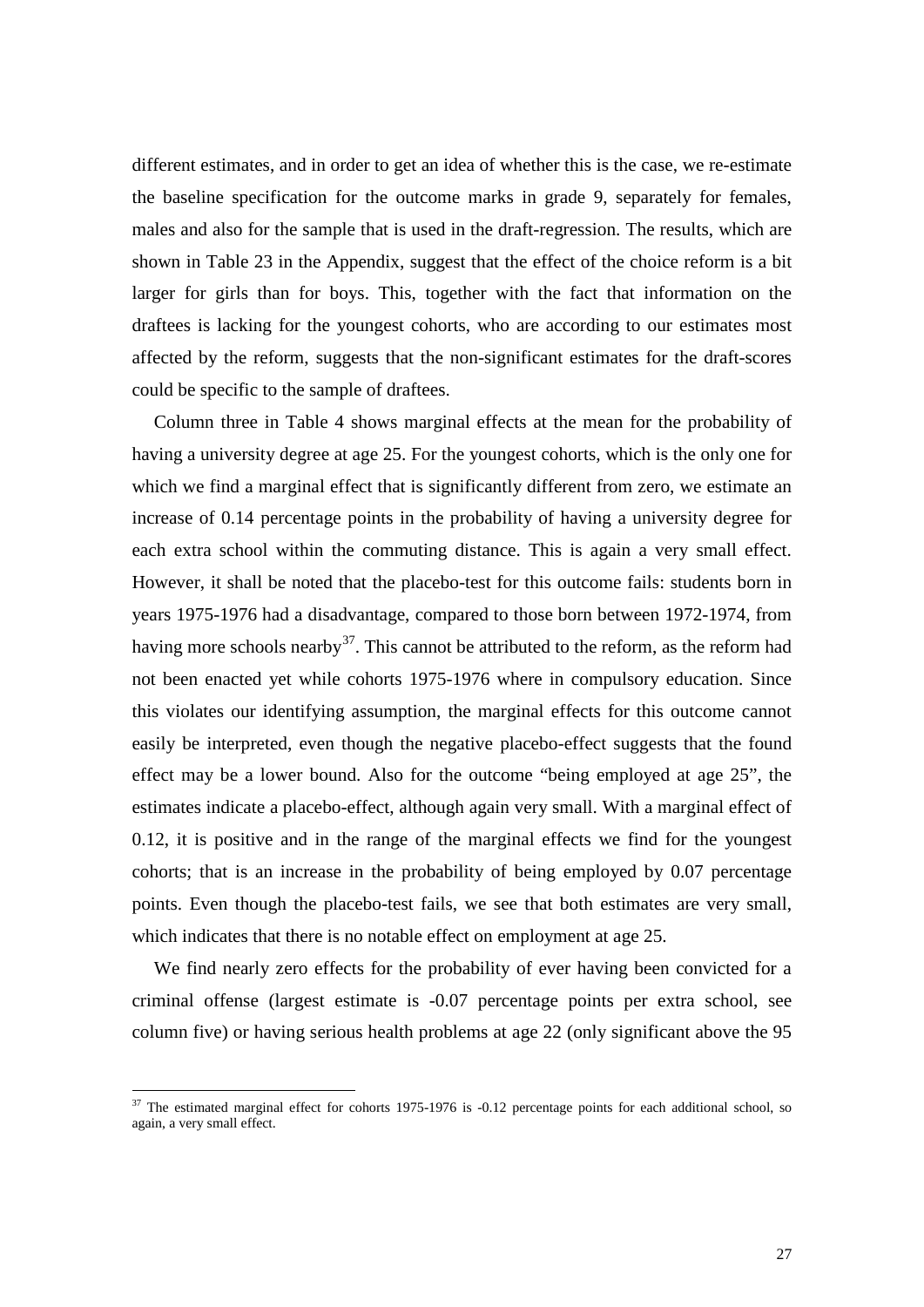different estimates, and in order to get an idea of whether this is the case, we re-estimate the baseline specification for the outcome marks in grade 9, separately for females, males and also for the sample that is used in the draft-regression. The results, which are shown in Table 23 in the Appendix, suggest that the effect of the choice reform is a bit larger for girls than for boys. This, together with the fact that information on the draftees is lacking for the youngest cohorts, who are according to our estimates most affected by the reform, suggests that the non-significant estimates for the draft-scores could be specific to the sample of draftees.

Column three in Table 4 shows marginal effects at the mean for the probability of having a university degree at age 25. For the youngest cohorts, which is the only one for which we find a marginal effect that is significantly different from zero, we estimate an increase of 0.14 percentage points in the probability of having a university degree for each extra school within the commuting distance. This is again a very small effect. However, it shall be noted that the placebo-test for this outcome fails: students born in years 1975-1976 had a disadvantage, compared to those born between 1972-1974, from having more schools nearby[37]. This cannot be attributed to the reform, as the reform had not been enacted yet while cohorts 1975-1976 where in compulsory education. Since this violates our identifying assumption, the marginal effects for this outcome cannot easily be interpreted, even though the negative placebo-effect suggests that the found effect may be a lower bound. Also for the outcome "being employed at age 25", the estimates indicate a placebo-effect, although again very small. With a marginal effect of 0.12, it is positive and in the range of the marginal effects we find for the youngest cohorts; that is an increase in the probability of being employed by 0.07 percentage points. Even though the placebo-test fails, we see that both estimates are very small, which indicates that there is no notable effect on employment at age 25.

We find nearly zero effects for the probability of ever having been convicted for a criminal offense (largest estimate is -0.07 percentage points per extra school, see column five) or having serious health problems at age 22 (only significant above the 95

[37] The estimated marginal effect for cohorts 1975-1976 is -0.12 percentage points for each additional school, so again, a very small effect.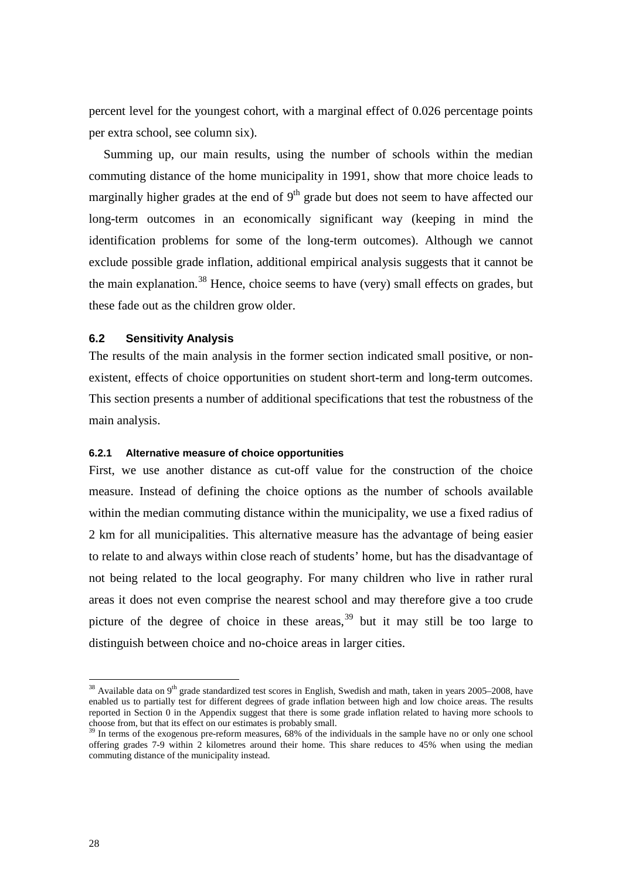percent level for the youngest cohort, with a marginal effect of 0.026 percentage points per extra school, see column six).

Summing up, our main results, using the number of schools within the median commuting distance of the home municipality in 1991, show that more choice leads to marginally higher grades at the end of 9th grade but does not seem to have affected our long-term outcomes in an economically significant way (keeping in mind the identification problems for some of the long-term outcomes). Although we cannot exclude possible grade inflation, additional empirical analysis suggests that it cannot be the main explanation.[38] Hence, choice seems to have (very) small effects on grades, but these fade out as the children grow older.

### 6.2 Sensitivity Analysis

The results of the main analysis in the former section indicated small positive, or non-existent, effects of choice opportunities on student short-term and long-term outcomes. This section presents a number of additional specifications that test the robustness of the main analysis.

#### 6.2.1 Alternative measure of choice opportunities

First, we use another distance as cut-off value for the construction of the choice measure. Instead of defining the choice options as the number of schools available within the median commuting distance within the municipality, we use a fixed radius of 2 km for all municipalities. This alternative measure has the advantage of being easier to relate to and always within close reach of students' home, but has the disadvantage of not being related to the local geography. For many children who live in rather rural areas it does not even comprise the nearest school and may therefore give a too crude picture of the degree of choice in these areas,[39] but it may still be too large to distinguish between choice and no-choice areas in larger cities.

---

[38] Available data on 9th grade standardized test scores in English, Swedish and math, taken in years 2005–2008, have enabled us to partially test for different degrees of grade inflation between high and low choice areas. The results reported in Section 0 in the Appendix suggest that there is some grade inflation related to having more schools to choose from, but that its effect on our estimates is probably small.

[39] In terms of the exogenous pre-reform measures, 68% of the individuals in the sample have no or only one school offering grades 7-9 within 2 kilometres around their home. This share reduces to 45% when using the median commuting distance of the municipality instead.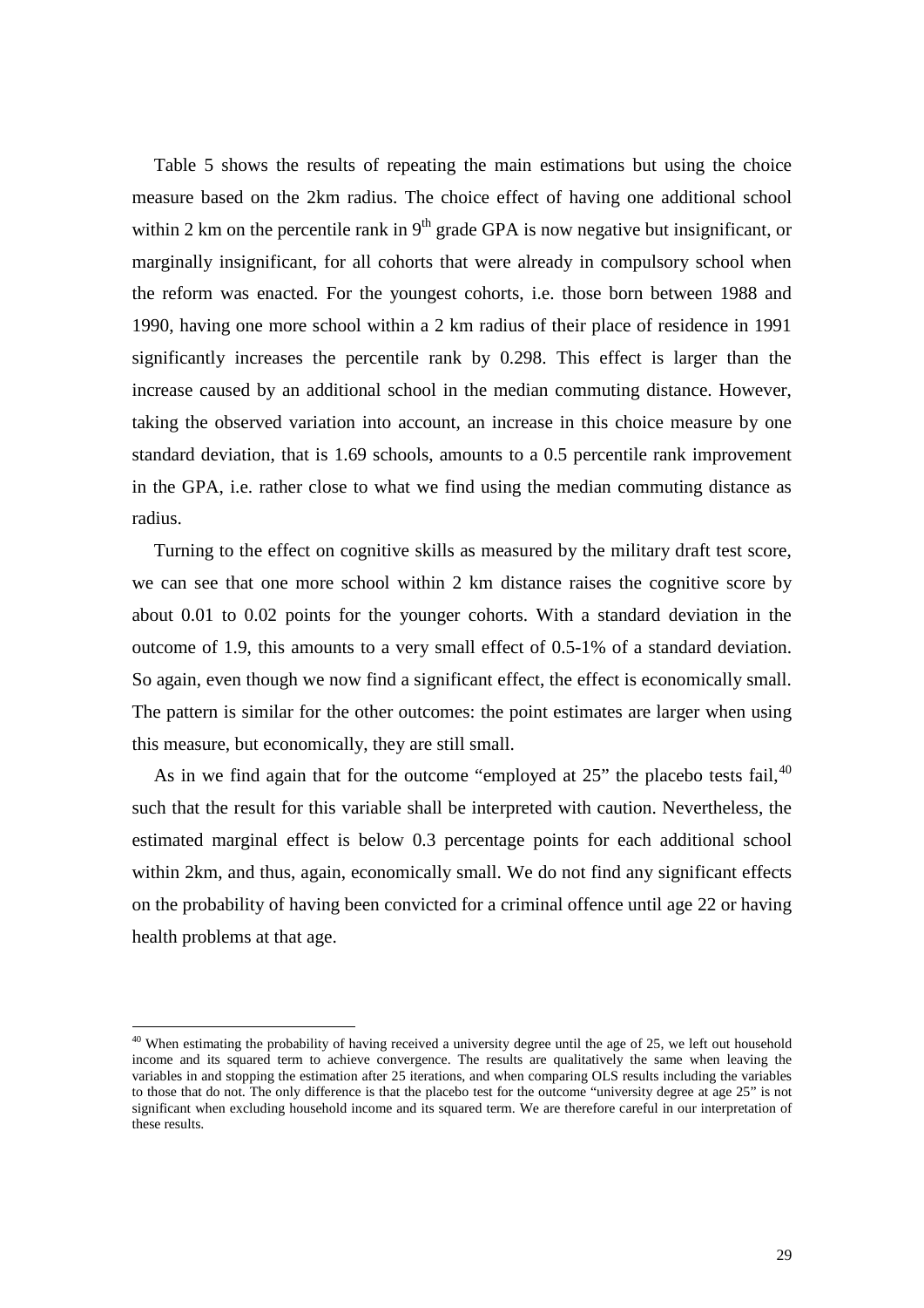Table 5 shows the results of repeating the main estimations but using the choice measure based on the 2km radius. The choice effect of having one additional school within 2 km on the percentile rank in 9$^{th}$ grade GPA is now negative but insignificant, or marginally insignificant, for all cohorts that were already in compulsory school when the reform was enacted. For the youngest cohorts, i.e. those born between 1988 and 1990, having one more school within a 2 km radius of their place of residence in 1991 significantly increases the percentile rank by 0.298. This effect is larger than the increase caused by an additional school in the median commuting distance. However, taking the observed variation into account, an increase in this choice measure by one standard deviation, that is 1.69 schools, amounts to a 0.5 percentile rank improvement in the GPA, i.e. rather close to what we find using the median commuting distance as radius.

Turning to the effect on cognitive skills as measured by the military draft test score, we can see that one more school within 2 km distance raises the cognitive score by about 0.01 to 0.02 points for the younger cohorts. With a standard deviation in the outcome of 1.9, this amounts to a very small effect of 0.5-1% of a standard deviation. So again, even though we now find a significant effect, the effect is economically small. The pattern is similar for the other outcomes: the point estimates are larger when using this measure, but economically, they are still small.

As in we find again that for the outcome "employed at 25" the placebo tests fail,[40] such that the result for this variable shall be interpreted with caution. Nevertheless, the estimated marginal effect is below 0.3 percentage points for each additional school within 2km, and thus, again, economically small. We do not find any significant effects on the probability of having been convicted for a criminal offence until age 22 or having health problems at that age.

[40] When estimating the probability of having received a university degree until the age of 25, we left out household income and its squared term to achieve convergence. The results are qualitatively the same when leaving the variables in and stopping the estimation after 25 iterations, and when comparing OLS results including the variables to those that do not. The only difference is that the placebo test for the outcome "university degree at age 25" is not significant when excluding household income and its squared term. We are therefore careful in our interpretation of these results.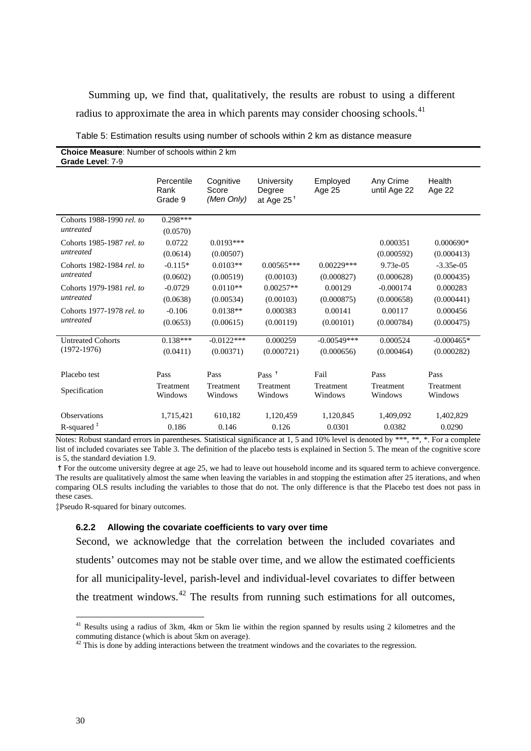Summing up, we find that, qualitatively, the results are robust to using a different radius to approximate the area in which parents may consider choosing schools.[41]

Table 5: Estimation results using number of schools within 2 km as distance measure

**Choice Measure**: Number of schools within 2 km
**Grade Level**: 7-9

| | Percentile Rank Grade 9 | Cognitive Score *(Men Only)* | University Degree at Age 25 † | Employed Age 25 | Any Crime until Age 22 | Health Age 22 |
|---|---|---|---|---|---|---|
| Cohorts 1988-1990 *rel. to untreated* | 0.298*** | | | | | |
| | (0.0570) | | | | | |
| Cohorts 1985-1987 *rel. to untreated* | 0.0722 | 0.0193*** | | | 0.000351 | 0.000690* |
| | (0.0614) | (0.00507) | | | (0.000592) | (0.000413) |
| Cohorts 1982-1984 *rel. to untreated* | -0.115* | 0.0103** | 0.00565*** | 0.00229*** | 9.73e-05 | -3.35e-05 |
| | (0.0602) | (0.00519) | (0.00103) | (0.000827) | (0.000628) | (0.000435) |
| Cohorts 1979-1981 *rel. to untreated* | -0.0729 | 0.0110** | 0.00257** | 0.00129 | -0.000174 | 0.000283 |
| | (0.0638) | (0.00534) | (0.00103) | (0.000875) | (0.000658) | (0.000441) |
| Cohorts 1977-1978 *rel. to untreated* | -0.106 | 0.0138** | 0.000383 | 0.00141 | 0.00117 | 0.000456 |
| | (0.0653) | (0.00615) | (0.00119) | (0.00101) | (0.000784) | (0.000475) |
| Untreated Cohorts (1972-1976) | 0.138*** | -0.0122*** | 0.000259 | -0.00549*** | 0.000524 | -0.000465* |
| | (0.0411) | (0.00371) | (0.000721) | (0.000656) | (0.000464) | (0.000282) |
| Placebo test | Pass | Pass | Pass † | Fail | Pass | Pass |
| Specification | Treatment Windows | Treatment Windows | Treatment Windows | Treatment Windows | Treatment Windows | Treatment Windows |
| Observations | 1,715,421 | 610,182 | 1,120,459 | 1,120,845 | 1,409,092 | 1,402,829 |
| R-squared ‡ | 0.186 | 0.146 | 0.126 | 0.0301 | 0.0382 | 0.0290 |

Notes: Robust standard errors in parentheses. Statistical significance at 1, 5 and 10% level is denoted by ***, **, *. For a complete list of included covariates see Table 3. The definition of the placebo tests is explained in Section 5. The mean of the cognitive score is 5, the standard deviation 1.9.

† For the outcome university degree at age 25, we had to leave out household income and its squared term to achieve convergence. The results are qualitatively almost the same when leaving the variables in and stopping the estimation after 25 iterations, and when comparing OLS results including the variables to those that do not. The only difference is that the Placebo test does not pass in these cases.

‡Pseudo R-squared for binary outcomes.

#### 6.2.2 Allowing the covariate coefficients to vary over time

Second, we acknowledge that the correlation between the included covariates and students' outcomes may not be stable over time, and we allow the estimated coefficients for all municipality-level, parish-level and individual-level covariates to differ between the treatment windows.[42] The results from running such estimations for all outcomes,

[41] Results using a radius of 3km, 4km or 5km lie within the region spanned by results using 2 kilometres and the commuting distance (which is about 5km on average).

[42] This is done by adding interactions between the treatment windows and the covariates to the regression.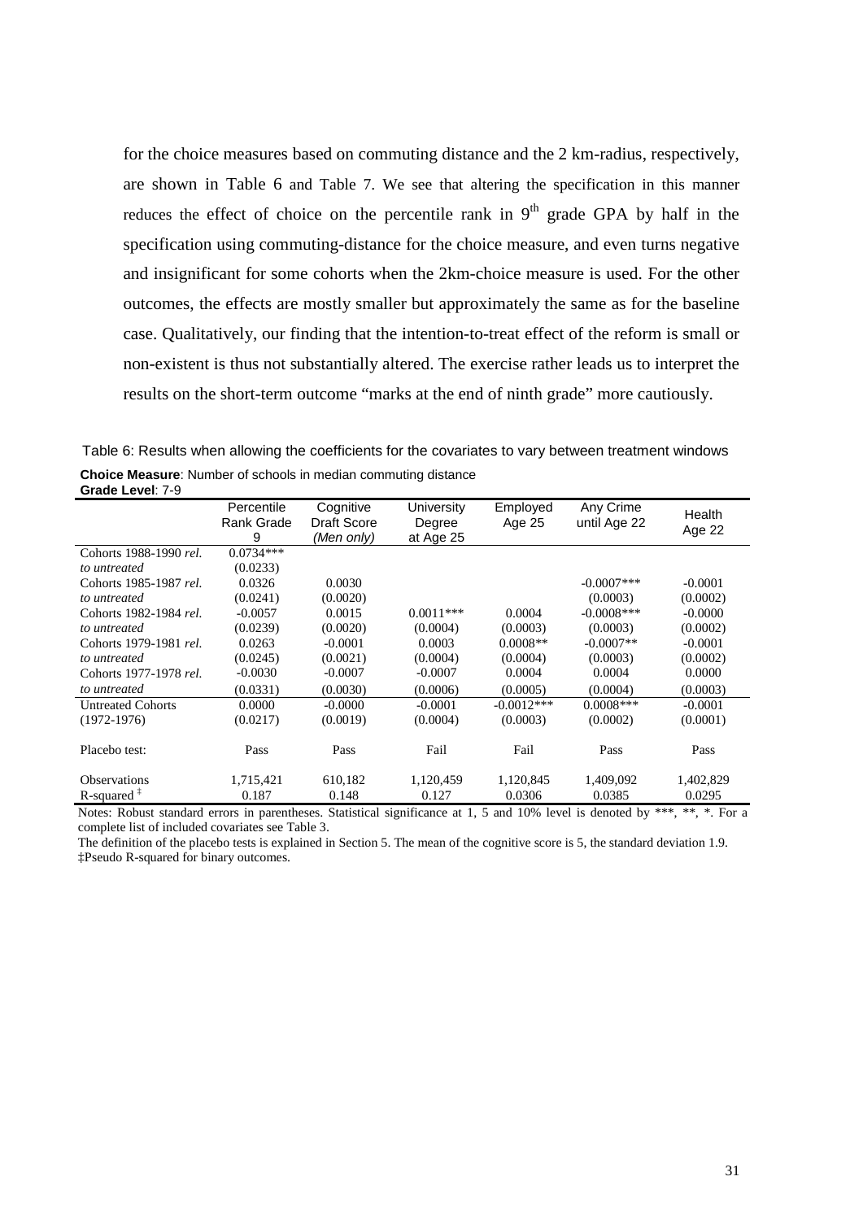for the choice measures based on commuting distance and the 2 km-radius, respectively, are shown in Table 6 and Table 7. We see that altering the specification in this manner reduces the effect of choice on the percentile rank in 9[th] grade GPA by half in the specification using commuting-distance for the choice measure, and even turns negative and insignificant for some cohorts when the 2km-choice measure is used. For the other outcomes, the effects are mostly smaller but approximately the same as for the baseline case. Qualitatively, our finding that the intention-to-treat effect of the reform is small or non-existent is thus not substantially altered. The exercise rather leads us to interpret the results on the short-term outcome "marks at the end of ninth grade" more cautiously.

Table 6: Results when allowing the coefficients for the covariates to vary between treatment windows

**Choice Measure**: Number of schools in median commuting distance
**Grade Level**: 7-9

| | Percentile Rank Grade 9 | Cognitive Draft Score *(Men only)* | University Degree at Age 25 | Employed Age 25 | Any Crime until Age 22 | Health Age 22 |
|---|---|---|---|---|---|---|
| Cohorts 1988-1990 *rel. to untreated* | 0.0734*** | | | | | |
| | (0.0233) | | | | | |
| Cohorts 1985-1987 *rel. to untreated* | 0.0326 | 0.0030 | | | -0.0007*** | -0.0001 |
| | (0.0241) | (0.0020) | | | (0.0003) | (0.0002) |
| Cohorts 1982-1984 *rel. to untreated* | -0.0057 | 0.0015 | 0.0011*** | 0.0004 | -0.0008*** | -0.0000 |
| | (0.0239) | (0.0020) | (0.0004) | (0.0003) | (0.0003) | (0.0002) |
| Cohorts 1979-1981 *rel. to untreated* | 0.0263 | -0.0001 | 0.0003 | 0.0008** | -0.0007** | -0.0001 |
| | (0.0245) | (0.0021) | (0.0004) | (0.0004) | (0.0003) | (0.0002) |
| Cohorts 1977-1978 *rel. to untreated* | -0.0030 | -0.0007 | -0.0007 | 0.0004 | 0.0004 | 0.0000 |
| | (0.0331) | (0.0030) | (0.0006) | (0.0005) | (0.0004) | (0.0003) |
| Untreated Cohorts (1972-1976) | 0.0000 | -0.0000 | -0.0001 | -0.0012*** | 0.0008*** | -0.0001 |
| | (0.0217) | (0.0019) | (0.0004) | (0.0003) | (0.0002) | (0.0001) |
| Placebo test: | Pass | Pass | Fail | Fail | Pass | Pass |
| Observations | 1,715,421 | 610,182 | 1,120,459 | 1,120,845 | 1,409,092 | 1,402,829 |
| R-squared ‡ | 0.187 | 0.148 | 0.127 | 0.0306 | 0.0385 | 0.0295 |

Notes: Robust standard errors in parentheses. Statistical significance at 1, 5 and 10% level is denoted by ***, **, *. For a complete list of included covariates see Table 3.

The definition of the placebo tests is explained in Section 5. The mean of the cognitive score is 5, the standard deviation 1.9.

‡Pseudo R-squared for binary outcomes.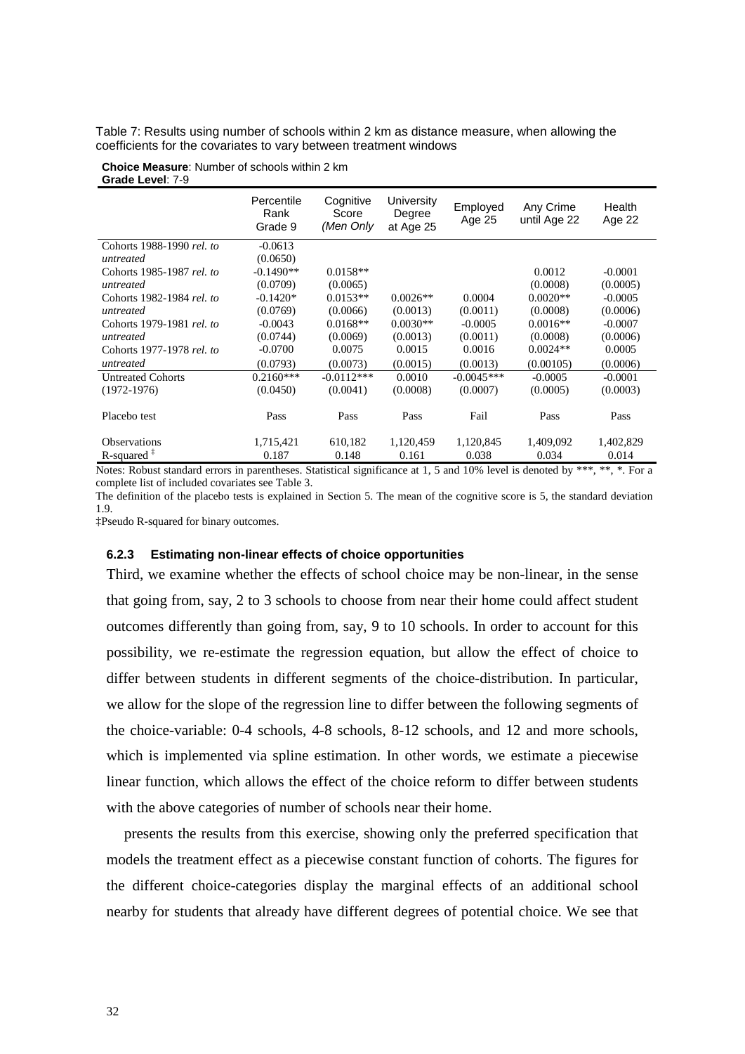Table 7: Results using number of schools within 2 km as distance measure, when allowing the coefficients for the covariates to vary between treatment windows

**Choice Measure**: Number of schools within 2 km
**Grade Level**: 7-9

| | Percentile Rank Grade 9 | Cognitive Score *(Men Only* | University Degree at Age 25 | Employed Age 25 | Any Crime until Age 22 | Health Age 22 |
|---|---|---|---|---|---|---|
| Cohorts 1988-1990 *rel. to untreated* | -0.0613 | | | | | |
| | (0.0650) | | | | | |
| Cohorts 1985-1987 *rel. to untreated* | -0.1490** | 0.0158** | | | 0.0012 | -0.0001 |
| | (0.0709) | (0.0065) | | | (0.0008) | (0.0005) |
| Cohorts 1982-1984 *rel. to untreated* | -0.1420* | 0.0153** | 0.0026** | 0.0004 | 0.0020** | -0.0005 |
| | (0.0769) | (0.0066) | (0.0013) | (0.0011) | (0.0008) | (0.0006) |
| Cohorts 1979-1981 *rel. to untreated* | -0.0043 | 0.0168** | 0.0030** | -0.0005 | 0.0016** | -0.0007 |
| | (0.0744) | (0.0069) | (0.0013) | (0.0011) | (0.0008) | (0.0006) |
| Cohorts 1977-1978 *rel. to untreated* | -0.0700 | 0.0075 | 0.0015 | 0.0016 | 0.0024** | 0.0005 |
| | (0.0793) | (0.0073) | (0.0015) | (0.0013) | (0.00105) | (0.0006) |
| Untreated Cohorts (1972-1976) | 0.2160*** | -0.0112*** | 0.0010 | -0.0045*** | -0.0005 | -0.0001 |
| | (0.0450) | (0.0041) | (0.0008) | (0.0007) | (0.0005) | (0.0003) |
| Placebo test | Pass | Pass | Pass | Fail | Pass | Pass |
| Observations | 1,715,421 | 610,182 | 1,120,459 | 1,120,845 | 1,409,092 | 1,402,829 |
| R-squared ‡ | 0.187 | 0.148 | 0.161 | 0.038 | 0.034 | 0.014 |

Notes: Robust standard errors in parentheses. Statistical significance at 1, 5 and 10% level is denoted by ***, **, *. For a complete list of included covariates see Table 3.
The definition of the placebo tests is explained in Section 5. The mean of the cognitive score is 5, the standard deviation 1.9.
‡Pseudo R-squared for binary outcomes.

#### 6.2.3 Estimating non-linear effects of choice opportunities

Third, we examine whether the effects of school choice may be non-linear, in the sense that going from, say, 2 to 3 schools to choose from near their home could affect student outcomes differently than going from, say, 9 to 10 schools. In order to account for this possibility, we re-estimate the regression equation, but allow the effect of choice to differ between students in different segments of the choice-distribution. In particular, we allow for the slope of the regression line to differ between the following segments of the choice-variable: 0-4 schools, 4-8 schools, 8-12 schools, and 12 and more schools, which is implemented via spline estimation. In other words, we estimate a piecewise linear function, which allows the effect of the choice reform to differ between students with the above categories of number of schools near their home.

presents the results from this exercise, showing only the preferred specification that models the treatment effect as a piecewise constant function of cohorts. The figures for the different choice-categories display the marginal effects of an additional school nearby for students that already have different degrees of potential choice. We see that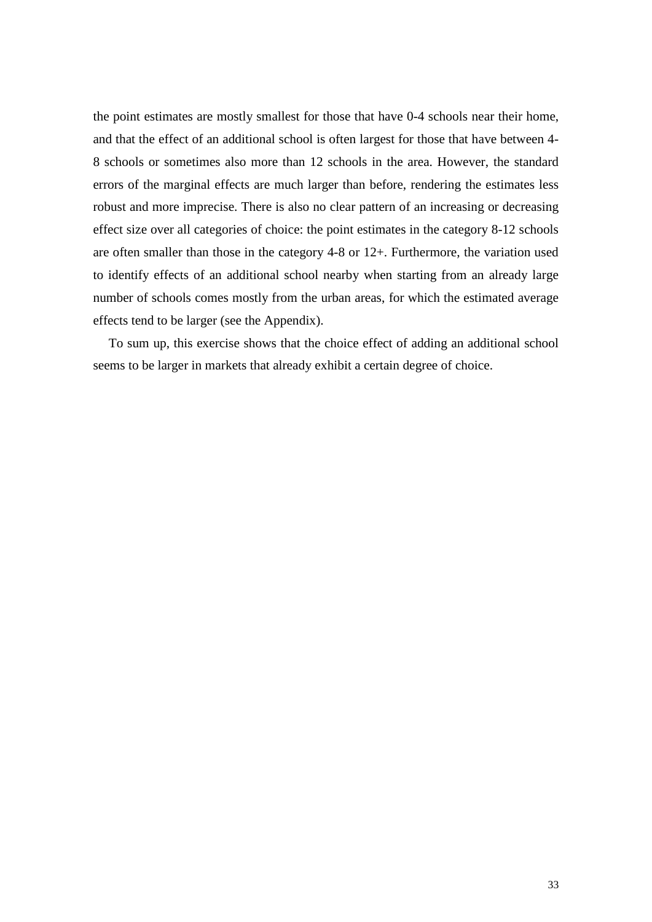the point estimates are mostly smallest for those that have 0-4 schools near their home, and that the effect of an additional school is often largest for those that have between 4-8 schools or sometimes also more than 12 schools in the area. However, the standard errors of the marginal effects are much larger than before, rendering the estimates less robust and more imprecise. There is also no clear pattern of an increasing or decreasing effect size over all categories of choice: the point estimates in the category 8-12 schools are often smaller than those in the category 4-8 or 12+. Furthermore, the variation used to identify effects of an additional school nearby when starting from an already large number of schools comes mostly from the urban areas, for which the estimated average effects tend to be larger (see the Appendix).

To sum up, this exercise shows that the choice effect of adding an additional school seems to be larger in markets that already exhibit a certain degree of choice.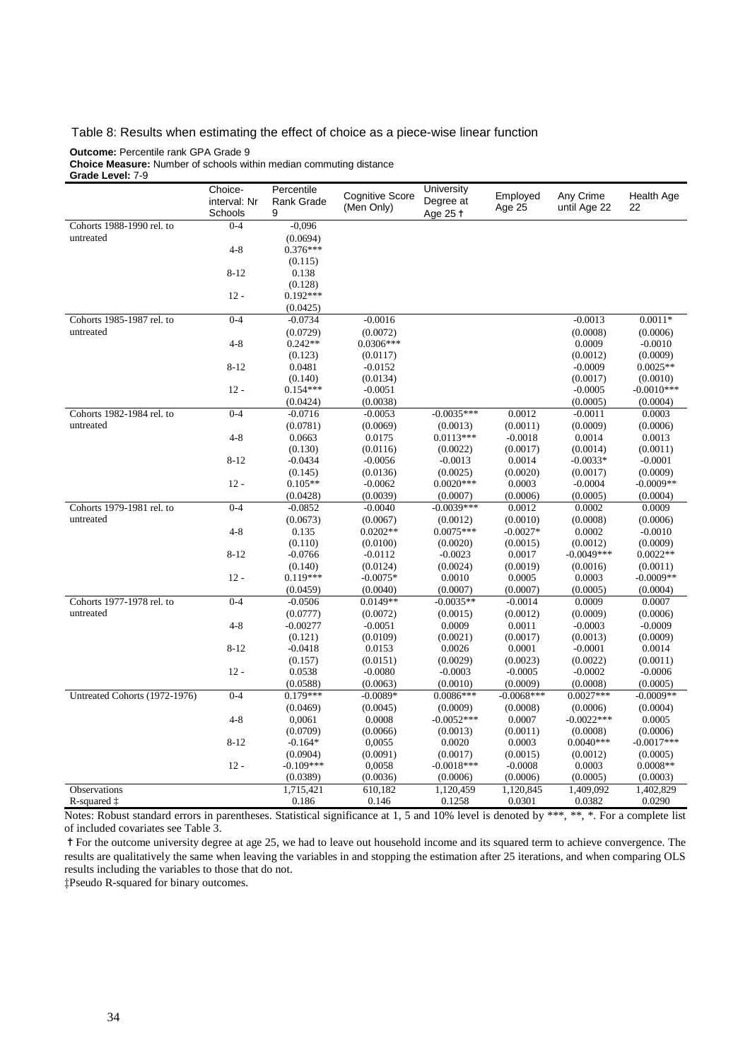Table 8: Results when estimating the effect of choice as a piece-wise linear function

**Outcome:** Percentile rank GPA Grade 9
**Choice Measure:** Number of schools within median commuting distance
**Grade Level:** 7-9

| | Choice-interval: Nr Schools | Percentile Rank Grade 9 | Cognitive Score (Men Only) | University Degree at Age 25 † | Employed Age 25 | Any Crime until Age 22 | Health Age 22 |
|---|---|---|---|---|---|---|---|
| Cohorts 1988-1990 rel. to untreated | 0-4 | -0,096 | | | | | |
| | | (0.0694) | | | | | |
| | 4-8 | 0.376*** | | | | | |
| | | (0.115) | | | | | |
| | 8-12 | 0.138 | | | | | |
| | | (0.128) | | | | | |
| | 12 - | 0.192*** | | | | | |
| | | (0.0425) | | | | | |
| Cohorts 1985-1987 rel. to untreated | 0-4 | -0.0734 | -0.0016 | | | -0.0013 | 0.0011* |
| | | (0.0729) | (0.0072) | | | (0.0008) | (0.0006) |
| | 4-8 | 0.242** | 0.0306*** | | | 0.0009 | -0.0010 |
| | | (0.123) | (0.0117) | | | (0.0012) | (0.0009) |
| | 8-12 | 0.0481 | -0.0152 | | | -0.0009 | 0.0025** |
| | | (0.140) | (0.0134) | | | (0.0017) | (0.0010) |
| | 12 - | 0.154*** | -0.0051 | | | -0.0005 | -0.0010*** |
| | | (0.0424) | (0.0038) | | | (0.0005) | (0.0004) |
| Cohorts 1982-1984 rel. to untreated | 0-4 | -0.0716 | -0.0053 | -0.0035*** | 0.0012 | -0.0011 | 0.0003 |
| | | (0.0781) | (0.0069) | (0.0013) | (0.0011) | (0.0009) | (0.0006) |
| | 4-8 | 0.0663 | 0.0175 | 0.0113*** | -0.0018 | 0.0014 | 0.0013 |
| | | (0.130) | (0.0116) | (0.0022) | (0.0017) | (0.0014) | (0.0011) |
| | 8-12 | -0.0434 | -0.0056 | -0.0013 | 0.0014 | -0.0033* | -0.0001 |
| | | (0.145) | (0.0136) | (0.0025) | (0.0020) | (0.0017) | (0.0009) |
| | 12 - | 0.105** | -0.0062 | 0.0020*** | 0.0003 | -0.0004 | -0.0009** |
| | | (0.0428) | (0.0039) | (0.0007) | (0.0006) | (0.0005) | (0.0004) |
| Cohorts 1979-1981 rel. to untreated | 0-4 | -0.0852 | -0.0040 | -0.0039*** | 0.0012 | 0.0002 | 0.0009 |
| | | (0.0673) | (0.0067) | (0.0012) | (0.0010) | (0.0008) | (0.0006) |
| | 4-8 | 0.135 | 0.0202** | 0.0075*** | -0.0027* | 0.0002 | -0.0010 |
| | | (0.110) | (0.0100) | (0.0020) | (0.0015) | (0.0012) | (0.0009) |
| | 8-12 | -0.0766 | -0.0112 | -0.0023 | 0.0017 | -0.0049*** | 0.0022** |
| | | (0.140) | (0.0124) | (0.0024) | (0.0019) | (0.0016) | (0.0011) |
| | 12 - | 0.119*** | -0.0075* | 0.0010 | 0.0005 | 0.0003 | -0.0009** |
| | | (0.0459) | (0.0040) | (0.0007) | (0.0007) | (0.0005) | (0.0004) |
| Cohorts 1977-1978 rel. to untreated | 0-4 | -0.0506 | 0.0149** | -0.0035** | -0.0014 | 0.0009 | 0.0007 |
| | | (0.0777) | (0.0072) | (0.0015) | (0.0012) | (0.0009) | (0.0006) |
| | 4-8 | -0.00277 | -0.0051 | 0.0009 | 0.0011 | -0.0003 | -0.0009 |
| | | (0.121) | (0.0109) | (0.0021) | (0.0017) | (0.0013) | (0.0009) |
| | 8-12 | -0.0418 | 0.0153 | 0.0026 | 0.0001 | -0.0001 | 0.0014 |
| | | (0.157) | (0.0151) | (0.0029) | (0.0023) | (0.0022) | (0.0011) |
| | 12 - | 0.0538 | -0.0080 | -0.0003 | -0.0005 | -0.0002 | -0.0006 |
| | | (0.0588) | (0.0063) | (0.0010) | (0.0009) | (0.0008) | (0.0005) |
| Untreated Cohorts (1972-1976) | 0-4 | 0.179*** | -0.0089* | 0.0086*** | -0.0068*** | 0.0027*** | -0.0009** |
| | | (0.0469) | (0.0045) | (0.0009) | (0.0008) | (0.0006) | (0.0004) |
| | 4-8 | 0,0061 | 0.0008 | -0.0052*** | 0.0007 | -0.0022*** | 0.0005 |
| | | (0.0709) | (0.0066) | (0.0013) | (0.0011) | (0.0008) | (0.0006) |
| | 8-12 | -0.164* | 0,0055 | 0.0020 | 0.0003 | 0.0040*** | -0.0017*** |
| | | (0.0904) | (0.0091) | (0.0017) | (0.0015) | (0.0012) | (0.0005) |
| | 12 - | -0.109*** | 0,0058 | -0.0018*** | -0.0008 | 0.0003 | 0.0008** |
| | | (0.0389) | (0.0036) | (0.0006) | (0.0006) | (0.0005) | (0.0003) |
| Observations | | 1,715,421 | 610,182 | 1,120,459 | 1,120,845 | 1,409,092 | 1,402,829 |
| R-squared ‡ | | 0.186 | 0.146 | 0.1258 | 0.0301 | 0.0382 | 0.0290 |

Notes: Robust standard errors in parentheses. Statistical significance at 1, 5 and 10% level is denoted by ***, **, *. For a complete list of included covariates see Table 3.

† For the outcome university degree at age 25, we had to leave out household income and its squared term to achieve convergence. The results are qualitatively the same when leaving the variables in and stopping the estimation after 25 iterations, and when comparing OLS results including the variables to those that do not.

‡Pseudo R-squared for binary outcomes.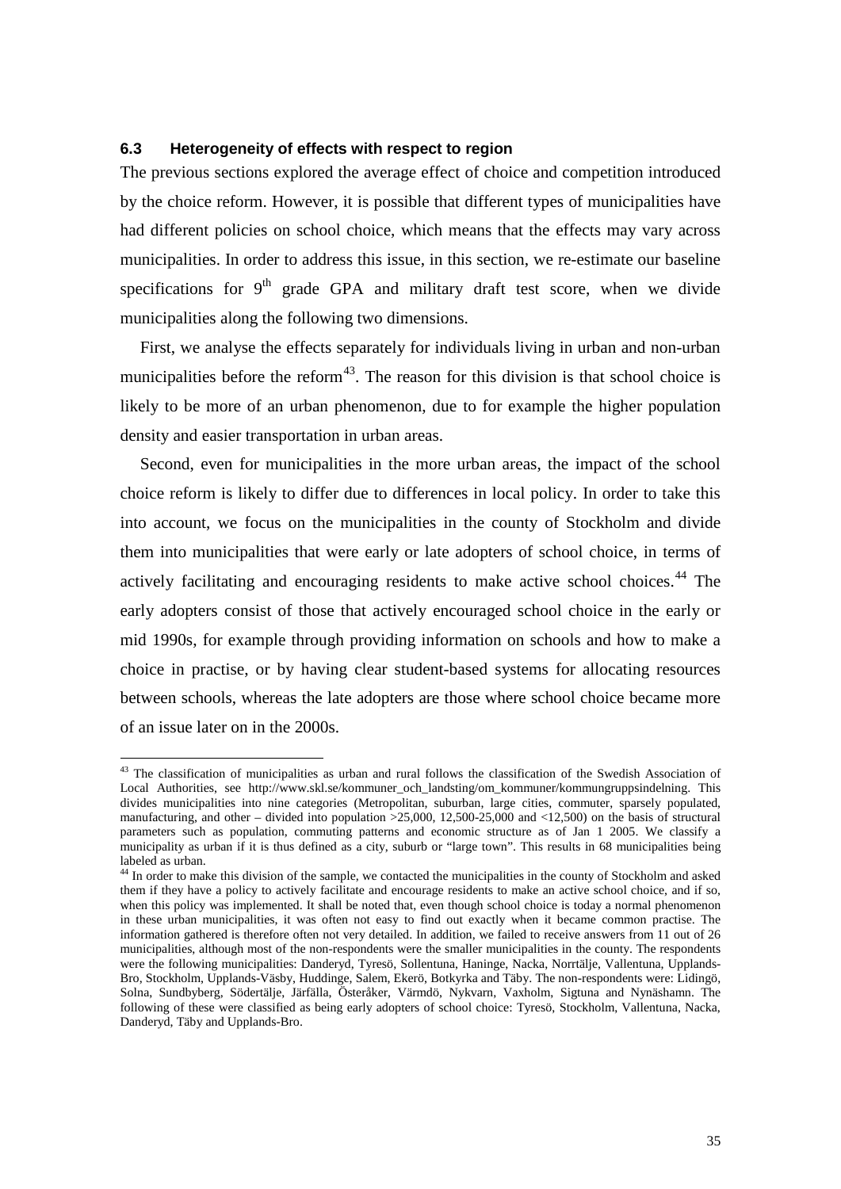### 6.3 Heterogeneity of effects with respect to region

The previous sections explored the average effect of choice and competition introduced by the choice reform. However, it is possible that different types of municipalities have had different policies on school choice, which means that the effects may vary across municipalities. In order to address this issue, in this section, we re-estimate our baseline specifications for 9th grade GPA and military draft test score, when we divide municipalities along the following two dimensions.

First, we analyse the effects separately for individuals living in urban and non-urban municipalities before the reform[43]. The reason for this division is that school choice is likely to be more of an urban phenomenon, due to for example the higher population density and easier transportation in urban areas.

Second, even for municipalities in the more urban areas, the impact of the school choice reform is likely to differ due to differences in local policy. In order to take this into account, we focus on the municipalities in the county of Stockholm and divide them into municipalities that were early or late adopters of school choice, in terms of actively facilitating and encouraging residents to make active school choices.[44] The early adopters consist of those that actively encouraged school choice in the early or mid 1990s, for example through providing information on schools and how to make a choice in practise, or by having clear student-based systems for allocating resources between schools, whereas the late adopters are those where school choice became more of an issue later on in the 2000s.

---

[43] The classification of municipalities as urban and rural follows the classification of the Swedish Association of Local Authorities, see http://www.skl.se/kommuner_och_landsting/om_kommuner/kommungruppsindelning. This divides municipalities into nine categories (Metropolitan, suburban, large cities, commuter, sparsely populated, manufacturing, and other – divided into population >25,000, 12,500-25,000 and <12,500) on the basis of structural parameters such as population, commuting patterns and economic structure as of Jan 1 2005. We classify a municipality as urban if it is thus defined as a city, suburb or "large town". This results in 68 municipalities being labeled as urban.

[44] In order to make this division of the sample, we contacted the municipalities in the county of Stockholm and asked them if they have a policy to actively facilitate and encourage residents to make an active school choice, and if so, when this policy was implemented. It shall be noted that, even though school choice is today a normal phenomenon in these urban municipalities, it was often not easy to find out exactly when it became common practise. The information gathered is therefore often not very detailed. In addition, we failed to receive answers from 11 out of 26 municipalities, although most of the non-respondents were the smaller municipalities in the county. The respondents were the following municipalities: Danderyd, Tyresö, Sollentuna, Haninge, Nacka, Norrtälje, Vallentuna, Upplands-Bro, Stockholm, Upplands-Väsby, Huddinge, Salem, Ekerö, Botkyrka and Täby. The non-respondents were: Lidingö, Solna, Sundbyberg, Södertälje, Järfälla, Österåker, Värmdö, Nykvarn, Vaxholm, Sigtuna and Nynäshamn. The following of these were classified as being early adopters of school choice: Tyresö, Stockholm, Vallentuna, Nacka, Danderyd, Täby and Upplands-Bro.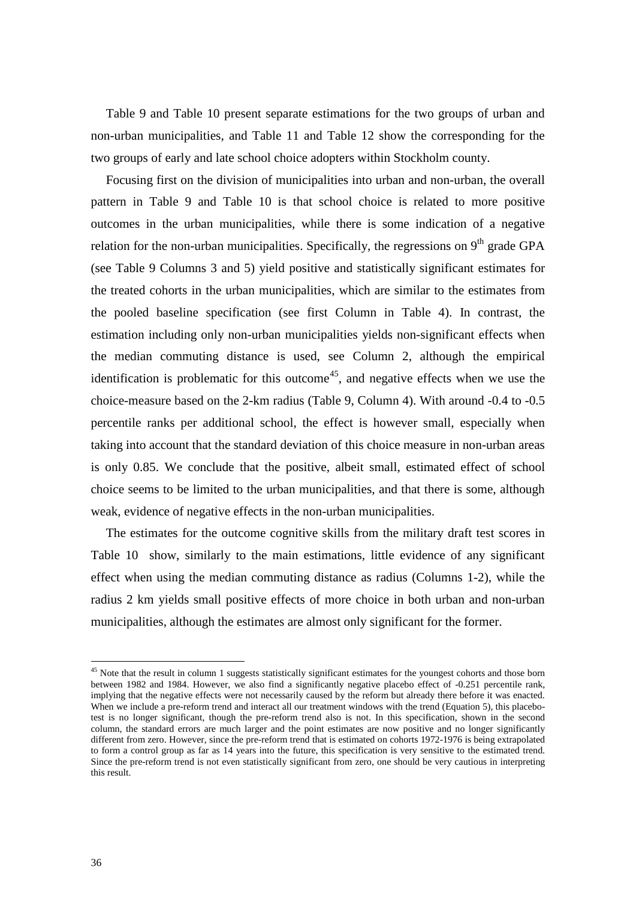Table 9 and Table 10 present separate estimations for the two groups of urban and non-urban municipalities, and Table 11 and Table 12 show the corresponding for the two groups of early and late school choice adopters within Stockholm county.

Focusing first on the division of municipalities into urban and non-urban, the overall pattern in Table 9 and Table 10 is that school choice is related to more positive outcomes in the urban municipalities, while there is some indication of a negative relation for the non-urban municipalities. Specifically, the regressions on 9$^{th}$ grade GPA (see Table 9 Columns 3 and 5) yield positive and statistically significant estimates for the treated cohorts in the urban municipalities, which are similar to the estimates from the pooled baseline specification (see first Column in Table 4). In contrast, the estimation including only non-urban municipalities yields non-significant effects when the median commuting distance is used, see Column 2, although the empirical identification is problematic for this outcome[45], and negative effects when we use the choice-measure based on the 2-km radius (Table 9, Column 4). With around -0.4 to -0.5 percentile ranks per additional school, the effect is however small, especially when taking into account that the standard deviation of this choice measure in non-urban areas is only 0.85. We conclude that the positive, albeit small, estimated effect of school choice seems to be limited to the urban municipalities, and that there is some, although weak, evidence of negative effects in the non-urban municipalities.

The estimates for the outcome cognitive skills from the military draft test scores in Table 10 show, similarly to the main estimations, little evidence of any significant effect when using the median commuting distance as radius (Columns 1-2), while the radius 2 km yields small positive effects of more choice in both urban and non-urban municipalities, although the estimates are almost only significant for the former.

---

[45] Note that the result in column 1 suggests statistically significant estimates for the youngest cohorts and those born between 1982 and 1984. However, we also find a significantly negative placebo effect of -0.251 percentile rank, implying that the negative effects were not necessarily caused by the reform but already there before it was enacted. When we include a pre-reform trend and interact all our treatment windows with the trend (Equation 5), this placebo-test is no longer significant, though the pre-reform trend also is not. In this specification, shown in the second column, the standard errors are much larger and the point estimates are now positive and no longer significantly different from zero. However, since the pre-reform trend that is estimated on cohorts 1972-1976 is being extrapolated to form a control group as far as 14 years into the future, this specification is very sensitive to the estimated trend. Since the pre-reform trend is not even statistically significant from zero, one should be very cautious in interpreting this result.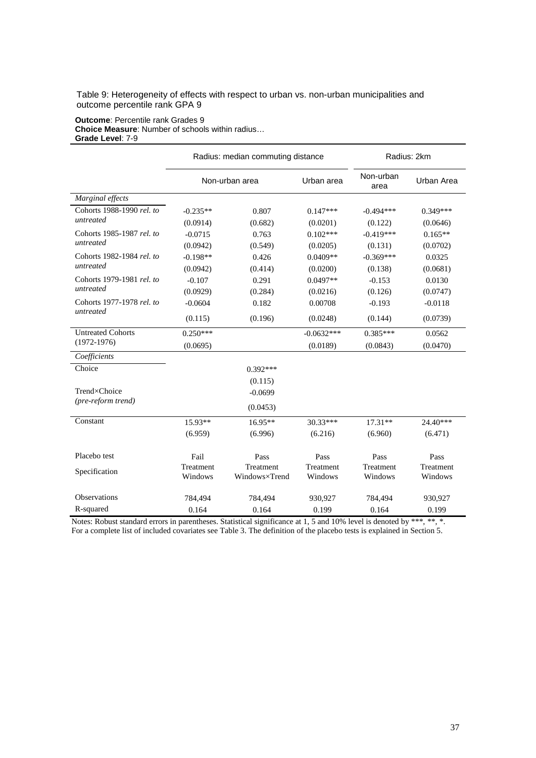Table 9: Heterogeneity of effects with respect to urban vs. non-urban municipalities and outcome percentile rank GPA 9

**Outcome**: Percentile rank Grades 9
**Choice Measure**: Number of schools within radius…
**Grade Level**: 7-9

| | Radius: median commuting distance | | | Radius: 2km | |
|---|---|---|---|---|---|
| | Non-urban area | | Urban area | Non-urban area | Urban Area |
| *Marginal effects* | | | | | |
| Cohorts 1988-1990 *rel. to untreated* | -0.235** | 0.807 | 0.147*** | -0.494*** | 0.349*** |
| | (0.0914) | (0.682) | (0.0201) | (0.122) | (0.0646) |
| Cohorts 1985-1987 *rel. to untreated* | -0.0715 | 0.763 | 0.102*** | -0.419*** | 0.165** |
| | (0.0942) | (0.549) | (0.0205) | (0.131) | (0.0702) |
| Cohorts 1982-1984 *rel. to untreated* | -0.198** | 0.426 | 0.0409** | -0.369*** | 0.0325 |
| | (0.0942) | (0.414) | (0.0200) | (0.138) | (0.0681) |
| Cohorts 1979-1981 *rel. to untreated* | -0.107 | 0.291 | 0.0497** | -0.153 | 0.0130 |
| | (0.0929) | (0.284) | (0.0216) | (0.126) | (0.0747) |
| Cohorts 1977-1978 *rel. to untreated* | -0.0604 | 0.182 | 0.00708 | -0.193 | -0.0118 |
| | (0.115) | (0.196) | (0.0248) | (0.144) | (0.0739) |
| Untreated Cohorts (1972-1976) | 0.250*** | | -0.0632*** | 0.385*** | 0.0562 |
| | (0.0695) | | (0.0189) | (0.0843) | (0.0470) |
| *Coefficients* | | | | | |
| Choice | | 0.392*** | | | |
| | | (0.115) | | | |
| Trend×Choice *(pre-reform trend)* | | -0.0699 | | | |
| | | (0.0453) | | | |
| Constant | 15.93** | 16.95** | 30.33*** | 17.31** | 24.40*** |
| | (6.959) | (6.996) | (6.216) | (6.960) | (6.471) |
| Placebo test | Fail | Pass | Pass | Pass | Pass |
| Specification | Treatment Windows | Treatment Windows×Trend | Treatment Windows | Treatment Windows | Treatment Windows |
| Observations | 784,494 | 784,494 | 930,927 | 784,494 | 930,927 |
| R-squared | 0.164 | 0.164 | 0.199 | 0.164 | 0.199 |

Notes: Robust standard errors in parentheses. Statistical significance at 1, 5 and 10% level is denoted by ***, **, *. For a complete list of included covariates see Table 3. The definition of the placebo tests is explained in Section 5.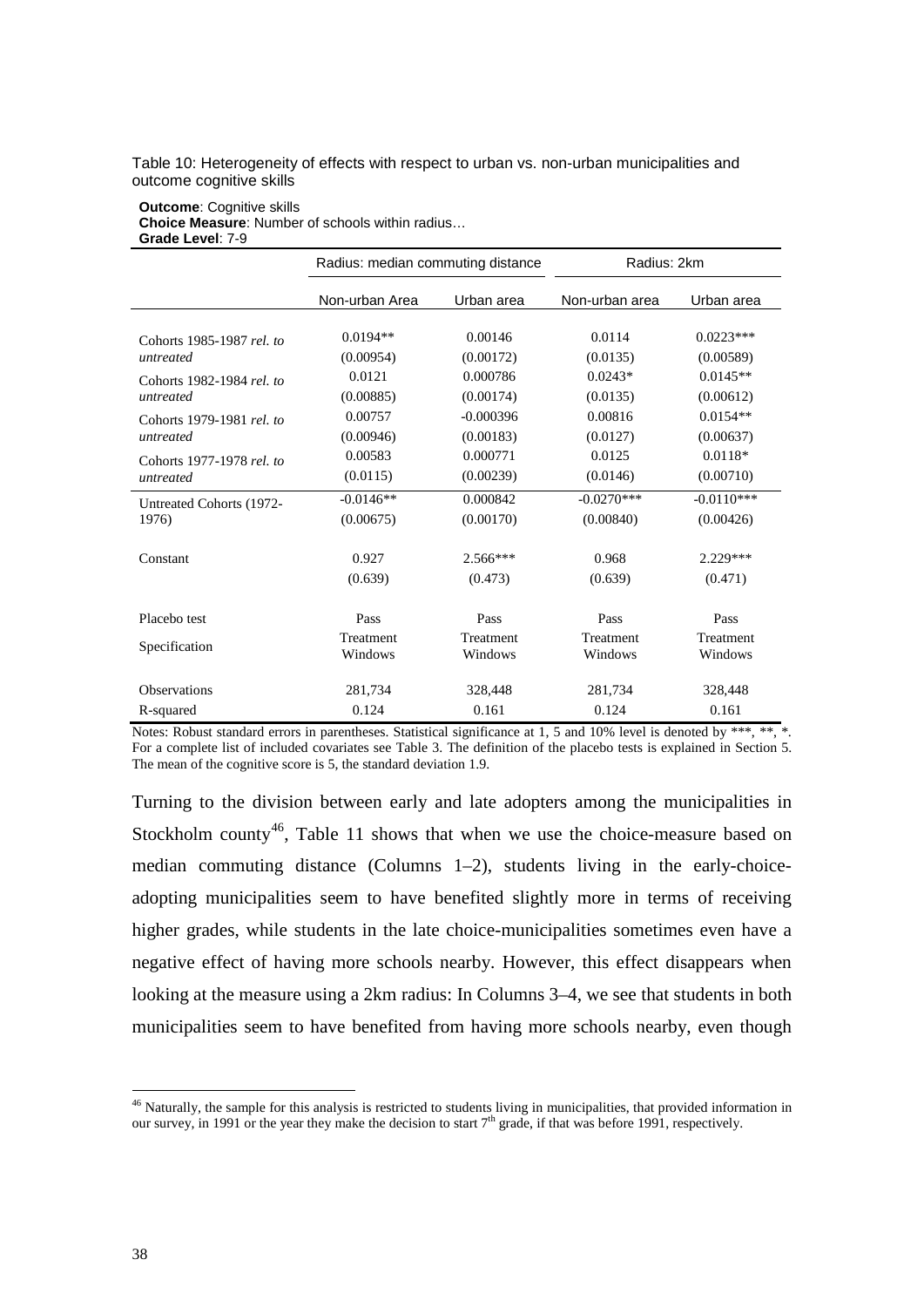Table 10: Heterogeneity of effects with respect to urban vs. non-urban municipalities and outcome cognitive skills

**Outcome**: Cognitive skills
**Choice Measure**: Number of schools within radius…
**Grade Level**: 7-9

| | Radius: median commuting distance | | Radius: 2km | |
|---|---|---|---|---|
| | Non-urban Area | Urban area | Non-urban area | Urban area |
| Cohorts 1985-1987 *rel. to untreated* | 0.0194** | 0.00146 | 0.0114 | 0.0223*** |
| | (0.00954) | (0.00172) | (0.0135) | (0.00589) |
| Cohorts 1982-1984 *rel. to untreated* | 0.0121 | 0.000786 | 0.0243* | 0.0145** |
| | (0.00885) | (0.00174) | (0.0135) | (0.00612) |
| Cohorts 1979-1981 *rel. to untreated* | 0.00757 | -0.000396 | 0.00816 | 0.0154** |
| | (0.00946) | (0.00183) | (0.0127) | (0.00637) |
| Cohorts 1977-1978 *rel. to untreated* | 0.00583 | 0.000771 | 0.0125 | 0.0118* |
| | (0.0115) | (0.00239) | (0.0146) | (0.00710) |
| Untreated Cohorts (1972-1976) | -0.0146** | 0.000842 | -0.0270*** | -0.0110*** |
| | (0.00675) | (0.00170) | (0.00840) | (0.00426) |
| Constant | 0.927 | 2.566*** | 0.968 | 2.229*** |
| | (0.639) | (0.473) | (0.639) | (0.471) |
| Placebo test | Pass | Pass | Pass | Pass |
| Specification | Treatment Windows | Treatment Windows | Treatment Windows | Treatment Windows |
| Observations | 281,734 | 328,448 | 281,734 | 328,448 |
| R-squared | 0.124 | 0.161 | 0.124 | 0.161 |

Notes: Robust standard errors in parentheses. Statistical significance at 1, 5 and 10% level is denoted by ***, **, *. For a complete list of included covariates see Table 3. The definition of the placebo tests is explained in Section 5. The mean of the cognitive score is 5, the standard deviation 1.9.

Turning to the division between early and late adopters among the municipalities in Stockholm county[46], Table 11 shows that when we use the choice-measure based on median commuting distance (Columns 1–2), students living in the early-choice-adopting municipalities seem to have benefited slightly more in terms of receiving higher grades, while students in the late choice-municipalities sometimes even have a negative effect of having more schools nearby. However, this effect disappears when looking at the measure using a 2km radius: In Columns 3–4, we see that students in both municipalities seem to have benefited from having more schools nearby, even though

[46] Naturally, the sample for this analysis is restricted to students living in municipalities, that provided information in our survey, in 1991 or the year they make the decision to start 7th grade, if that was before 1991, respectively.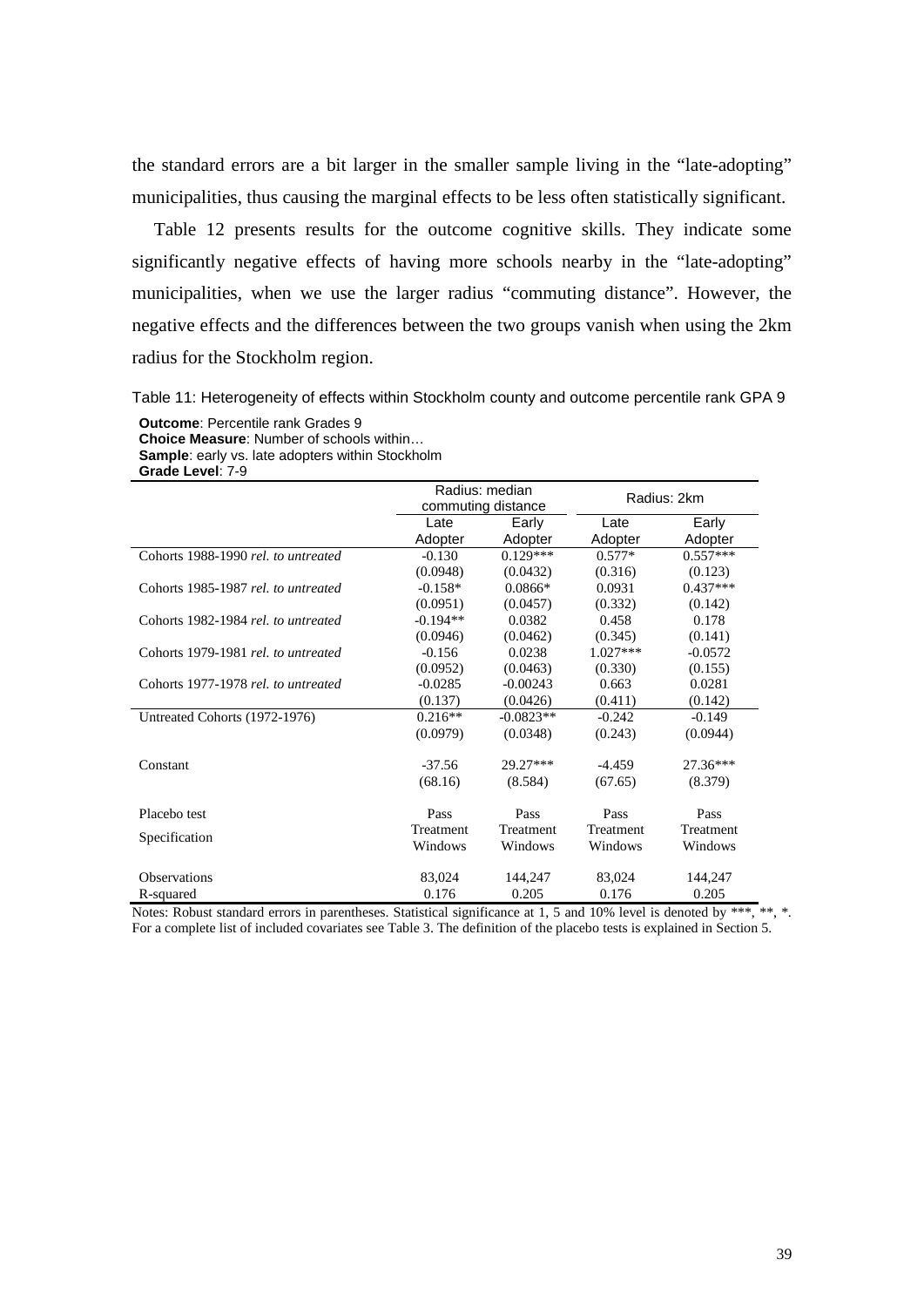the standard errors are a bit larger in the smaller sample living in the "late-adopting" municipalities, thus causing the marginal effects to be less often statistically significant.

Table 12 presents results for the outcome cognitive skills. They indicate some significantly negative effects of having more schools nearby in the "late-adopting" municipalities, when we use the larger radius "commuting distance". However, the negative effects and the differences between the two groups vanish when using the 2km radius for the Stockholm region.

Table 11: Heterogeneity of effects within Stockholm county and outcome percentile rank GPA 9

**Outcome**: Percentile rank Grades 9
**Choice Measure**: Number of schools within…
**Sample**: early vs. late adopters within Stockholm
**Grade Level**: 7-9

| | Radius: median commuting distance | | Radius: 2km | |
|---|---|---|---|---|
| | Late Adopter | Early Adopter | Late Adopter | Early Adopter |
| Cohorts 1988-1990 *rel. to untreated* | -0.130 | 0.129*** | 0.577* | 0.557*** |
| | (0.0948) | (0.0432) | (0.316) | (0.123) |
| Cohorts 1985-1987 *rel. to untreated* | -0.158* | 0.0866* | 0.0931 | 0.437*** |
| | (0.0951) | (0.0457) | (0.332) | (0.142) |
| Cohorts 1982-1984 *rel. to untreated* | -0.194** | 0.0382 | 0.458 | 0.178 |
| | (0.0946) | (0.0462) | (0.345) | (0.141) |
| Cohorts 1979-1981 *rel. to untreated* | -0.156 | 0.0238 | 1.027*** | -0.0572 |
| | (0.0952) | (0.0463) | (0.330) | (0.155) |
| Cohorts 1977-1978 *rel. to untreated* | -0.0285 | -0.00243 | 0.663 | 0.0281 |
| | (0.137) | (0.0426) | (0.411) | (0.142) |
| Untreated Cohorts (1972-1976) | 0.216** | -0.0823** | -0.242 | -0.149 |
| | (0.0979) | (0.0348) | (0.243) | (0.0944) |
| Constant | -37.56 | 29.27*** | -4.459 | 27.36*** |
| | (68.16) | (8.584) | (67.65) | (8.379) |
| Placebo test | Pass | Pass | Pass | Pass |
| Specification | Treatment Windows | Treatment Windows | Treatment Windows | Treatment Windows |
| Observations | 83,024 | 144,247 | 83,024 | 144,247 |
| R-squared | 0.176 | 0.205 | 0.176 | 0.205 |

Notes: Robust standard errors in parentheses. Statistical significance at 1, 5 and 10% level is denoted by ***, **, *. For a complete list of included covariates see Table 3. The definition of the placebo tests is explained in Section 5.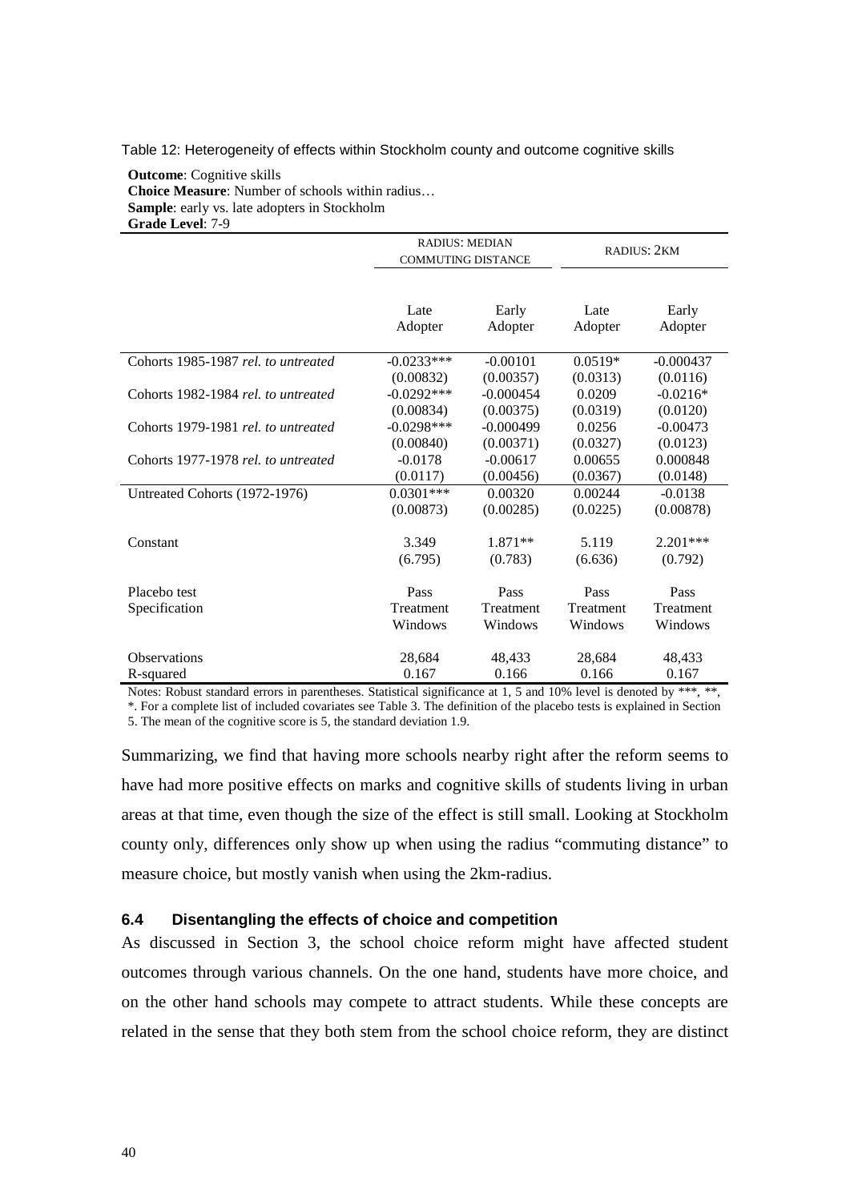Table 12: Heterogeneity of effects within Stockholm county and outcome cognitive skills

**Outcome**: Cognitive skills
**Choice Measure**: Number of schools within radius…
**Sample**: early vs. late adopters in Stockholm
**Grade Level**: 7-9

| | RADIUS: MEDIAN COMMUTING DISTANCE | | RADIUS: 2KM | |
|---|---|---|---|---|
| | Late Adopter | Early Adopter | Late Adopter | Early Adopter |
| Cohorts 1985-1987 *rel. to untreated* | -0.0233*** | -0.00101 | 0.0519* | -0.000437 |
| | (0.00832) | (0.00357) | (0.0313) | (0.0116) |
| Cohorts 1982-1984 *rel. to untreated* | -0.0292*** | -0.000454 | 0.0209 | -0.0216* |
| | (0.00834) | (0.00375) | (0.0319) | (0.0120) |
| Cohorts 1979-1981 *rel. to untreated* | -0.0298*** | -0.000499 | 0.0256 | -0.00473 |
| | (0.00840) | (0.00371) | (0.0327) | (0.0123) |
| Cohorts 1977-1978 *rel. to untreated* | -0.0178 | -0.00617 | 0.00655 | 0.000848 |
| | (0.0117) | (0.00456) | (0.0367) | (0.0148) |
| Untreated Cohorts (1972-1976) | 0.0301*** | 0.00320 | 0.00244 | -0.0138 |
| | (0.00873) | (0.00285) | (0.0225) | (0.00878) |
| Constant | 3.349 | 1.871** | 5.119 | 2.201*** |
| | (6.795) | (0.783) | (6.636) | (0.792) |
| Placebo test | Pass | Pass | Pass | Pass |
| Specification | Treatment Windows | Treatment Windows | Treatment Windows | Treatment Windows |
| Observations | 28,684 | 48,433 | 28,684 | 48,433 |
| R-squared | 0.167 | 0.166 | 0.166 | 0.167 |

Notes: Robust standard errors in parentheses. Statistical significance at 1, 5 and 10% level is denoted by ***, **, *. For a complete list of included covariates see Table 3. The definition of the placebo tests is explained in Section 5. The mean of the cognitive score is 5, the standard deviation 1.9.

Summarizing, we find that having more schools nearby right after the reform seems to have had more positive effects on marks and cognitive skills of students living in urban areas at that time, even though the size of the effect is still small. Looking at Stockholm county only, differences only show up when using the radius "commuting distance" to measure choice, but mostly vanish when using the 2km-radius.

### 6.4 Disentangling the effects of choice and competition

As discussed in Section 3, the school choice reform might have affected student outcomes through various channels. On the one hand, students have more choice, and on the other hand schools may compete to attract students. While these concepts are related in the sense that they both stem from the school choice reform, they are distinct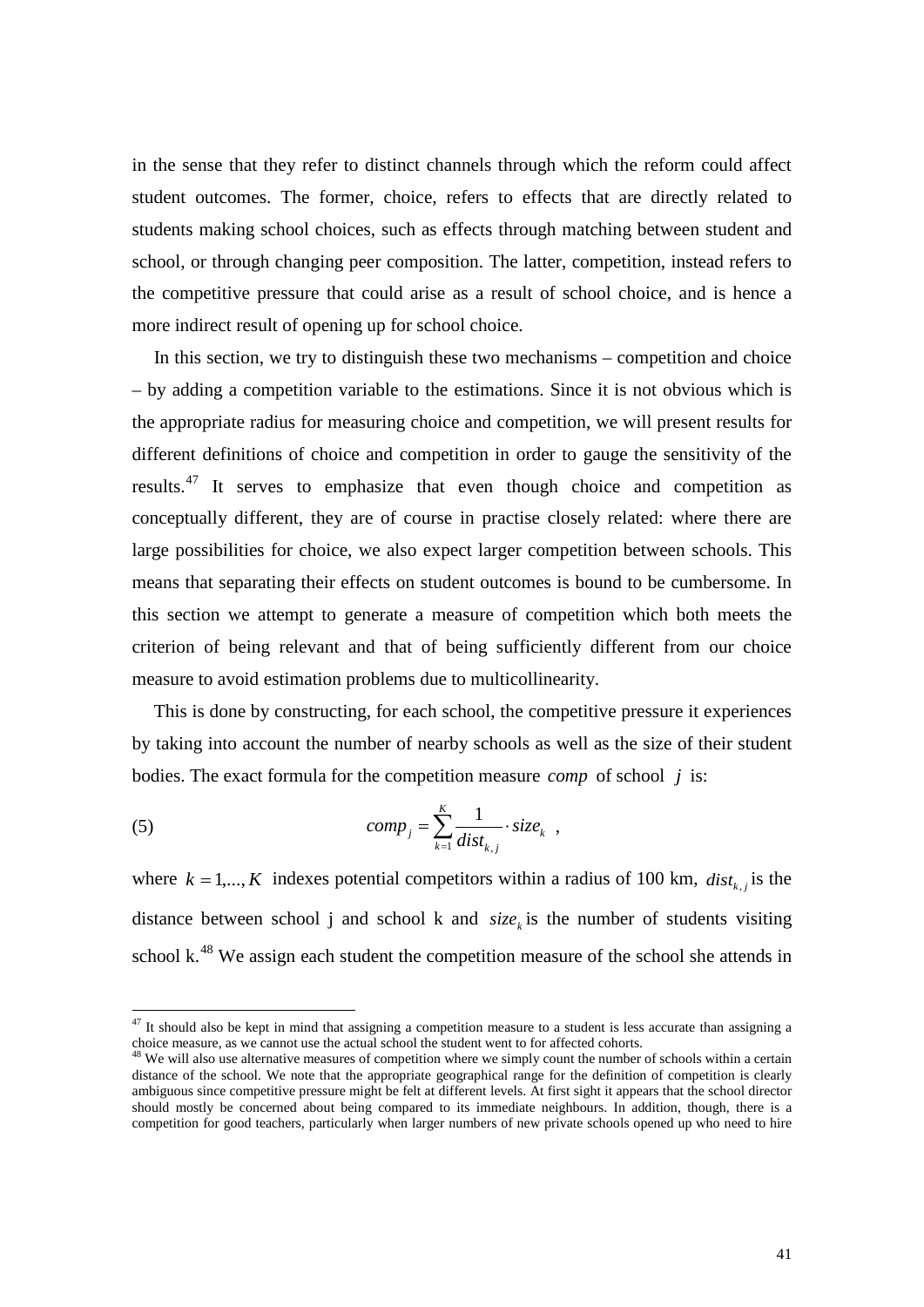in the sense that they refer to distinct channels through which the reform could affect student outcomes. The former, choice, refers to effects that are directly related to students making school choices, such as effects through matching between student and school, or through changing peer composition. The latter, competition, instead refers to the competitive pressure that could arise as a result of school choice, and is hence a more indirect result of opening up for school choice.

In this section, we try to distinguish these two mechanisms – competition and choice – by adding a competition variable to the estimations. Since it is not obvious which is the appropriate radius for measuring choice and competition, we will present results for different definitions of choice and competition in order to gauge the sensitivity of the results.[47] It serves to emphasize that even though choice and competition as conceptually different, they are of course in practise closely related: where there are large possibilities for choice, we also expect larger competition between schools. This means that separating their effects on student outcomes is bound to be cumbersome. In this section we attempt to generate a measure of competition which both meets the criterion of being relevant and that of being sufficiently different from our choice measure to avoid estimation problems due to multicollinearity.

This is done by constructing, for each school, the competitive pressure it experiences by taking into account the number of nearby schools as well as the size of their student bodies. The exact formula for the competition measure $comp$ of school $j$ is:

$$comp_j = \sum_{k=1}^{K} \frac{1}{dist_{k,j}} \cdot size_k \quad , \tag{5}$$

where $k = 1,...,K$ indexes potential competitors within a radius of 100 km, $dist_{k,j}$ is the distance between school j and school k and $size_k$ is the number of students visiting school k.[48] We assign each student the competition measure of the school she attends in

---

[47] It should also be kept in mind that assigning a competition measure to a student is less accurate than assigning a choice measure, as we cannot use the actual school the student went to for affected cohorts.

[48] We will also use alternative measures of competition where we simply count the number of schools within a certain distance of the school. We note that the appropriate geographical range for the definition of competition is clearly ambiguous since competitive pressure might be felt at different levels. At first sight it appears that the school director should mostly be concerned about being compared to its immediate neighbours. In addition, though, there is a competition for good teachers, particularly when larger numbers of new private schools opened up who need to hire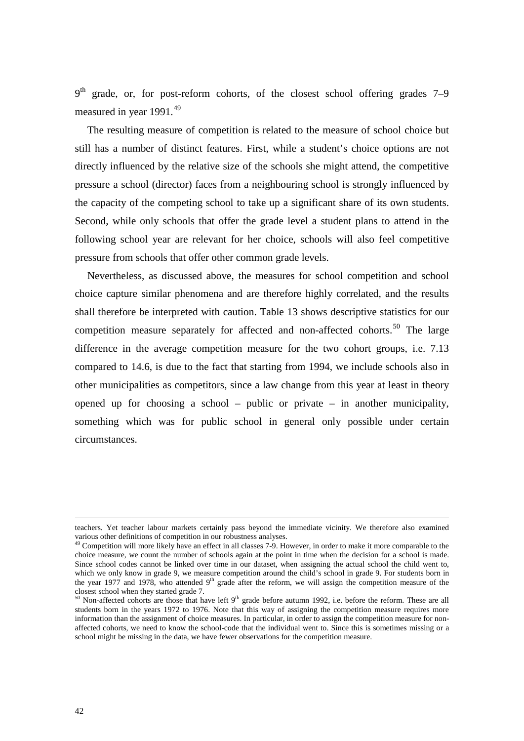9th grade, or, for post-reform cohorts, of the closest school offering grades 7–9 measured in year 1991.[49]

The resulting measure of competition is related to the measure of school choice but still has a number of distinct features. First, while a student's choice options are not directly influenced by the relative size of the schools she might attend, the competitive pressure a school (director) faces from a neighbouring school is strongly influenced by the capacity of the competing school to take up a significant share of its own students. Second, while only schools that offer the grade level a student plans to attend in the following school year are relevant for her choice, schools will also feel competitive pressure from schools that offer other common grade levels.

Nevertheless, as discussed above, the measures for school competition and school choice capture similar phenomena and are therefore highly correlated, and the results shall therefore be interpreted with caution. Table 13 shows descriptive statistics for our competition measure separately for affected and non-affected cohorts.[50] The large difference in the average competition measure for the two cohort groups, i.e. 7.13 compared to 14.6, is due to the fact that starting from 1994, we include schools also in other municipalities as competitors, since a law change from this year at least in theory opened up for choosing a school – public or private – in another municipality, something which was for public school in general only possible under certain circumstances.

---

teachers. Yet teacher labour markets certainly pass beyond the immediate vicinity. We therefore also examined various other definitions of competition in our robustness analyses.

[49] Competition will more likely have an effect in all classes 7-9. However, in order to make it more comparable to the choice measure, we count the number of schools again at the point in time when the decision for a school is made. Since school codes cannot be linked over time in our dataset, when assigning the actual school the child went to, which we only know in grade 9, we measure competition around the child's school in grade 9. For students born in the year 1977 and 1978, who attended 9th grade after the reform, we will assign the competition measure of the closest school when they started grade 7.

[50] Non-affected cohorts are those that have left 9th grade before autumn 1992, i.e. before the reform. These are all students born in the years 1972 to 1976. Note that this way of assigning the competition measure requires more information than the assignment of choice measures. In particular, in order to assign the competition measure for non-affected cohorts, we need to know the school-code that the individual went to. Since this is sometimes missing or a school might be missing in the data, we have fewer observations for the competition measure.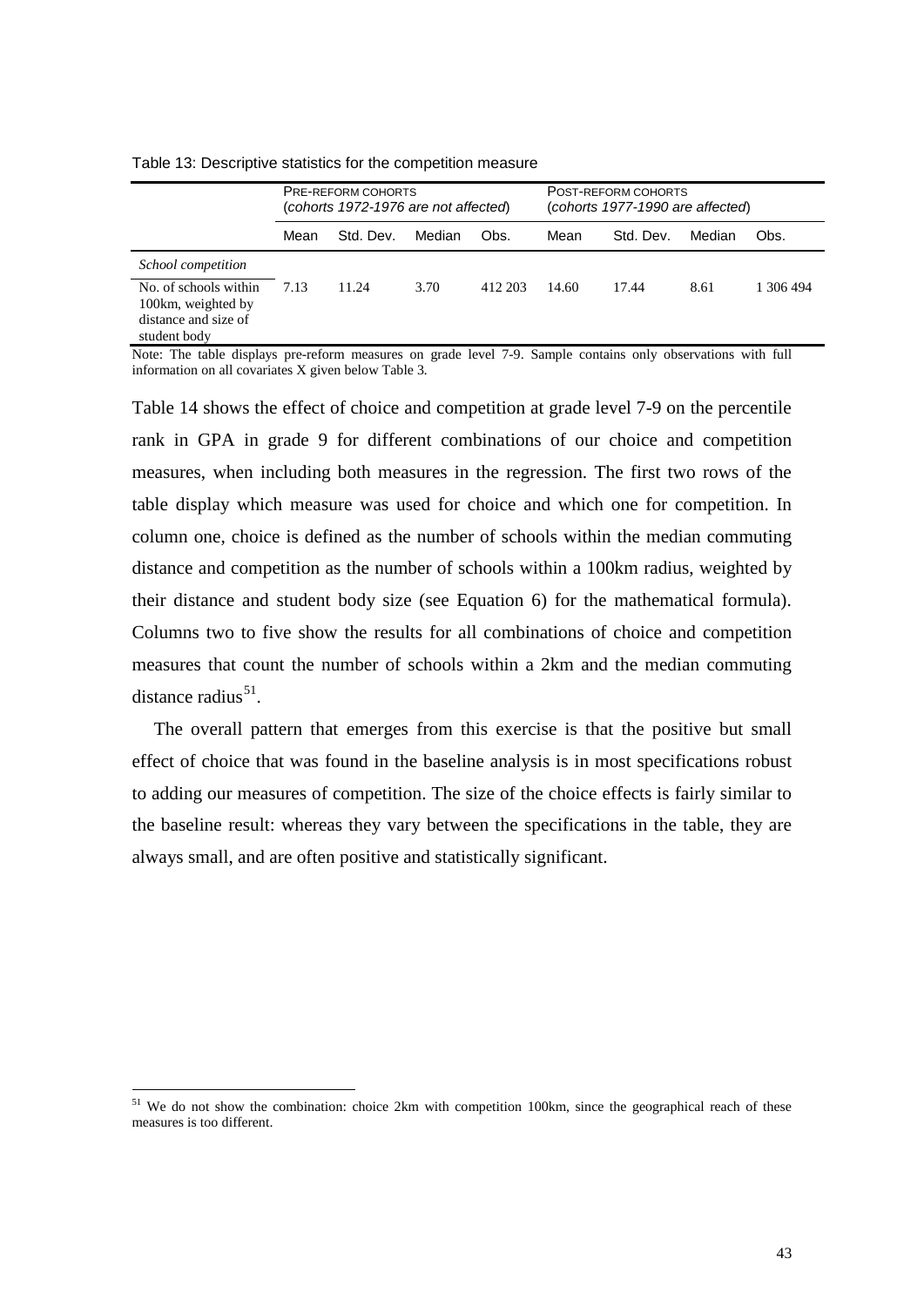Table 13: Descriptive statistics for the competition measure

| | PRE-REFORM COHORTS (*cohorts 1972-1976 are not affected*) | | | | POST-REFORM COHORTS (*cohorts 1977-1990 are affected*) | | | |
|---|---|---|---|---|---|---|---|---|
| | Mean | Std. Dev. | Median | Obs. | Mean | Std. Dev. | Median | Obs. |
| *School competition* | | | | | | | | |
| No. of schools within 100km, weighted by distance and size of student body | 7.13 | 11.24 | 3.70 | 412 203 | 14.60 | 17.44 | 8.61 | 1 306 494 |

Note: The table displays pre-reform measures on grade level 7-9. Sample contains only observations with full information on all covariates X given below Table 3.

Table 14 shows the effect of choice and competition at grade level 7-9 on the percentile rank in GPA in grade 9 for different combinations of our choice and competition measures, when including both measures in the regression. The first two rows of the table display which measure was used for choice and which one for competition. In column one, choice is defined as the number of schools within the median commuting distance and competition as the number of schools within a 100km radius, weighted by their distance and student body size (see Equation 6) for the mathematical formula). Columns two to five show the results for all combinations of choice and competition measures that count the number of schools within a 2km and the median commuting distance radius[51].

The overall pattern that emerges from this exercise is that the positive but small effect of choice that was found in the baseline analysis is in most specifications robust to adding our measures of competition. The size of the choice effects is fairly similar to the baseline result: whereas they vary between the specifications in the table, they are always small, and are often positive and statistically significant.

[51] We do not show the combination: choice 2km with competition 100km, since the geographical reach of these measures is too different.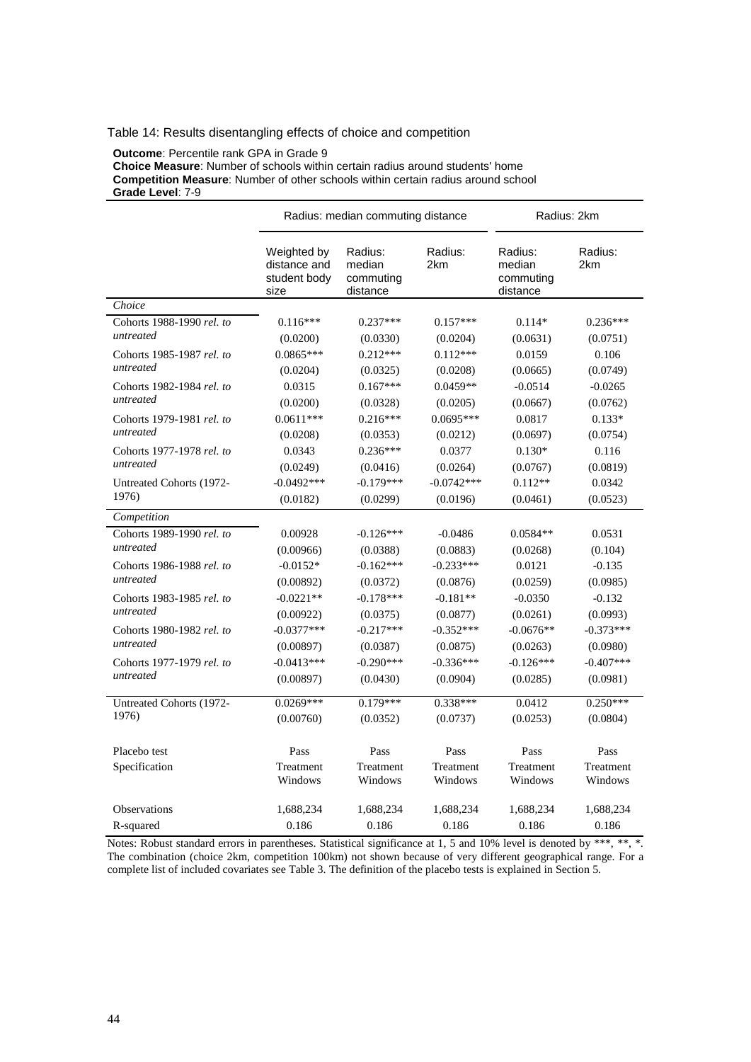Table 14: Results disentangling effects of choice and competition

**Outcome**: Percentile rank GPA in Grade 9
**Choice Measure**: Number of schools within certain radius around students' home
**Competition Measure**: Number of other schools within certain radius around school
**Grade Level**: 7-9

| | Radius: median commuting distance | | | Radius: 2km | |
|---|---|---|---|---|---|
| | Weighted by distance and student body size | Radius: median commuting distance | Radius: 2km | Radius: median commuting distance | Radius: 2km |
| *Choice* | | | | | |
| Cohorts 1988-1990 *rel. to untreated* | 0.116*** | 0.237*** | 0.157*** | 0.114* | 0.236*** |
| | (0.0200) | (0.0330) | (0.0204) | (0.0631) | (0.0751) |
| Cohorts 1985-1987 *rel. to untreated* | 0.0865*** | 0.212*** | 0.112*** | 0.0159 | 0.106 |
| | (0.0204) | (0.0325) | (0.0208) | (0.0665) | (0.0749) |
| Cohorts 1982-1984 *rel. to untreated* | 0.0315 | 0.167*** | 0.0459** | -0.0514 | -0.0265 |
| | (0.0200) | (0.0328) | (0.0205) | (0.0667) | (0.0762) |
| Cohorts 1979-1981 *rel. to untreated* | 0.0611*** | 0.216*** | 0.0695*** | 0.0817 | 0.133* |
| | (0.0208) | (0.0353) | (0.0212) | (0.0697) | (0.0754) |
| Cohorts 1977-1978 *rel. to untreated* | 0.0343 | 0.236*** | 0.0377 | 0.130* | 0.116 |
| | (0.0249) | (0.0416) | (0.0264) | (0.0767) | (0.0819) |
| Untreated Cohorts (1972-1976) | -0.0492*** | -0.179*** | -0.0742*** | 0.112** | 0.0342 |
| | (0.0182) | (0.0299) | (0.0196) | (0.0461) | (0.0523) |
| *Competition* | | | | | |
| Cohorts 1989-1990 *rel. to untreated* | 0.00928 | -0.126*** | -0.0486 | 0.0584** | 0.0531 |
| | (0.00966) | (0.0388) | (0.0883) | (0.0268) | (0.104) |
| Cohorts 1986-1988 *rel. to untreated* | -0.0152* | -0.162*** | -0.233*** | 0.0121 | -0.135 |
| | (0.00892) | (0.0372) | (0.0876) | (0.0259) | (0.0985) |
| Cohorts 1983-1985 *rel. to untreated* | -0.0221** | -0.178*** | -0.181** | -0.0350 | -0.132 |
| | (0.00922) | (0.0375) | (0.0877) | (0.0261) | (0.0993) |
| Cohorts 1980-1982 *rel. to untreated* | -0.0377*** | -0.217*** | -0.352*** | -0.0676** | -0.373*** |
| | (0.00897) | (0.0387) | (0.0875) | (0.0263) | (0.0980) |
| Cohorts 1977-1979 *rel. to untreated* | -0.0413*** | -0.290*** | -0.336*** | -0.126*** | -0.407*** |
| | (0.00897) | (0.0430) | (0.0904) | (0.0285) | (0.0981) |
| Untreated Cohorts (1972-1976) | 0.0269*** | 0.179*** | 0.338*** | 0.0412 | 0.250*** |
| | (0.00760) | (0.0352) | (0.0737) | (0.0253) | (0.0804) |
| Placebo test | Pass | Pass | Pass | Pass | Pass |
| Specification | Treatment Windows | Treatment Windows | Treatment Windows | Treatment Windows | Treatment Windows |
| Observations | 1,688,234 | 1,688,234 | 1,688,234 | 1,688,234 | 1,688,234 |
| R-squared | 0.186 | 0.186 | 0.186 | 0.186 | 0.186 |

Notes: Robust standard errors in parentheses. Statistical significance at 1, 5 and 10% level is denoted by ***, **, *. The combination (choice 2km, competition 100km) not shown because of very different geographical range. For a complete list of included covariates see Table 3. The definition of the placebo tests is explained in Section 5.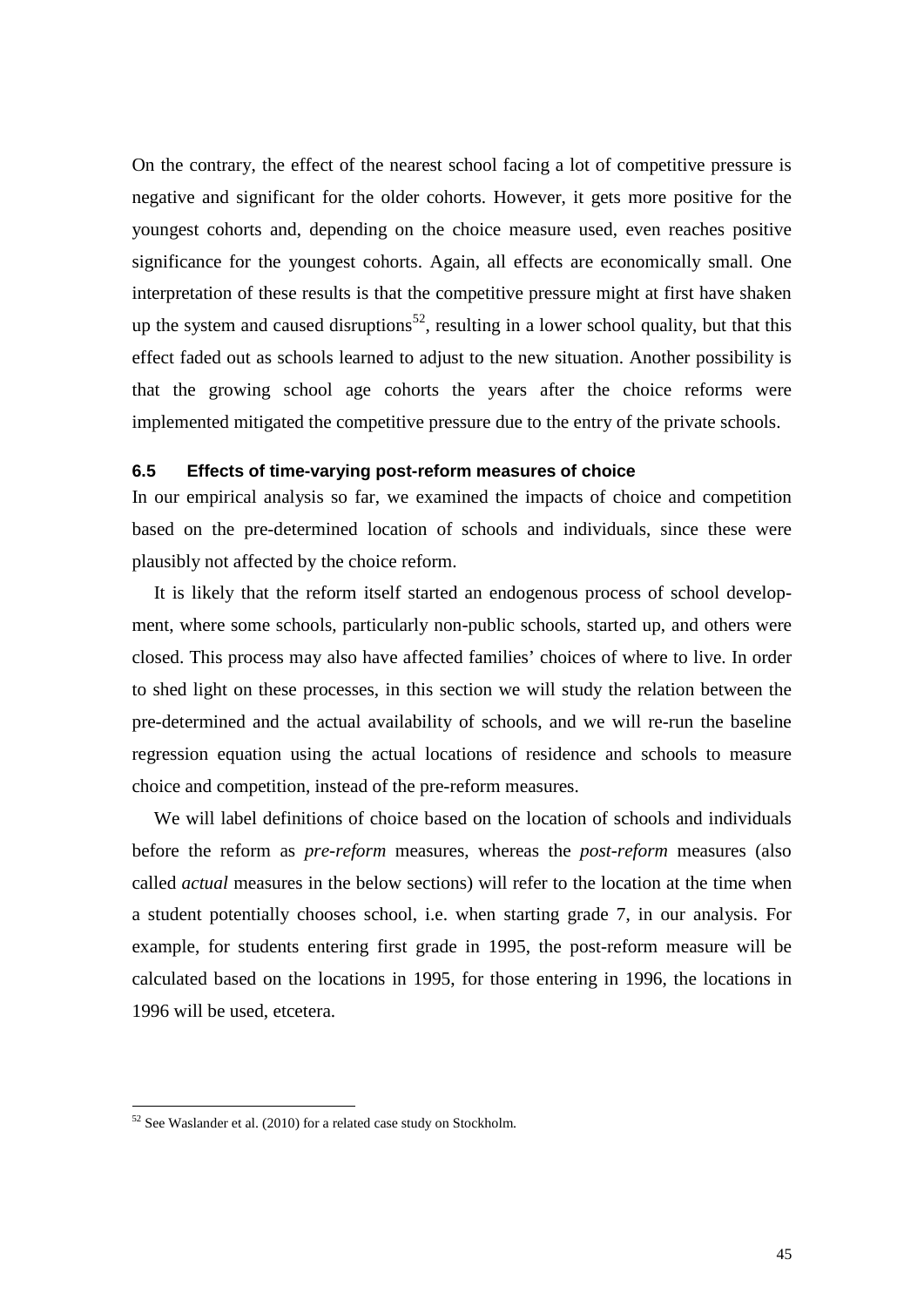On the contrary, the effect of the nearest school facing a lot of competitive pressure is negative and significant for the older cohorts. However, it gets more positive for the youngest cohorts and, depending on the choice measure used, even reaches positive significance for the youngest cohorts. Again, all effects are economically small. One interpretation of these results is that the competitive pressure might at first have shaken up the system and caused disruptions[52], resulting in a lower school quality, but that this effect faded out as schools learned to adjust to the new situation. Another possibility is that the growing school age cohorts the years after the choice reforms were implemented mitigated the competitive pressure due to the entry of the private schools.

### 6.5 Effects of time-varying post-reform measures of choice

In our empirical analysis so far, we examined the impacts of choice and competition based on the pre-determined location of schools and individuals, since these were plausibly not affected by the choice reform.

It is likely that the reform itself started an endogenous process of school development, where some schools, particularly non-public schools, started up, and others were closed. This process may also have affected families' choices of where to live. In order to shed light on these processes, in this section we will study the relation between the pre-determined and the actual availability of schools, and we will re-run the baseline regression equation using the actual locations of residence and schools to measure choice and competition, instead of the pre-reform measures.

We will label definitions of choice based on the location of schools and individuals before the reform as *pre-reform* measures, whereas the *post-reform* measures (also called *actual* measures in the below sections) will refer to the location at the time when a student potentially chooses school, i.e. when starting grade 7, in our analysis. For example, for students entering first grade in 1995, the post-reform measure will be calculated based on the locations in 1995, for those entering in 1996, the locations in 1996 will be used, etcetera.

[52] See Waslander et al. (2010) for a related case study on Stockholm.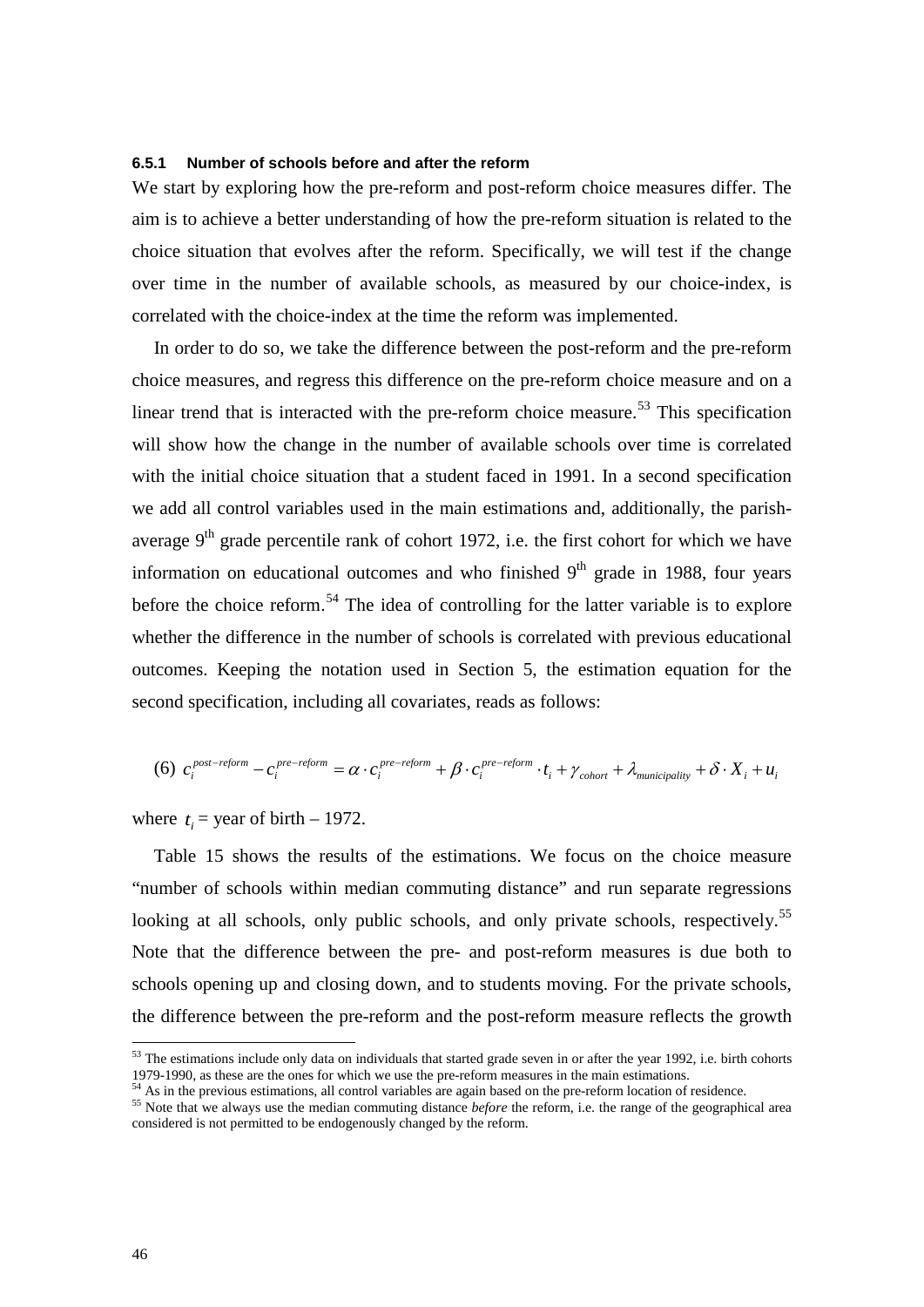#### 6.5.1 Number of schools before and after the reform

We start by exploring how the pre-reform and post-reform choice measures differ. The aim is to achieve a better understanding of how the pre-reform situation is related to the choice situation that evolves after the reform. Specifically, we will test if the change over time in the number of available schools, as measured by our choice-index, is correlated with the choice-index at the time the reform was implemented.

In order to do so, we take the difference between the post-reform and the pre-reform choice measures, and regress this difference on the pre-reform choice measure and on a linear trend that is interacted with the pre-reform choice measure.[53] This specification will show how the change in the number of available schools over time is correlated with the initial choice situation that a student faced in 1991. In a second specification we add all control variables used in the main estimations and, additionally, the parish-average 9[th] grade percentile rank of cohort 1972, i.e. the first cohort for which we have information on educational outcomes and who finished 9[th] grade in 1988, four years before the choice reform.[54] The idea of controlling for the latter variable is to explore whether the difference in the number of schools is correlated with previous educational outcomes. Keeping the notation used in Section 5, the estimation equation for the second specification, including all covariates, reads as follows:

$$\text{(6)}\quad c_i^{post-reform} - c_i^{pre-reform} = \alpha \cdot c_i^{pre-reform} + \beta \cdot c_i^{pre-reform} \cdot t_i + \gamma_{cohort} + \lambda_{municipality} + \delta \cdot X_i + u_i$$

where $t_i$ = year of birth – 1972.

Table 15 shows the results of the estimations. We focus on the choice measure "number of schools within median commuting distance" and run separate regressions looking at all schools, only public schools, and only private schools, respectively.[55] Note that the difference between the pre- and post-reform measures is due both to schools opening up and closing down, and to students moving. For the private schools, the difference between the pre-reform and the post-reform measure reflects the growth

---

[53] The estimations include only data on individuals that started grade seven in or after the year 1992, i.e. birth cohorts 1979-1990, as these are the ones for which we use the pre-reform measures in the main estimations.

[54] As in the previous estimations, all control variables are again based on the pre-reform location of residence.

[55] Note that we always use the median commuting distance *before* the reform, i.e. the range of the geographical area considered is not permitted to be endogenously changed by the reform.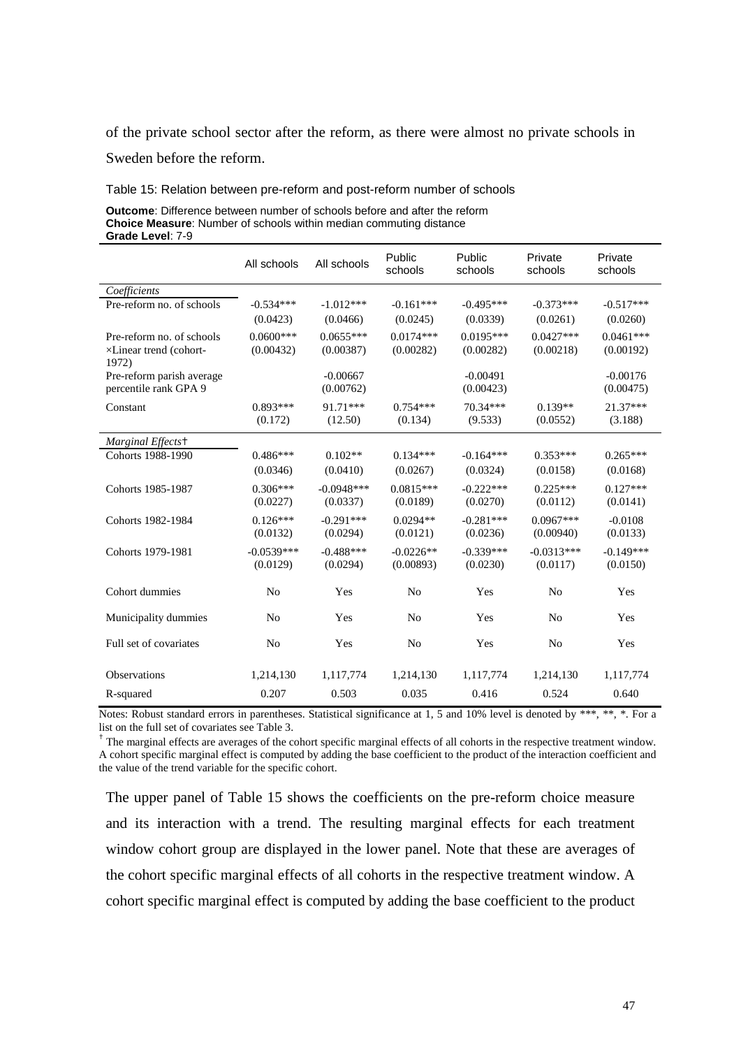of the private school sector after the reform, as there were almost no private schools in Sweden before the reform.

Table 15: Relation between pre-reform and post-reform number of schools

**Outcome**: Difference between number of schools before and after the reform
**Choice Measure**: Number of schools within median commuting distance
**Grade Level**: 7-9

| | All schools | All schools | Public schools | Public schools | Private schools | Private schools |
|---|---|---|---|---|---|---|
| *Coefficients* | | | | | | |
| Pre-reform no. of schools | -0.534*** | -1.012*** | -0.161*** | -0.495*** | -0.373*** | -0.517*** |
| | (0.0423) | (0.0466) | (0.0245) | (0.0339) | (0.0261) | (0.0260) |
| Pre-reform no. of schools ×Linear trend (cohort-1972) | 0.0600*** | 0.0655*** | 0.0174*** | 0.0195*** | 0.0427*** | 0.0461*** |
| | (0.00432) | (0.00387) | (0.00282) | (0.00282) | (0.00218) | (0.00192) |
| Pre-reform parish average percentile rank GPA 9 | | -0.00667 | | -0.00491 | | -0.00176 |
| | | (0.00762) | | (0.00423) | | (0.00475) |
| Constant | 0.893*** | 91.71*** | 0.754*** | 70.34*** | 0.139** | 21.37*** |
| | (0.172) | (12.50) | (0.134) | (9.533) | (0.0552) | (3.188) |
| *Marginal Effects*† | | | | | | |
| Cohorts 1988-1990 | 0.486*** | 0.102** | 0.134*** | -0.164*** | 0.353*** | 0.265*** |
| | (0.0346) | (0.0410) | (0.0267) | (0.0324) | (0.0158) | (0.0168) |
| Cohorts 1985-1987 | 0.306*** | -0.0948*** | 0.0815*** | -0.222*** | 0.225*** | 0.127*** |
| | (0.0227) | (0.0337) | (0.0189) | (0.0270) | (0.0112) | (0.0141) |
| Cohorts 1982-1984 | 0.126*** | -0.291*** | 0.0294** | -0.281*** | 0.0967*** | -0.0108 |
| | (0.0132) | (0.0294) | (0.0121) | (0.0236) | (0.00940) | (0.0133) |
| Cohorts 1979-1981 | -0.0539*** | -0.488*** | -0.0226** | -0.339*** | -0.0313*** | -0.149*** |
| | (0.0129) | (0.0294) | (0.00893) | (0.0230) | (0.0117) | (0.0150) |
| Cohort dummies | No | Yes | No | Yes | No | Yes |
| Municipality dummies | No | Yes | No | Yes | No | Yes |
| Full set of covariates | No | Yes | No | Yes | No | Yes |
| Observations | 1,214,130 | 1,117,774 | 1,214,130 | 1,117,774 | 1,214,130 | 1,117,774 |
| R-squared | 0.207 | 0.503 | 0.035 | 0.416 | 0.524 | 0.640 |

Notes: Robust standard errors in parentheses. Statistical significance at 1, 5 and 10% level is denoted by ***, **, *. For a list on the full set of covariates see Table 3.

† The marginal effects are averages of the cohort specific marginal effects of all cohorts in the respective treatment window. A cohort specific marginal effect is computed by adding the base coefficient to the product of the interaction coefficient and the value of the trend variable for the specific cohort.

The upper panel of Table 15 shows the coefficients on the pre-reform choice measure and its interaction with a trend. The resulting marginal effects for each treatment window cohort group are displayed in the lower panel. Note that these are averages of the cohort specific marginal effects of all cohorts in the respective treatment window. A cohort specific marginal effect is computed by adding the base coefficient to the product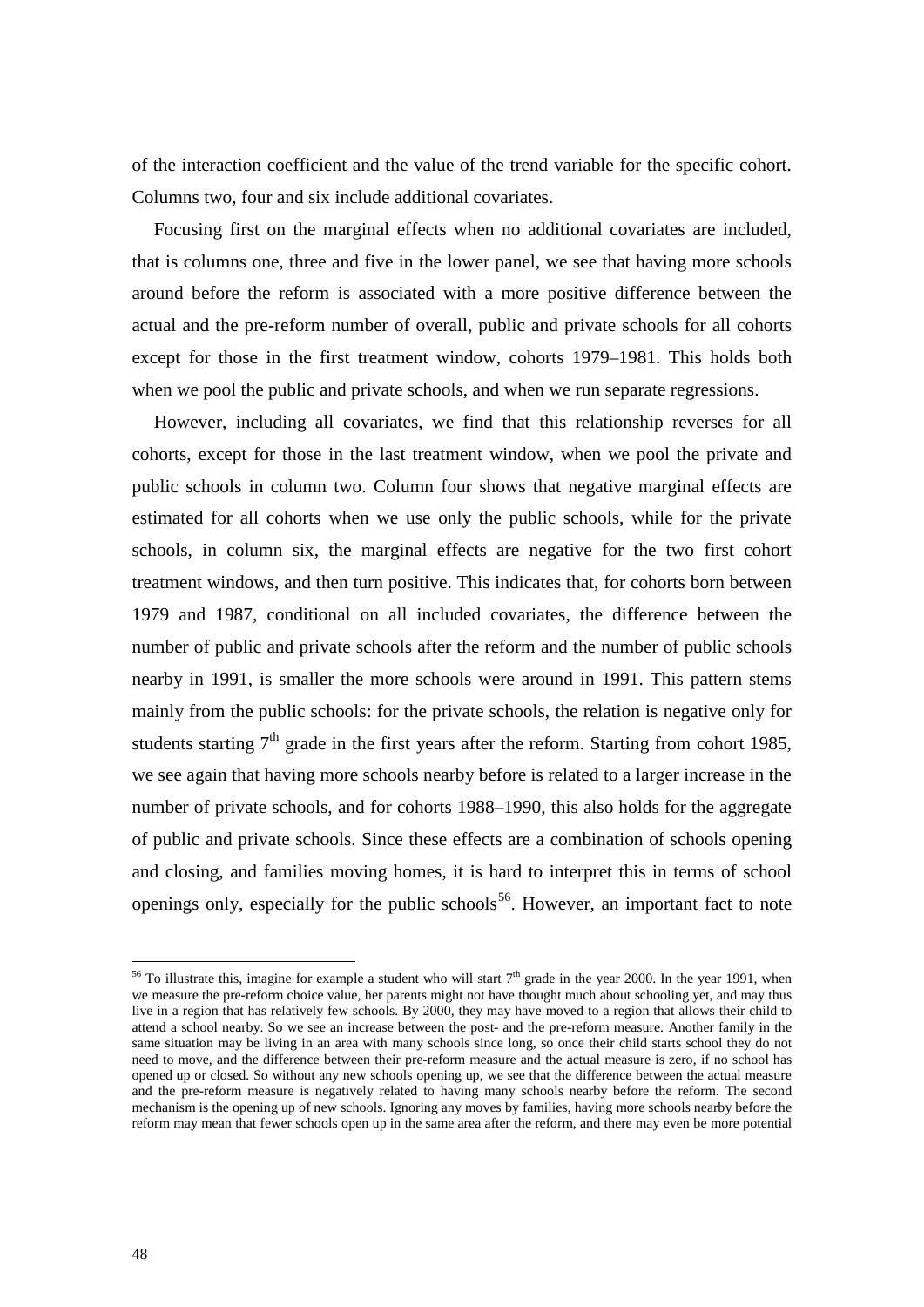of the interaction coefficient and the value of the trend variable for the specific cohort. Columns two, four and six include additional covariates.

Focusing first on the marginal effects when no additional covariates are included, that is columns one, three and five in the lower panel, we see that having more schools around before the reform is associated with a more positive difference between the actual and the pre-reform number of overall, public and private schools for all cohorts except for those in the first treatment window, cohorts 1979–1981. This holds both when we pool the public and private schools, and when we run separate regressions.

However, including all covariates, we find that this relationship reverses for all cohorts, except for those in the last treatment window, when we pool the private and public schools in column two. Column four shows that negative marginal effects are estimated for all cohorts when we use only the public schools, while for the private schools, in column six, the marginal effects are negative for the two first cohort treatment windows, and then turn positive. This indicates that, for cohorts born between 1979 and 1987, conditional on all included covariates, the difference between the number of public and private schools after the reform and the number of public schools nearby in 1991, is smaller the more schools were around in 1991. This pattern stems mainly from the public schools: for the private schools, the relation is negative only for students starting 7th grade in the first years after the reform. Starting from cohort 1985, we see again that having more schools nearby before is related to a larger increase in the number of private schools, and for cohorts 1988–1990, this also holds for the aggregate of public and private schools. Since these effects are a combination of schools opening and closing, and families moving homes, it is hard to interpret this in terms of school openings only, especially for the public schools[56]. However, an important fact to note

[56] To illustrate this, imagine for example a student who will start 7th grade in the year 2000. In the year 1991, when we measure the pre-reform choice value, her parents might not have thought much about schooling yet, and may thus live in a region that has relatively few schools. By 2000, they may have moved to a region that allows their child to attend a school nearby. So we see an increase between the post- and the pre-reform measure. Another family in the same situation may be living in an area with many schools since long, so once their child starts school they do not need to move, and the difference between their pre-reform measure and the actual measure is zero, if no school has opened up or closed. So without any new schools opening up, we see that the difference between the actual measure and the pre-reform measure is negatively related to having many schools nearby before the reform. The second mechanism is the opening up of new schools. Ignoring any moves by families, having more schools nearby before the reform may mean that fewer schools open up in the same area after the reform, and there may even be more potential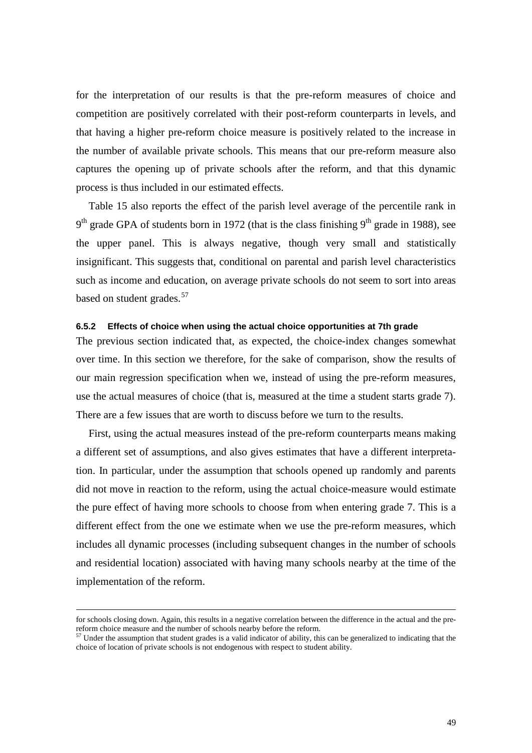for the interpretation of our results is that the pre-reform measures of choice and competition are positively correlated with their post-reform counterparts in levels, and that having a higher pre-reform choice measure is positively related to the increase in the number of available private schools. This means that our pre-reform measure also captures the opening up of private schools after the reform, and that this dynamic process is thus included in our estimated effects.

Table 15 also reports the effect of the parish level average of the percentile rank in 9th grade GPA of students born in 1972 (that is the class finishing 9th grade in 1988), see the upper panel. This is always negative, though very small and statistically insignificant. This suggests that, conditional on parental and parish level characteristics such as income and education, on average private schools do not seem to sort into areas based on student grades.[57]

#### 6.5.2 Effects of choice when using the actual choice opportunities at 7th grade

The previous section indicated that, as expected, the choice-index changes somewhat over time. In this section we therefore, for the sake of comparison, show the results of our main regression specification when we, instead of using the pre-reform measures, use the actual measures of choice (that is, measured at the time a student starts grade 7). There are a few issues that are worth to discuss before we turn to the results.

First, using the actual measures instead of the pre-reform counterparts means making a different set of assumptions, and also gives estimates that have a different interpretation. In particular, under the assumption that schools opened up randomly and parents did not move in reaction to the reform, using the actual choice-measure would estimate the pure effect of having more schools to choose from when entering grade 7. This is a different effect from the one we estimate when we use the pre-reform measures, which includes all dynamic processes (including subsequent changes in the number of schools and residential location) associated with having many schools nearby at the time of the implementation of the reform.

---

for schools closing down. Again, this results in a negative correlation between the difference in the actual and the pre-reform choice measure and the number of schools nearby before the reform.

[57] Under the assumption that student grades is a valid indicator of ability, this can be generalized to indicating that the choice of location of private schools is not endogenous with respect to student ability.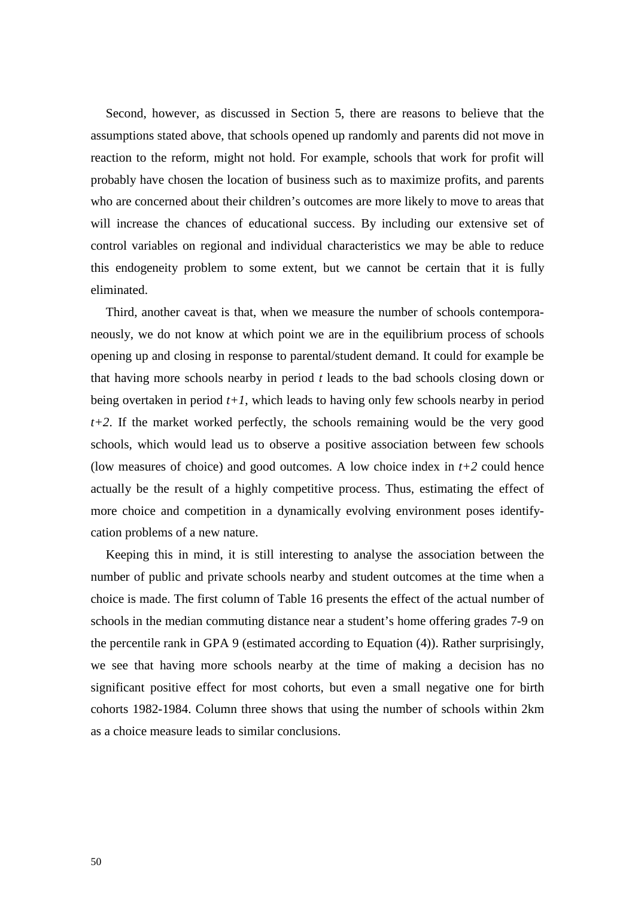Second, however, as discussed in Section 5, there are reasons to believe that the assumptions stated above, that schools opened up randomly and parents did not move in reaction to the reform, might not hold. For example, schools that work for profit will probably have chosen the location of business such as to maximize profits, and parents who are concerned about their children's outcomes are more likely to move to areas that will increase the chances of educational success. By including our extensive set of control variables on regional and individual characteristics we may be able to reduce this endogeneity problem to some extent, but we cannot be certain that it is fully eliminated.

Third, another caveat is that, when we measure the number of schools contemporaneously, we do not know at which point we are in the equilibrium process of schools opening up and closing in response to parental/student demand. It could for example be that having more schools nearby in period $t$ leads to the bad schools closing down or being overtaken in period $t+1$, which leads to having only few schools nearby in period $t+2$. If the market worked perfectly, the schools remaining would be the very good schools, which would lead us to observe a positive association between few schools (low measures of choice) and good outcomes. A low choice index in $t+2$ could hence actually be the result of a highly competitive process. Thus, estimating the effect of more choice and competition in a dynamically evolving environment poses identification problems of a new nature.

Keeping this in mind, it is still interesting to analyse the association between the number of public and private schools nearby and student outcomes at the time when a choice is made. The first column of Table 16 presents the effect of the actual number of schools in the median commuting distance near a student's home offering grades 7-9 on the percentile rank in GPA 9 (estimated according to Equation (4)). Rather surprisingly, we see that having more schools nearby at the time of making a decision has no significant positive effect for most cohorts, but even a small negative one for birth cohorts 1982-1984. Column three shows that using the number of schools within 2km as a choice measure leads to similar conclusions.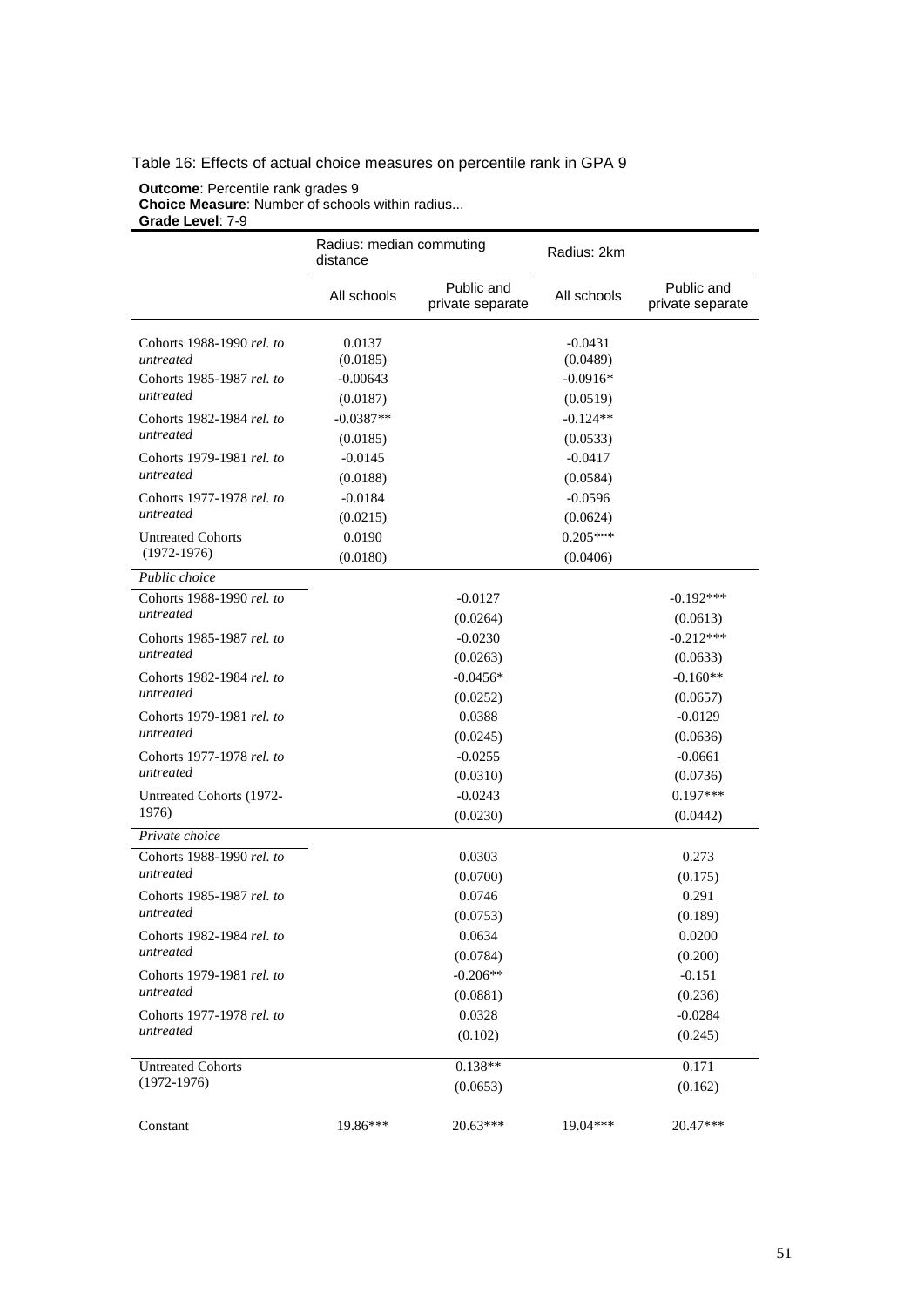Table 16: Effects of actual choice measures on percentile rank in GPA 9

**Outcome**: Percentile rank grades 9
**Choice Measure**: Number of schools within radius...
**Grade Level**: 7-9

| | Radius: median commuting distance | | Radius: 2km | |
|---|---|---|---|---|
| | All schools | Public and private separate | All schools | Public and private separate |
| Cohorts 1988-1990 *rel. to untreated* | 0.0137 | | -0.0431 | |
| | (0.0185) | | (0.0489) | |
| Cohorts 1985-1987 *rel. to untreated* | -0.00643 | | -0.0916* | |
| | (0.0187) | | (0.0519) | |
| Cohorts 1982-1984 *rel. to untreated* | -0.0387** | | -0.124** | |
| | (0.0185) | | (0.0533) | |
| Cohorts 1979-1981 *rel. to untreated* | -0.0145 | | -0.0417 | |
| | (0.0188) | | (0.0584) | |
| Cohorts 1977-1978 *rel. to untreated* | -0.0184 | | -0.0596 | |
| | (0.0215) | | (0.0624) | |
| Untreated Cohorts (1972-1976) | 0.0190 | | 0.205*** | |
| | (0.0180) | | (0.0406) | |
| *Public choice* | | | | |
| Cohorts 1988-1990 *rel. to untreated* | | -0.0127 | | -0.192*** |
| | | (0.0264) | | (0.0613) |
| Cohorts 1985-1987 *rel. to untreated* | | -0.0230 | | -0.212*** |
| | | (0.0263) | | (0.0633) |
| Cohorts 1982-1984 *rel. to untreated* | | -0.0456* | | -0.160** |
| | | (0.0252) | | (0.0657) |
| Cohorts 1979-1981 *rel. to untreated* | | 0.0388 | | -0.0129 |
| | | (0.0245) | | (0.0636) |
| Cohorts 1977-1978 *rel. to untreated* | | -0.0255 | | -0.0661 |
| | | (0.0310) | | (0.0736) |
| Untreated Cohorts (1972-1976) | | -0.0243 | | 0.197*** |
| | | (0.0230) | | (0.0442) |
| *Private choice* | | | | |
| Cohorts 1988-1990 *rel. to untreated* | | 0.0303 | | 0.273 |
| | | (0.0700) | | (0.175) |
| Cohorts 1985-1987 *rel. to untreated* | | 0.0746 | | 0.291 |
| | | (0.0753) | | (0.189) |
| Cohorts 1982-1984 *rel. to untreated* | | 0.0634 | | 0.0200 |
| | | (0.0784) | | (0.200) |
| Cohorts 1979-1981 *rel. to untreated* | | -0.206** | | -0.151 |
| | | (0.0881) | | (0.236) |
| Cohorts 1977-1978 *rel. to untreated* | | 0.0328 | | -0.0284 |
| | | (0.102) | | (0.245) |
| Untreated Cohorts (1972-1976) | | 0.138** | | 0.171 |
| | | (0.0653) | | (0.162) |
| Constant | 19.86*** | 20.63*** | 19.04*** | 20.47*** |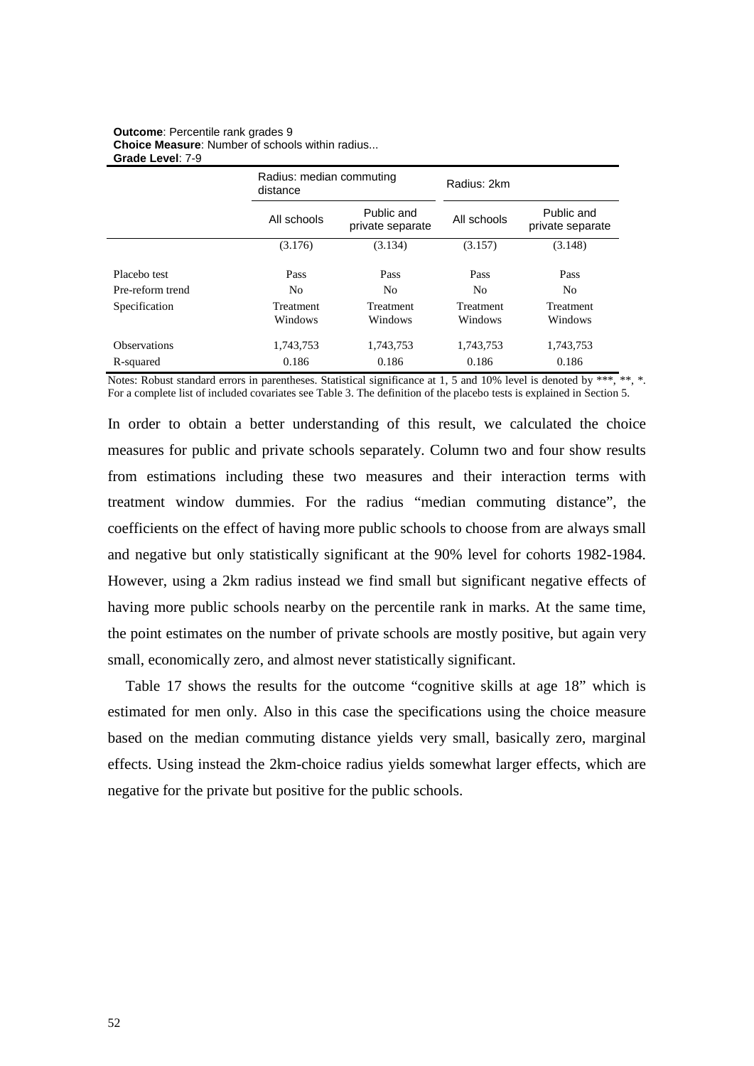**Outcome**: Percentile rank grades 9
**Choice Measure**: Number of schools within radius...
**Grade Level**: 7-9

| | Radius: median commuting distance | | Radius: 2km | |
|---|---|---|---|---|
| | All schools | Public and private separate | All schools | Public and private separate |
| | (3.176) | (3.134) | (3.157) | (3.148) |
| Placebo test | Pass | Pass | Pass | Pass |
| Pre-reform trend | No | No | No | No |
| Specification | Treatment Windows | Treatment Windows | Treatment Windows | Treatment Windows |
| Observations | 1,743,753 | 1,743,753 | 1,743,753 | 1,743,753 |
| R-squared | 0.186 | 0.186 | 0.186 | 0.186 |

Notes: Robust standard errors in parentheses. Statistical significance at 1, 5 and 10% level is denoted by ***, **, *. For a complete list of included covariates see Table 3. The definition of the placebo tests is explained in Section 5.

In order to obtain a better understanding of this result, we calculated the choice measures for public and private schools separately. Column two and four show results from estimations including these two measures and their interaction terms with treatment window dummies. For the radius "median commuting distance", the coefficients on the effect of having more public schools to choose from are always small and negative but only statistically significant at the 90% level for cohorts 1982-1984. However, using a 2km radius instead we find small but significant negative effects of having more public schools nearby on the percentile rank in marks. At the same time, the point estimates on the number of private schools are mostly positive, but again very small, economically zero, and almost never statistically significant.

Table 17 shows the results for the outcome "cognitive skills at age 18" which is estimated for men only. Also in this case the specifications using the choice measure based on the median commuting distance yields very small, basically zero, marginal effects. Using instead the 2km-choice radius yields somewhat larger effects, which are negative for the private but positive for the public schools.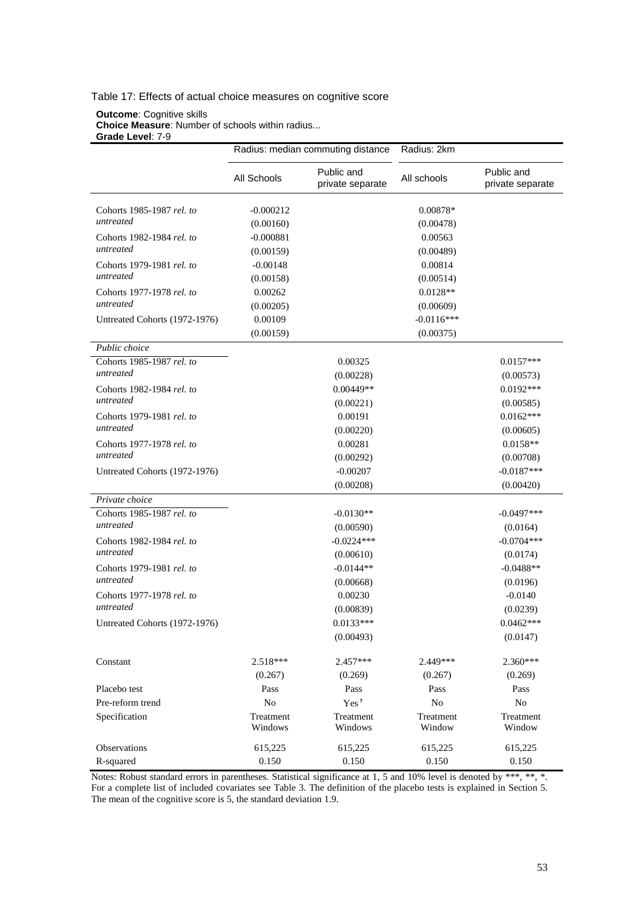Table 17: Effects of actual choice measures on cognitive score

**Outcome**: Cognitive skills
**Choice Measure**: Number of schools within radius...
**Grade Level**: 7-9

| | Radius: median commuting distance | | Radius: 2km | |
|---|---|---|---|---|
| | All Schools | Public and private separate | All schools | Public and private separate |
| Cohorts 1985-1987 *rel. to untreated* | -0.000212 | | 0.00878* | |
| | (0.00160) | | (0.00478) | |
| Cohorts 1982-1984 *rel. to untreated* | -0.000881 | | 0.00563 | |
| | (0.00159) | | (0.00489) | |
| Cohorts 1979-1981 *rel. to untreated* | -0.00148 | | 0.00814 | |
| | (0.00158) | | (0.00514) | |
| Cohorts 1977-1978 *rel. to untreated* | 0.00262 | | 0.0128** | |
| | (0.00205) | | (0.00609) | |
| Untreated Cohorts (1972-1976) | 0.00109 | | -0.0116*** | |
| | (0.00159) | | (0.00375) | |
| *Public choice* | | | | |
| Cohorts 1985-1987 *rel. to untreated* | | 0.00325 | | 0.0157*** |
| | | (0.00228) | | (0.00573) |
| Cohorts 1982-1984 *rel. to untreated* | | 0.00449** | | 0.0192*** |
| | | (0.00221) | | (0.00585) |
| Cohorts 1979-1981 *rel. to untreated* | | 0.00191 | | 0.0162*** |
| | | (0.00220) | | (0.00605) |
| Cohorts 1977-1978 *rel. to untreated* | | 0.00281 | | 0.0158** |
| | | (0.00292) | | (0.00708) |
| Untreated Cohorts (1972-1976) | | -0.00207 | | -0.0187*** |
| | | (0.00208) | | (0.00420) |
| *Private choice* | | | | |
| Cohorts 1985-1987 *rel. to untreated* | | -0.0130** | | -0.0497*** |
| | | (0.00590) | | (0.0164) |
| Cohorts 1982-1984 *rel. to untreated* | | -0.0224*** | | -0.0704*** |
| | | (0.00610) | | (0.0174) |
| Cohorts 1979-1981 *rel. to untreated* | | -0.0144** | | -0.0488** |
| | | (0.00668) | | (0.0196) |
| Cohorts 1977-1978 *rel. to untreated* | | 0.00230 | | -0.0140 |
| | | (0.00839) | | (0.0239) |
| Untreated Cohorts (1972-1976) | | 0.0133*** | | 0.0462*** |
| | | (0.00493) | | (0.0147) |
| Constant | 2.518*** | 2.457*** | 2.449*** | 2.360*** |
| | (0.267) | (0.269) | (0.267) | (0.269) |
| Placebo test | Pass | Pass | Pass | Pass |
| Pre-reform trend | No | Yes[†] | No | No |
| Specification | Treatment Windows | Treatment Windows | Treatment Window | Treatment Window |
| Observations | 615,225 | 615,225 | 615,225 | 615,225 |
| R-squared | 0.150 | 0.150 | 0.150 | 0.150 |

Notes: Robust standard errors in parentheses. Statistical significance at 1, 5 and 10% level is denoted by ***, **, *. For a complete list of included covariates see Table 3. The definition of the placebo tests is explained in Section 5. The mean of the cognitive score is 5, the standard deviation 1.9.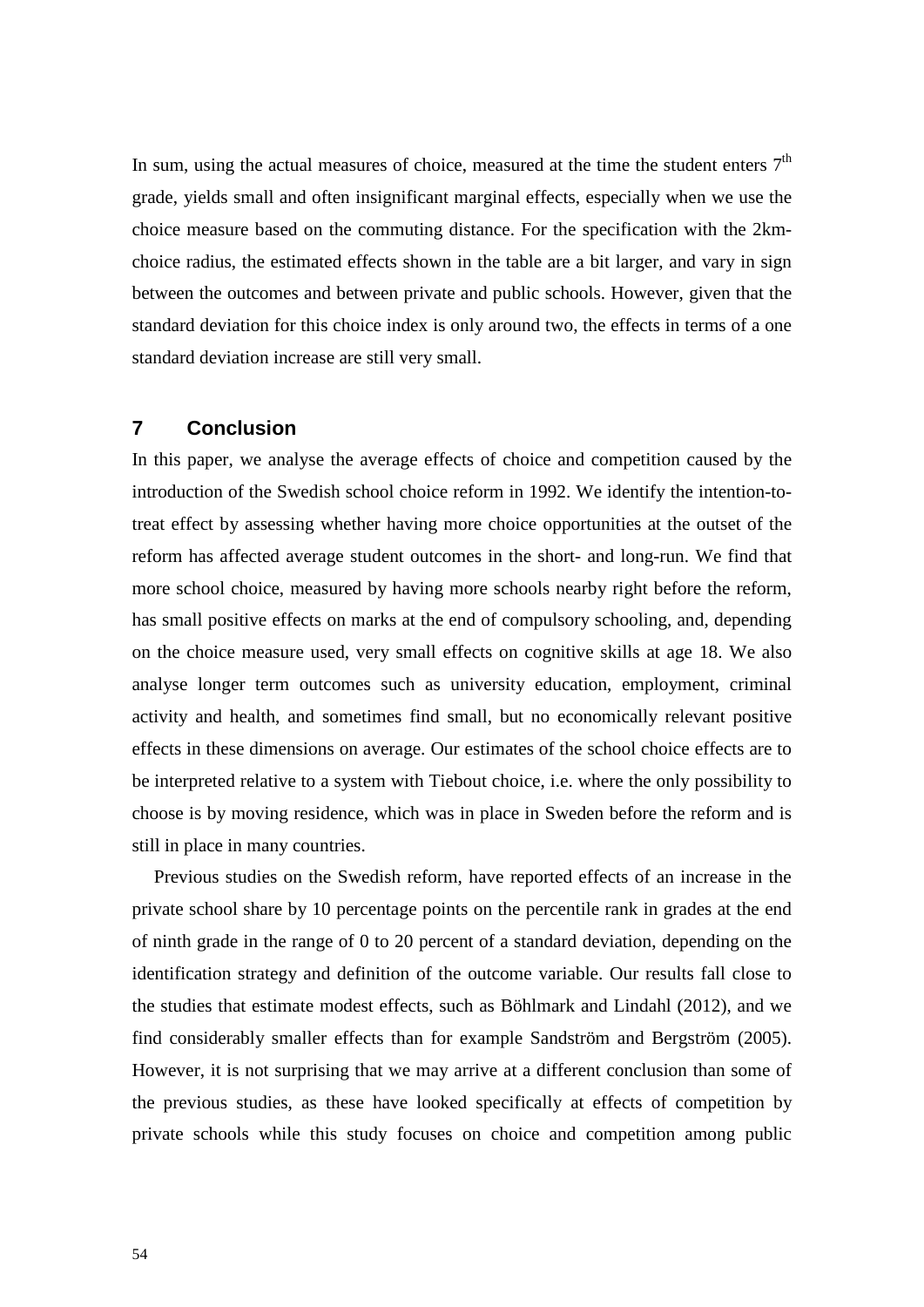In sum, using the actual measures of choice, measured at the time the student enters 7th grade, yields small and often insignificant marginal effects, especially when we use the choice measure based on the commuting distance. For the specification with the 2km-choice radius, the estimated effects shown in the table are a bit larger, and vary in sign between the outcomes and between private and public schools. However, given that the standard deviation for this choice index is only around two, the effects in terms of a one standard deviation increase are still very small.

## 7 Conclusion

In this paper, we analyse the average effects of choice and competition caused by the introduction of the Swedish school choice reform in 1992. We identify the intention-to-treat effect by assessing whether having more choice opportunities at the outset of the reform has affected average student outcomes in the short- and long-run. We find that more school choice, measured by having more schools nearby right before the reform, has small positive effects on marks at the end of compulsory schooling, and, depending on the choice measure used, very small effects on cognitive skills at age 18. We also analyse longer term outcomes such as university education, employment, criminal activity and health, and sometimes find small, but no economically relevant positive effects in these dimensions on average. Our estimates of the school choice effects are to be interpreted relative to a system with Tiebout choice, i.e. where the only possibility to choose is by moving residence, which was in place in Sweden before the reform and is still in place in many countries.

Previous studies on the Swedish reform, have reported effects of an increase in the private school share by 10 percentage points on the percentile rank in grades at the end of ninth grade in the range of 0 to 20 percent of a standard deviation, depending on the identification strategy and definition of the outcome variable. Our results fall close to the studies that estimate modest effects, such as Böhlmark and Lindahl (2012), and we find considerably smaller effects than for example Sandström and Bergström (2005). However, it is not surprising that we may arrive at a different conclusion than some of the previous studies, as these have looked specifically at effects of competition by private schools while this study focuses on choice and competition among public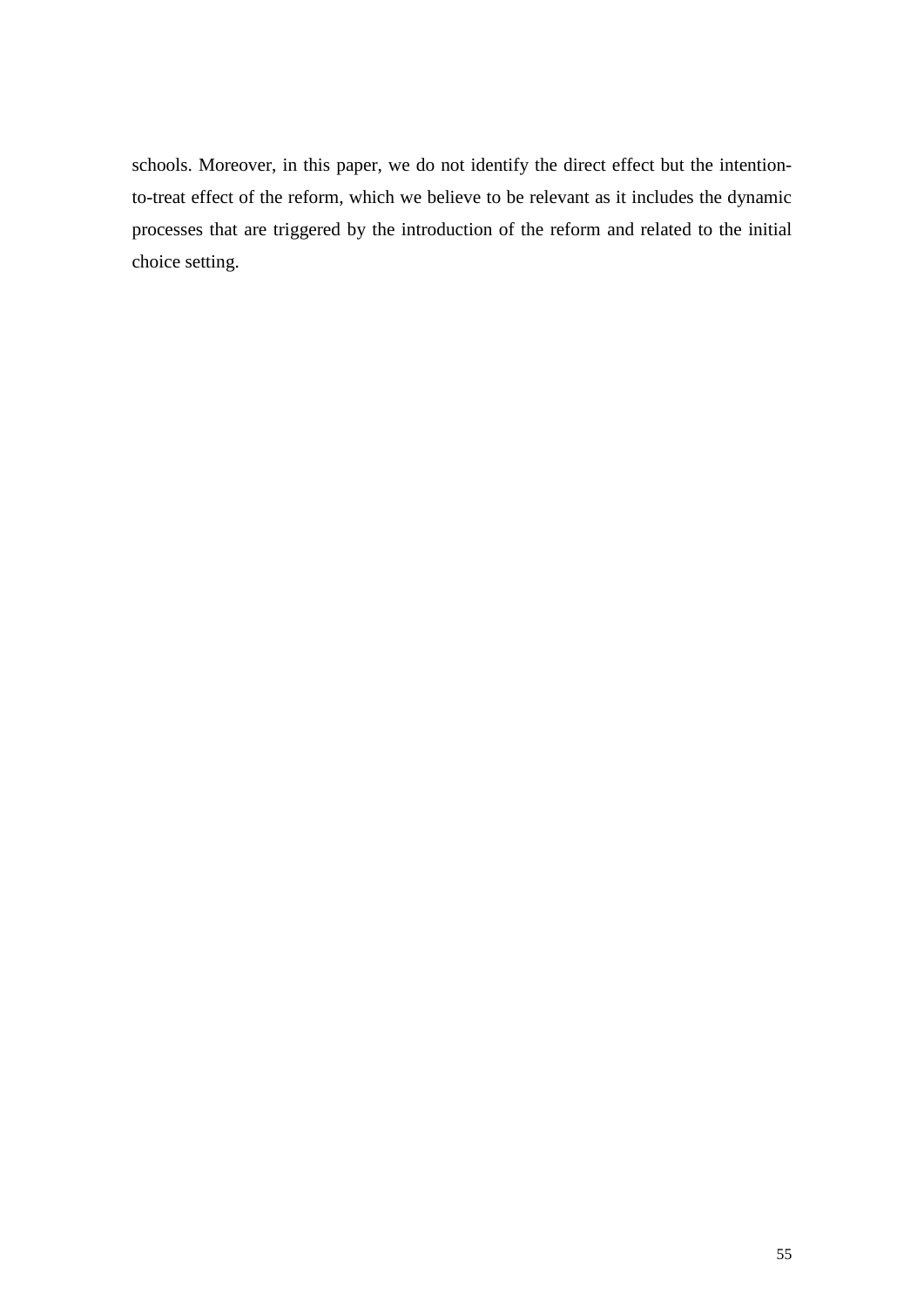schools. Moreover, in this paper, we do not identify the direct effect but the intention-to-treat effect of the reform, which we believe to be relevant as it includes the dynamic processes that are triggered by the introduction of the reform and related to the initial choice setting.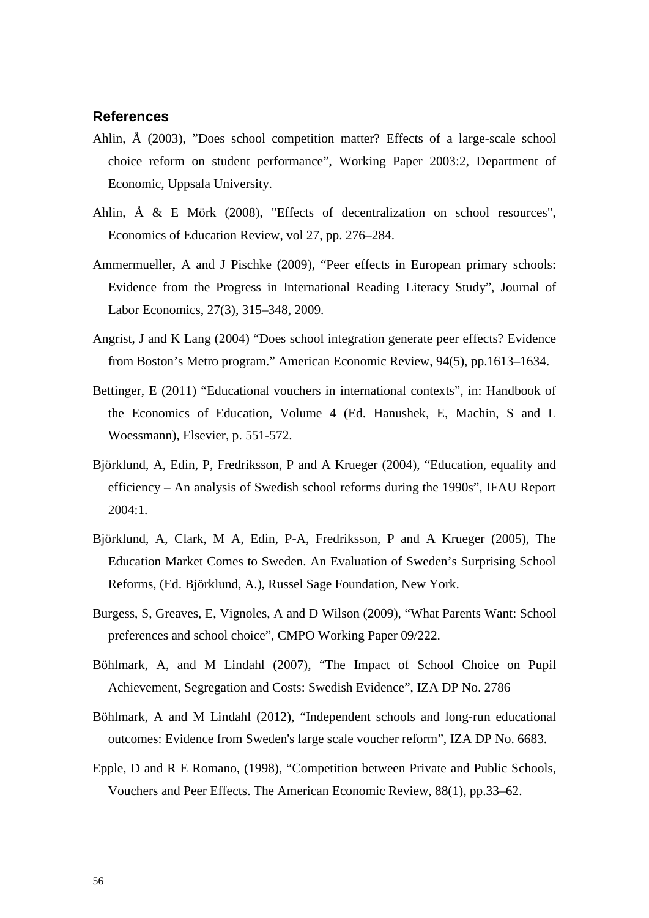## References

Ahlin, Å (2003), ”Does school competition matter? Effects of a large-scale school choice reform on student performance”, Working Paper 2003:2, Department of Economic, Uppsala University.

Ahlin, Å & E Mörk (2008), "Effects of decentralization on school resources", Economics of Education Review, vol 27, pp. 276–284.

Ammermueller, A and J Pischke (2009), “Peer effects in European primary schools: Evidence from the Progress in International Reading Literacy Study”, Journal of Labor Economics, 27(3), 315–348, 2009.

Angrist, J and K Lang (2004) “Does school integration generate peer effects? Evidence from Boston’s Metro program.” American Economic Review, 94(5), pp.1613–1634.

Bettinger, E (2011) “Educational vouchers in international contexts”, in: Handbook of the Economics of Education, Volume 4 (Ed. Hanushek, E, Machin, S and L Woessmann), Elsevier, p. 551-572.

Björklund, A, Edin, P, Fredriksson, P and A Krueger (2004), “Education, equality and efficiency – An analysis of Swedish school reforms during the 1990s”, IFAU Report 2004:1.

Björklund, A, Clark, M A, Edin, P-A, Fredriksson, P and A Krueger (2005), The Education Market Comes to Sweden. An Evaluation of Sweden’s Surprising School Reforms, (Ed. Björklund, A.), Russel Sage Foundation, New York.

Burgess, S, Greaves, E, Vignoles, A and D Wilson (2009), “What Parents Want: School preferences and school choice”, CMPO Working Paper 09/222.

Böhlmark, A, and M Lindahl (2007), “The Impact of School Choice on Pupil Achievement, Segregation and Costs: Swedish Evidence”, IZA DP No. 2786

Böhlmark, A and M Lindahl (2012), “Independent schools and long-run educational outcomes: Evidence from Sweden's large scale voucher reform”, IZA DP No. 6683.

Epple, D and R E Romano, (1998), “Competition between Private and Public Schools, Vouchers and Peer Effects. The American Economic Review, 88(1), pp.33–62.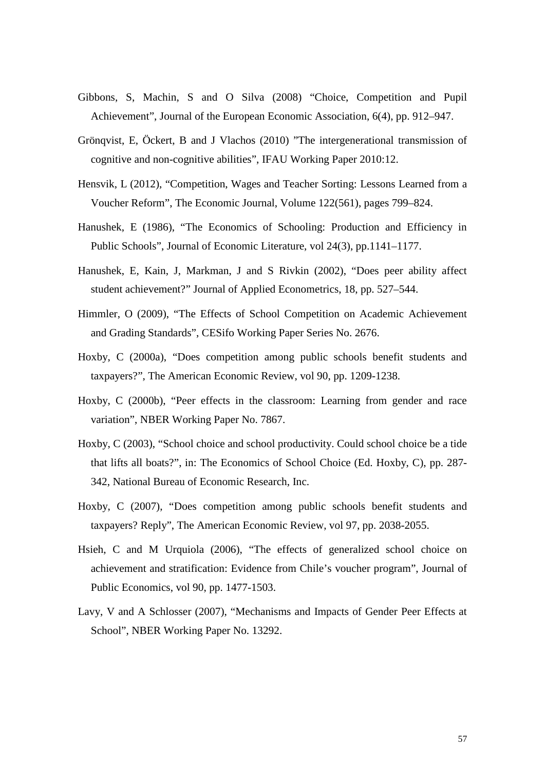Gibbons, S, Machin, S and O Silva (2008) “Choice, Competition and Pupil Achievement”, Journal of the European Economic Association, 6(4), pp. 912–947.

Grönqvist, E, Öckert, B and J Vlachos (2010) ”The intergenerational transmission of cognitive and non-cognitive abilities”, IFAU Working Paper 2010:12.

Hensvik, L (2012), “Competition, Wages and Teacher Sorting: Lessons Learned from a Voucher Reform”, The Economic Journal, Volume 122(561), pages 799–824.

Hanushek, E (1986), “The Economics of Schooling: Production and Efficiency in Public Schools”, Journal of Economic Literature, vol 24(3), pp.1141–1177.

Hanushek, E, Kain, J, Markman, J and S Rivkin (2002), “Does peer ability affect student achievement?” Journal of Applied Econometrics, 18, pp. 527–544.

Himmler, O (2009), “The Effects of School Competition on Academic Achievement and Grading Standards”, CESifo Working Paper Series No. 2676.

Hoxby, C (2000a), “Does competition among public schools benefit students and taxpayers?”, The American Economic Review, vol 90, pp. 1209-1238.

Hoxby, C (2000b), “Peer effects in the classroom: Learning from gender and race variation”, NBER Working Paper No. 7867.

Hoxby, C (2003), “School choice and school productivity. Could school choice be a tide that lifts all boats?”, in: The Economics of School Choice (Ed. Hoxby, C), pp. 287-342, National Bureau of Economic Research, Inc.

Hoxby, C (2007), “Does competition among public schools benefit students and taxpayers? Reply”, The American Economic Review, vol 97, pp. 2038-2055.

Hsieh, C and M Urquiola (2006), “The effects of generalized school choice on achievement and stratification: Evidence from Chile’s voucher program”, Journal of Public Economics, vol 90, pp. 1477-1503.

Lavy, V and A Schlosser (2007), “Mechanisms and Impacts of Gender Peer Effects at School”, NBER Working Paper No. 13292.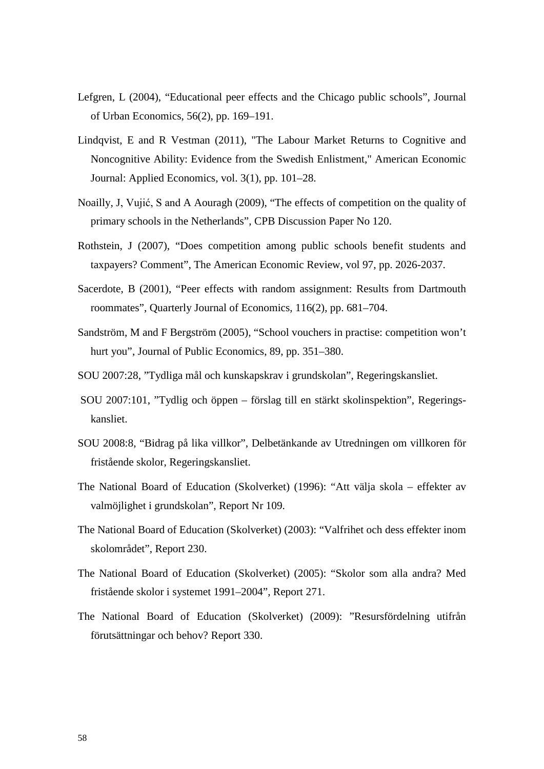Lefgren, L (2004), “Educational peer effects and the Chicago public schools”, Journal of Urban Economics, 56(2), pp. 169–191.

Lindqvist, E and R Vestman (2011), "The Labour Market Returns to Cognitive and Noncognitive Ability: Evidence from the Swedish Enlistment," American Economic Journal: Applied Economics, vol. 3(1), pp. 101–28.

Noailly, J, Vujić, S and A Aouragh (2009), “The effects of competition on the quality of primary schools in the Netherlands”, CPB Discussion Paper No 120.

Rothstein, J (2007), “Does competition among public schools benefit students and taxpayers? Comment”, The American Economic Review, vol 97, pp. 2026-2037.

Sacerdote, B (2001), “Peer effects with random assignment: Results from Dartmouth roommates”, Quarterly Journal of Economics, 116(2), pp. 681–704.

Sandström, M and F Bergström (2005), “School vouchers in practise: competition won’t hurt you”, Journal of Public Economics, 89, pp. 351–380.

SOU 2007:28, ”Tydliga mål och kunskapskrav i grundskolan”, Regeringskansliet.

SOU 2007:101, ”Tydlig och öppen – förslag till en stärkt skolinspektion”, Regerings-kansliet.

SOU 2008:8, “Bidrag på lika villkor”, Delbetänkande av Utredningen om villkoren för fristående skolor, Regeringskansliet.

The National Board of Education (Skolverket) (1996): “Att välja skola – effekter av valmöjlighet i grundskolan”, Report Nr 109.

The National Board of Education (Skolverket) (2003): “Valfrihet och dess effekter inom skolområdet”, Report 230.

The National Board of Education (Skolverket) (2005): “Skolor som alla andra? Med fristående skolor i systemet 1991–2004”, Report 271.

The National Board of Education (Skolverket) (2009): ”Resursfördelning utifrån förutsättningar och behov? Report 330.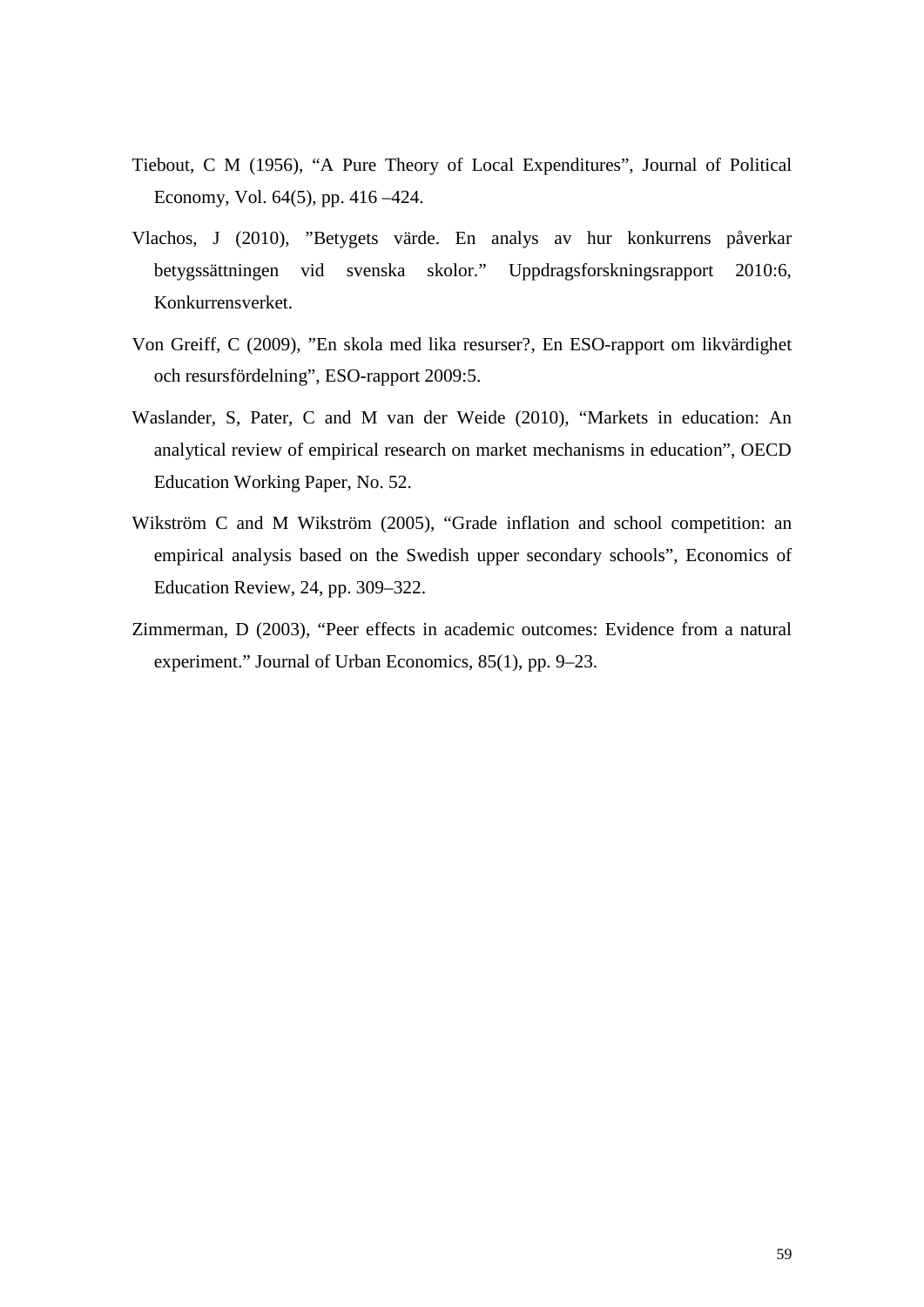Tiebout, C M (1956), “A Pure Theory of Local Expenditures”, Journal of Political Economy, Vol. 64(5), pp. 416 –424.

Vlachos, J (2010), ”Betygets värde. En analys av hur konkurrens påverkar betygssättningen vid svenska skolor.” Uppdragsforskningsrapport 2010:6, Konkurrensverket.

Von Greiff, C (2009), ”En skola med lika resurser?, En ESO-rapport om likvärdighet och resursfördelning”, ESO-rapport 2009:5.

Waslander, S, Pater, C and M van der Weide (2010), “Markets in education: An analytical review of empirical research on market mechanisms in education”, OECD Education Working Paper, No. 52.

Wikström C and M Wikström (2005), “Grade inflation and school competition: an empirical analysis based on the Swedish upper secondary schools”, Economics of Education Review, 24, pp. 309–322.

Zimmerman, D (2003), “Peer effects in academic outcomes: Evidence from a natural experiment.” Journal of Urban Economics, 85(1), pp. 9–23.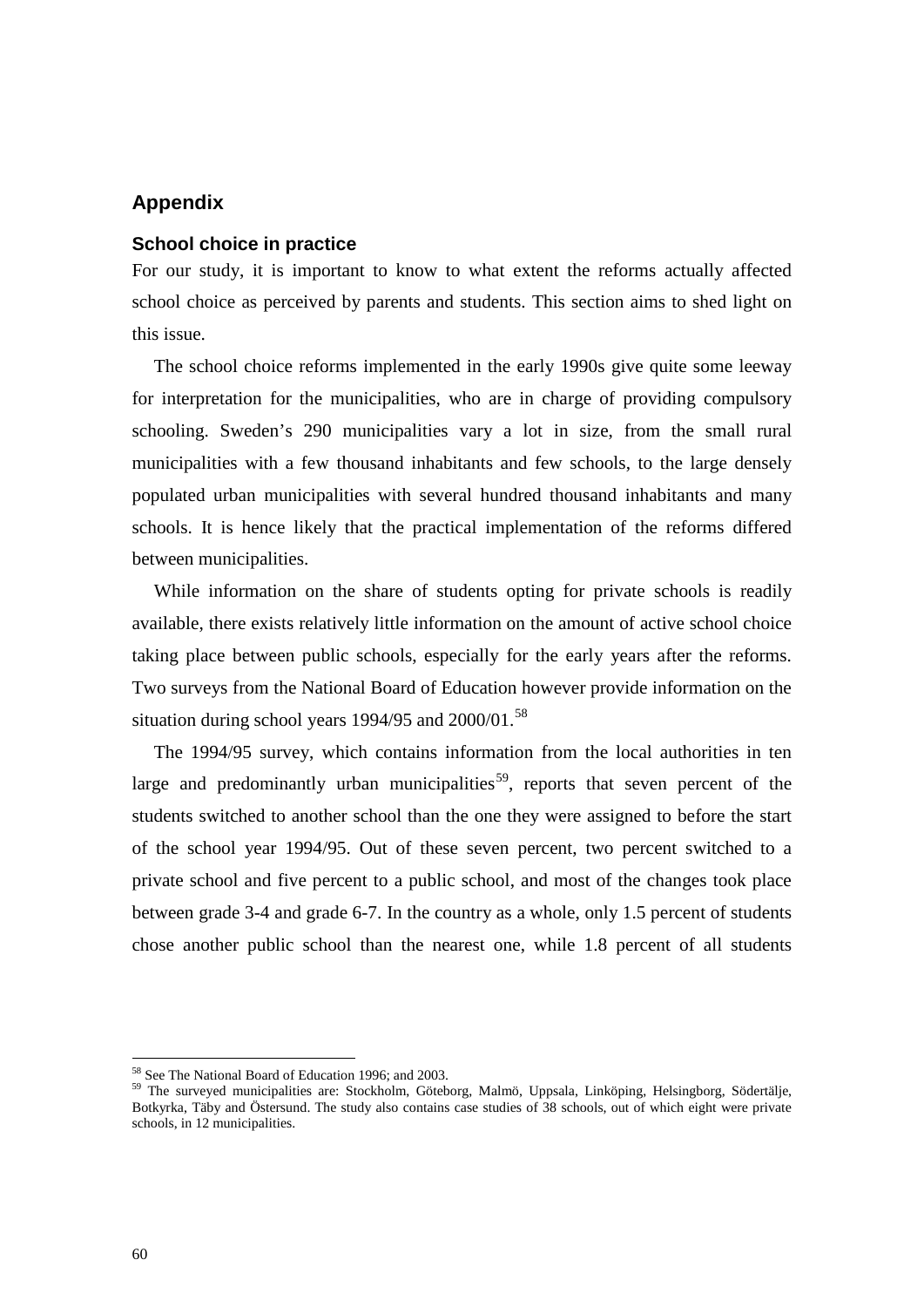## Appendix

### School choice in practice

For our study, it is important to know to what extent the reforms actually affected school choice as perceived by parents and students. This section aims to shed light on this issue.

The school choice reforms implemented in the early 1990s give quite some leeway for interpretation for the municipalities, who are in charge of providing compulsory schooling. Sweden's 290 municipalities vary a lot in size, from the small rural municipalities with a few thousand inhabitants and few schools, to the large densely populated urban municipalities with several hundred thousand inhabitants and many schools. It is hence likely that the practical implementation of the reforms differed between municipalities.

While information on the share of students opting for private schools is readily available, there exists relatively little information on the amount of active school choice taking place between public schools, especially for the early years after the reforms. Two surveys from the National Board of Education however provide information on the situation during school years 1994/95 and 2000/01.[58]

The 1994/95 survey, which contains information from the local authorities in ten large and predominantly urban municipalities[59], reports that seven percent of the students switched to another school than the one they were assigned to before the start of the school year 1994/95. Out of these seven percent, two percent switched to a private school and five percent to a public school, and most of the changes took place between grade 3-4 and grade 6-7. In the country as a whole, only 1.5 percent of students chose another public school than the nearest one, while 1.8 percent of all students

[58] See The National Board of Education 1996; and 2003.

[59] The surveyed municipalities are: Stockholm, Göteborg, Malmö, Uppsala, Linköping, Helsingborg, Södertälje, Botkyrka, Täby and Östersund. The study also contains case studies of 38 schools, out of which eight were private schools, in 12 municipalities.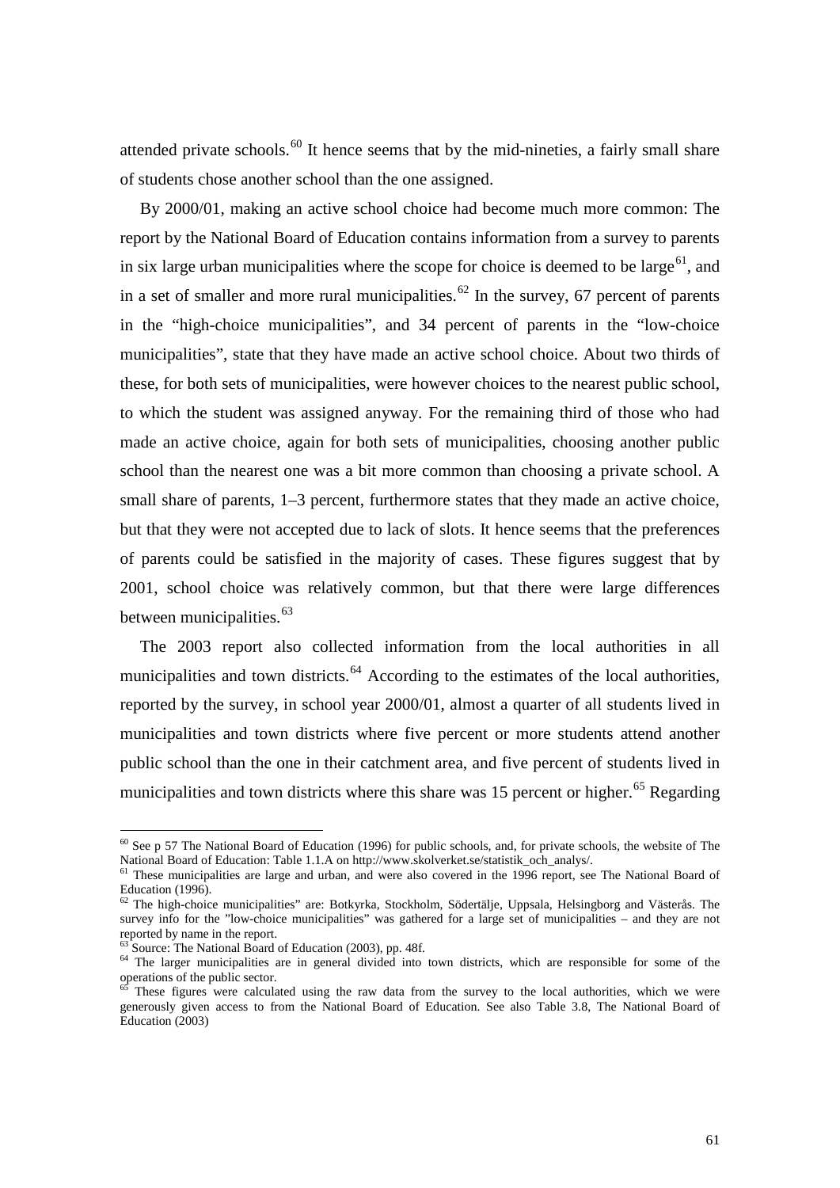attended private schools.[60] It hence seems that by the mid-nineties, a fairly small share of students chose another school than the one assigned.

By 2000/01, making an active school choice had become much more common: The report by the National Board of Education contains information from a survey to parents in six large urban municipalities where the scope for choice is deemed to be large[61], and in a set of smaller and more rural municipalities.[62] In the survey, 67 percent of parents in the "high-choice municipalities", and 34 percent of parents in the "low-choice municipalities", state that they have made an active school choice. About two thirds of these, for both sets of municipalities, were however choices to the nearest public school, to which the student was assigned anyway. For the remaining third of those who had made an active choice, again for both sets of municipalities, choosing another public school than the nearest one was a bit more common than choosing a private school. A small share of parents, 1–3 percent, furthermore states that they made an active choice, but that they were not accepted due to lack of slots. It hence seems that the preferences of parents could be satisfied in the majority of cases. These figures suggest that by 2001, school choice was relatively common, but that there were large differences between municipalities.[63]

The 2003 report also collected information from the local authorities in all municipalities and town districts.[64] According to the estimates of the local authorities, reported by the survey, in school year 2000/01, almost a quarter of all students lived in municipalities and town districts where five percent or more students attend another public school than the one in their catchment area, and five percent of students lived in municipalities and town districts where this share was 15 percent or higher.[65] Regarding

---

[60] See p 57 The National Board of Education (1996) for public schools, and, for private schools, the website of The National Board of Education: Table 1.1.A on http://www.skolverket.se/statistik_och_analys/.

[61] These municipalities are large and urban, and were also covered in the 1996 report, see The National Board of Education (1996).

[62] The high-choice municipalities" are: Botkyrka, Stockholm, Södertälje, Uppsala, Helsingborg and Västerås. The survey info for the "low-choice municipalities" was gathered for a large set of municipalities – and they are not reported by name in the report.

[63] Source: The National Board of Education (2003), pp. 48f.

[64] The larger municipalities are in general divided into town districts, which are responsible for some of the operations of the public sector.

[65] These figures were calculated using the raw data from the survey to the local authorities, which we were generously given access to from the National Board of Education. See also Table 3.8, The National Board of Education (2003)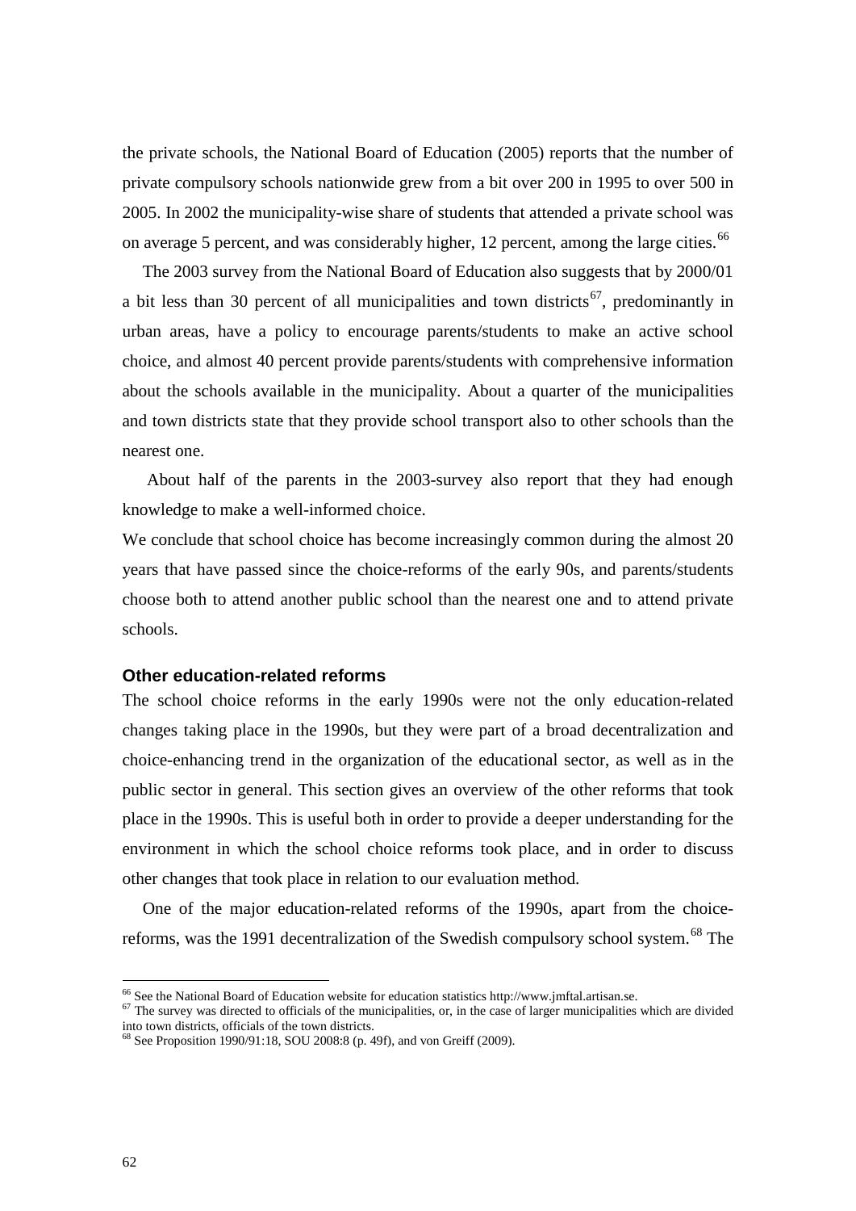the private schools, the National Board of Education (2005) reports that the number of private compulsory schools nationwide grew from a bit over 200 in 1995 to over 500 in 2005. In 2002 the municipality-wise share of students that attended a private school was on average 5 percent, and was considerably higher, 12 percent, among the large cities.[66]

The 2003 survey from the National Board of Education also suggests that by 2000/01 a bit less than 30 percent of all municipalities and town districts[67], predominantly in urban areas, have a policy to encourage parents/students to make an active school choice, and almost 40 percent provide parents/students with comprehensive information about the schools available in the municipality. About a quarter of the municipalities and town districts state that they provide school transport also to other schools than the nearest one.

About half of the parents in the 2003-survey also report that they had enough knowledge to make a well-informed choice.

We conclude that school choice has become increasingly common during the almost 20 years that have passed since the choice-reforms of the early 90s, and parents/students choose both to attend another public school than the nearest one and to attend private schools.

### Other education-related reforms

The school choice reforms in the early 1990s were not the only education-related changes taking place in the 1990s, but they were part of a broad decentralization and choice-enhancing trend in the organization of the educational sector, as well as in the public sector in general. This section gives an overview of the other reforms that took place in the 1990s. This is useful both in order to provide a deeper understanding for the environment in which the school choice reforms took place, and in order to discuss other changes that took place in relation to our evaluation method.

One of the major education-related reforms of the 1990s, apart from the choice-reforms, was the 1991 decentralization of the Swedish compulsory school system.[68] The

---

[66] See the National Board of Education website for education statistics http://www.jmftal.artisan.se.

[67] The survey was directed to officials of the municipalities, or, in the case of larger municipalities which are divided into town districts, officials of the town districts.

[68] See Proposition 1990/91:18, SOU 2008:8 (p. 49f), and von Greiff (2009).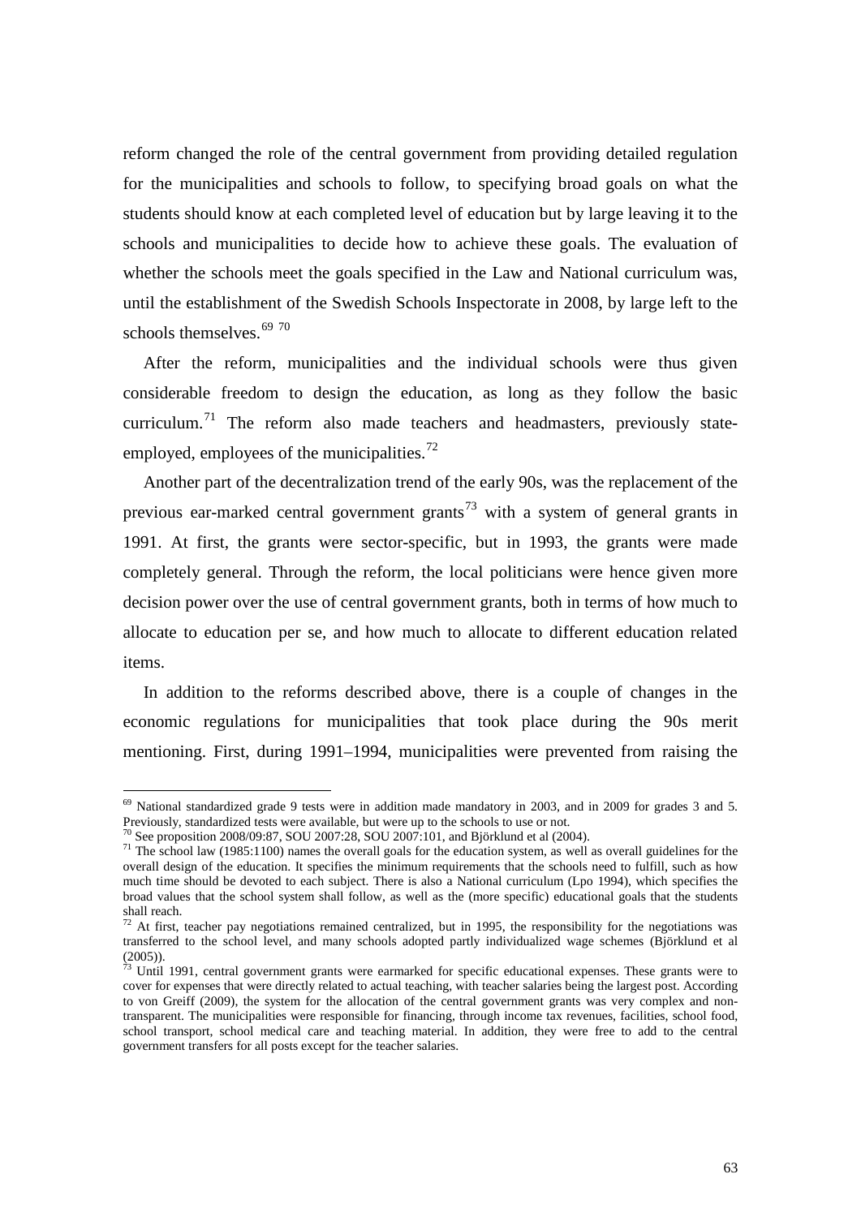reform changed the role of the central government from providing detailed regulation for the municipalities and schools to follow, to specifying broad goals on what the students should know at each completed level of education but by large leaving it to the schools and municipalities to decide how to achieve these goals. The evaluation of whether the schools meet the goals specified in the Law and National curriculum was, until the establishment of the Swedish Schools Inspectorate in 2008, by large left to the schools themselves.[69] [70]

After the reform, municipalities and the individual schools were thus given considerable freedom to design the education, as long as they follow the basic curriculum.[71] The reform also made teachers and headmasters, previously state-employed, employees of the municipalities.[72]

Another part of the decentralization trend of the early 90s, was the replacement of the previous ear-marked central government grants[73] with a system of general grants in 1991. At first, the grants were sector-specific, but in 1993, the grants were made completely general. Through the reform, the local politicians were hence given more decision power over the use of central government grants, both in terms of how much to allocate to education per se, and how much to allocate to different education related items.

In addition to the reforms described above, there is a couple of changes in the economic regulations for municipalities that took place during the 90s merit mentioning. First, during 1991–1994, municipalities were prevented from raising the

---

[69] National standardized grade 9 tests were in addition made mandatory in 2003, and in 2009 for grades 3 and 5. Previously, standardized tests were available, but were up to the schools to use or not.

[70] See proposition 2008/09:87, SOU 2007:28, SOU 2007:101, and Björklund et al (2004).

[71] The school law (1985:1100) names the overall goals for the education system, as well as overall guidelines for the overall design of the education. It specifies the minimum requirements that the schools need to fulfill, such as how much time should be devoted to each subject. There is also a National curriculum (Lpo 1994), which specifies the broad values that the school system shall follow, as well as the (more specific) educational goals that the students shall reach.

[72] At first, teacher pay negotiations remained centralized, but in 1995, the responsibility for the negotiations was transferred to the school level, and many schools adopted partly individualized wage schemes (Björklund et al (2005)).

[73] Until 1991, central government grants were earmarked for specific educational expenses. These grants were to cover for expenses that were directly related to actual teaching, with teacher salaries being the largest post. According to von Greiff (2009), the system for the allocation of the central government grants was very complex and non-transparent. The municipalities were responsible for financing, through income tax revenues, facilities, school food, school transport, school medical care and teaching material. In addition, they were free to add to the central government transfers for all posts except for the teacher salaries.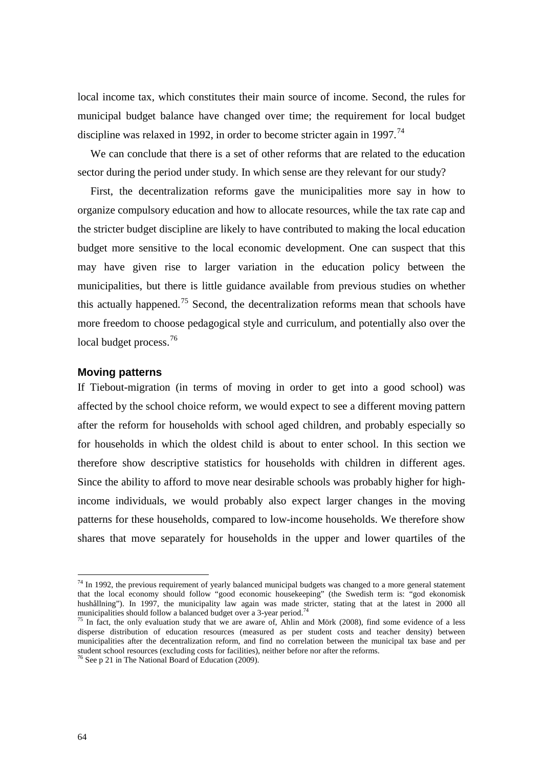local income tax, which constitutes their main source of income. Second, the rules for municipal budget balance have changed over time; the requirement for local budget discipline was relaxed in 1992, in order to become stricter again in 1997.[74]

We can conclude that there is a set of other reforms that are related to the education sector during the period under study. In which sense are they relevant for our study?

First, the decentralization reforms gave the municipalities more say in how to organize compulsory education and how to allocate resources, while the tax rate cap and the stricter budget discipline are likely to have contributed to making the local education budget more sensitive to the local economic development. One can suspect that this may have given rise to larger variation in the education policy between the municipalities, but there is little guidance available from previous studies on whether this actually happened.[75] Second, the decentralization reforms mean that schools have more freedom to choose pedagogical style and curriculum, and potentially also over the local budget process.[76]

### Moving patterns

If Tiebout-migration (in terms of moving in order to get into a good school) was affected by the school choice reform, we would expect to see a different moving pattern after the reform for households with school aged children, and probably especially so for households in which the oldest child is about to enter school. In this section we therefore show descriptive statistics for households with children in different ages. Since the ability to afford to move near desirable schools was probably higher for high-income individuals, we would probably also expect larger changes in the moving patterns for these households, compared to low-income households. We therefore show shares that move separately for households in the upper and lower quartiles of the

[74] In 1992, the previous requirement of yearly balanced municipal budgets was changed to a more general statement that the local economy should follow "good economic housekeeping" (the Swedish term is: "god ekonomisk hushållning"). In 1997, the municipality law again was made stricter, stating that at the latest in 2000 all municipalities should follow a balanced budget over a 3-year period.[74]

[75] In fact, the only evaluation study that we are aware of, Ahlin and Mörk (2008), find some evidence of a less disperse distribution of education resources (measured as per student costs and teacher density) between municipalities after the decentralization reform, and find no correlation between the municipal tax base and per student school resources (excluding costs for facilities), neither before nor after the reforms.

[76] See p 21 in The National Board of Education (2009).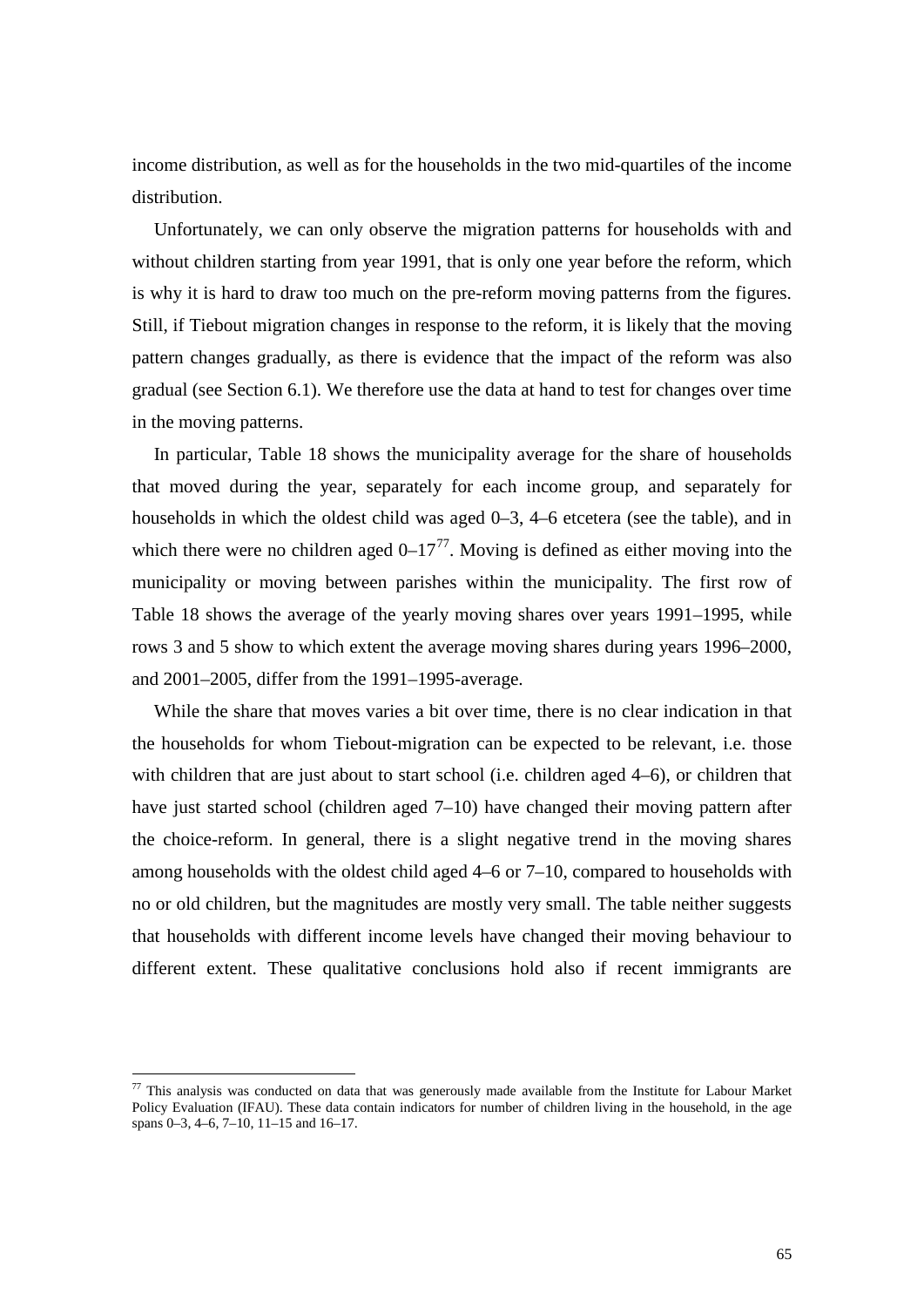income distribution, as well as for the households in the two mid-quartiles of the income distribution.

Unfortunately, we can only observe the migration patterns for households with and without children starting from year 1991, that is only one year before the reform, which is why it is hard to draw too much on the pre-reform moving patterns from the figures. Still, if Tiebout migration changes in response to the reform, it is likely that the moving pattern changes gradually, as there is evidence that the impact of the reform was also gradual (see Section 6.1). We therefore use the data at hand to test for changes over time in the moving patterns.

In particular, Table 18 shows the municipality average for the share of households that moved during the year, separately for each income group, and separately for households in which the oldest child was aged 0–3, 4–6 etcetera (see the table), and in which there were no children aged 0–17[77]. Moving is defined as either moving into the municipality or moving between parishes within the municipality. The first row of Table 18 shows the average of the yearly moving shares over years 1991–1995, while rows 3 and 5 show to which extent the average moving shares during years 1996–2000, and 2001–2005, differ from the 1991–1995-average.

While the share that moves varies a bit over time, there is no clear indication in that the households for whom Tiebout-migration can be expected to be relevant, i.e. those with children that are just about to start school (i.e. children aged 4–6), or children that have just started school (children aged 7–10) have changed their moving pattern after the choice-reform. In general, there is a slight negative trend in the moving shares among households with the oldest child aged 4–6 or 7–10, compared to households with no or old children, but the magnitudes are mostly very small. The table neither suggests that households with different income levels have changed their moving behaviour to different extent. These qualitative conclusions hold also if recent immigrants are

[77] This analysis was conducted on data that was generously made available from the Institute for Labour Market Policy Evaluation (IFAU). These data contain indicators for number of children living in the household, in the age spans 0–3, 4–6, 7–10, 11–15 and 16–17.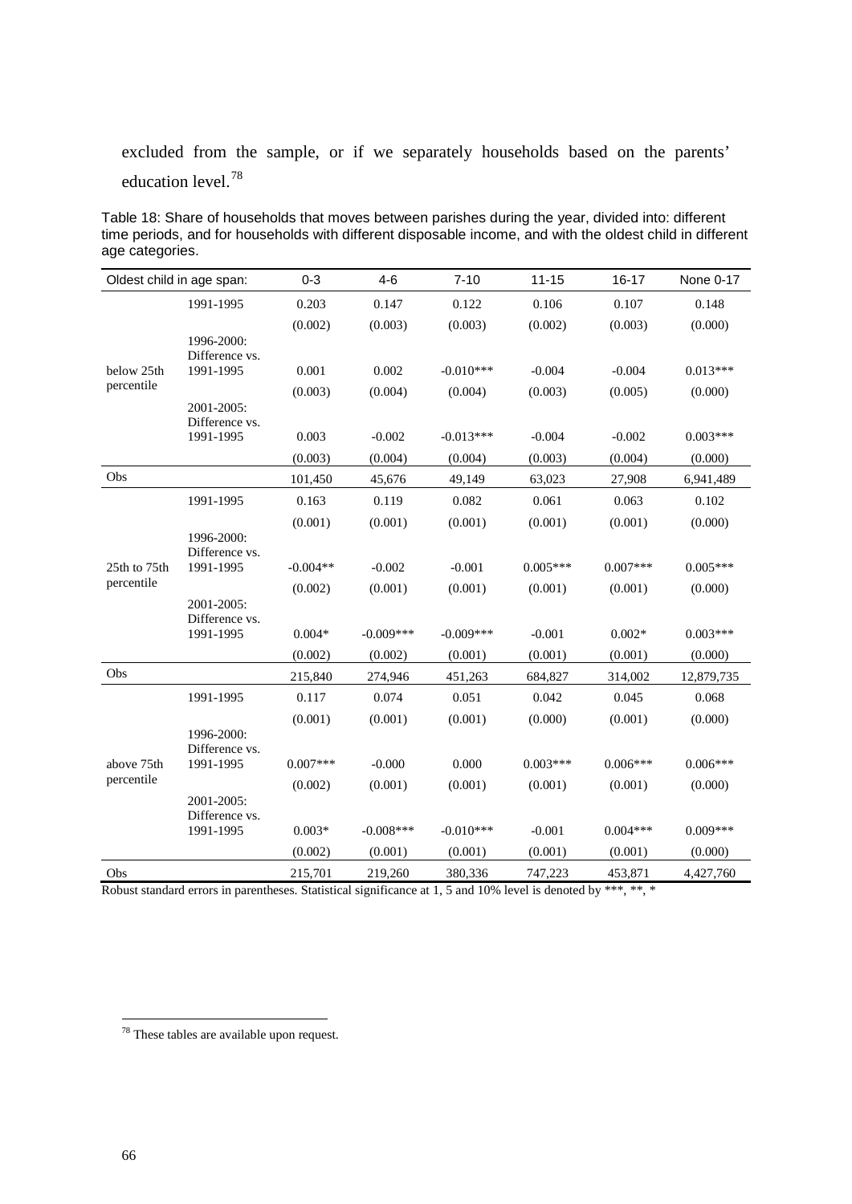excluded from the sample, or if we separately households based on the parents' education level.[78]

Table 18: Share of households that moves between parishes during the year, divided into: different time periods, and for households with different disposable income, and with the oldest child in different age categories.

| Oldest child in age span: | | 0-3 | 4-6 | 7-10 | 11-15 | 16-17 | None 0-17 |
|---|---|---|---|---|---|---|---|
| below 25th percentile | 1991-1995 | 0.203 | 0.147 | 0.122 | 0.106 | 0.107 | 0.148 |
| | | (0.002) | (0.003) | (0.003) | (0.002) | (0.003) | (0.000) |
| | 1996-2000: Difference vs. 1991-1995 | 0.001 | 0.002 | -0.010*** | -0.004 | -0.004 | 0.013*** |
| | | (0.003) | (0.004) | (0.004) | (0.003) | (0.005) | (0.000) |
| | 2001-2005: Difference vs. 1991-1995 | 0.003 | -0.002 | -0.013*** | -0.004 | -0.002 | 0.003*** |
| | | (0.003) | (0.004) | (0.004) | (0.003) | (0.004) | (0.000) |
| Obs | | 101,450 | 45,676 | 49,149 | 63,023 | 27,908 | 6,941,489 |
| 25th to 75th percentile | 1991-1995 | 0.163 | 0.119 | 0.082 | 0.061 | 0.063 | 0.102 |
| | | (0.001) | (0.001) | (0.001) | (0.001) | (0.001) | (0.000) |
| | 1996-2000: Difference vs. 1991-1995 | -0.004** | -0.002 | -0.001 | 0.005*** | 0.007*** | 0.005*** |
| | | (0.002) | (0.001) | (0.001) | (0.001) | (0.001) | (0.000) |
| | 2001-2005: Difference vs. 1991-1995 | 0.004* | -0.009*** | -0.009*** | -0.001 | 0.002* | 0.003*** |
| | | (0.002) | (0.002) | (0.001) | (0.001) | (0.001) | (0.000) |
| Obs | | 215,840 | 274,946 | 451,263 | 684,827 | 314,002 | 12,879,735 |
| above 75th percentile | 1991-1995 | 0.117 | 0.074 | 0.051 | 0.042 | 0.045 | 0.068 |
| | | (0.001) | (0.001) | (0.001) | (0.000) | (0.001) | (0.000) |
| | 1996-2000: Difference vs. 1991-1995 | 0.007*** | -0.000 | 0.000 | 0.003*** | 0.006*** | 0.006*** |
| | | (0.002) | (0.001) | (0.001) | (0.001) | (0.001) | (0.000) |
| | 2001-2005: Difference vs. 1991-1995 | 0.003* | -0.008*** | -0.010*** | -0.001 | 0.004*** | 0.009*** |
| | | (0.002) | (0.001) | (0.001) | (0.001) | (0.001) | (0.000) |
| Obs | | 215,701 | 219,260 | 380,336 | 747,223 | 453,871 | 4,427,760 |

Robust standard errors in parentheses. Statistical significance at 1, 5 and 10% level is denoted by ***, **, *

[78] These tables are available upon request.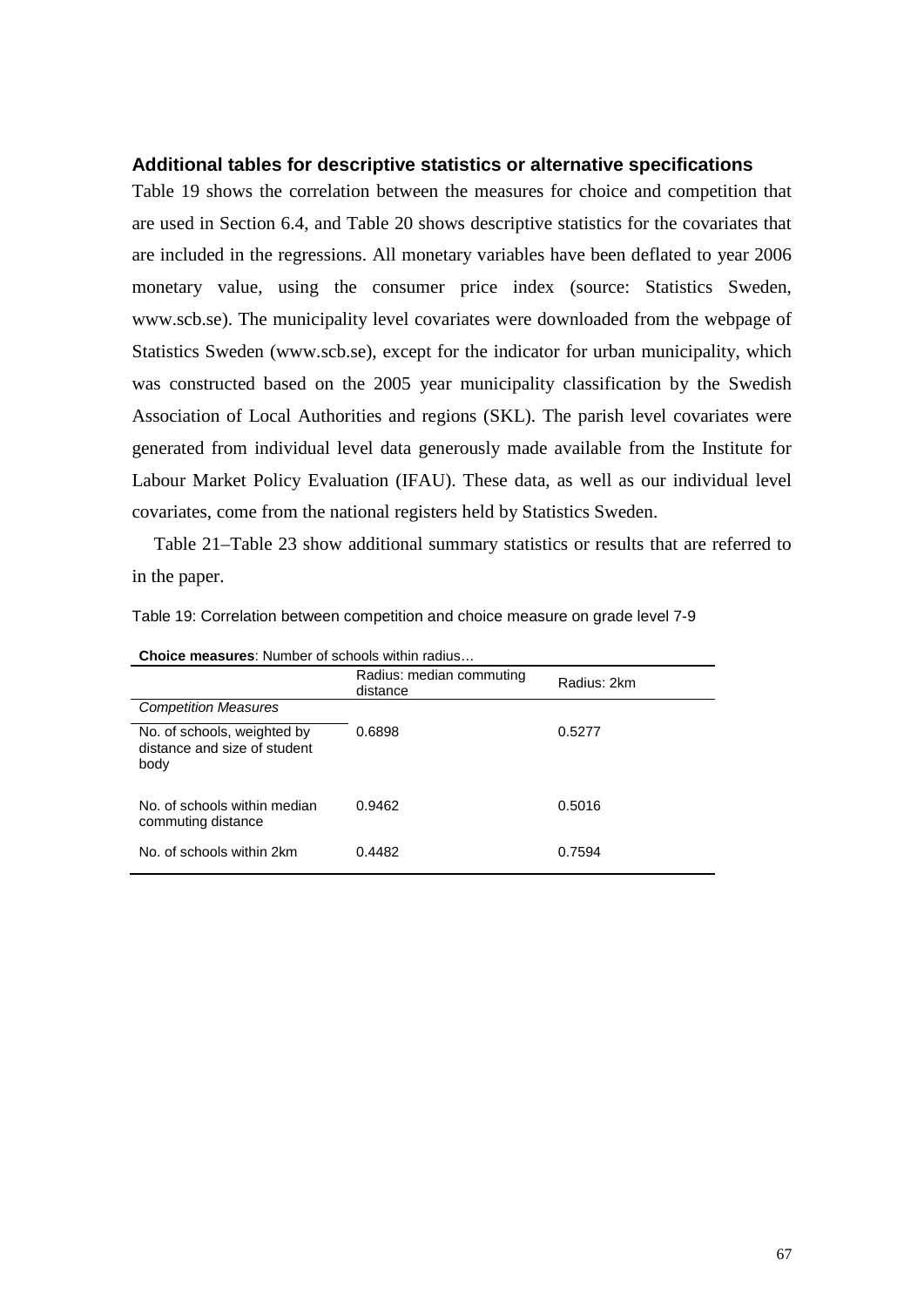### Additional tables for descriptive statistics or alternative specifications

Table 19 shows the correlation between the measures for choice and competition that are used in Section 6.4, and Table 20 shows descriptive statistics for the covariates that are included in the regressions. All monetary variables have been deflated to year 2006 monetary value, using the consumer price index (source: Statistics Sweden, www.scb.se). The municipality level covariates were downloaded from the webpage of Statistics Sweden (www.scb.se), except for the indicator for urban municipality, which was constructed based on the 2005 year municipality classification by the Swedish Association of Local Authorities and regions (SKL). The parish level covariates were generated from individual level data generously made available from the Institute for Labour Market Policy Evaluation (IFAU). These data, as well as our individual level covariates, come from the national registers held by Statistics Sweden.

Table 21–Table 23 show additional summary statistics or results that are referred to in the paper.

Table 19: Correlation between competition and choice measure on grade level 7-9

| **Choice measures**: Number of schools within radius… | Radius: median commuting distance | Radius: 2km |
|---|---|---|
| *Competition Measures* | | |
| No. of schools, weighted by distance and size of student body | 0.6898 | 0.5277 |
| No. of schools within median commuting distance | 0.9462 | 0.5016 |
| No. of schools within 2km | 0.4482 | 0.7594 |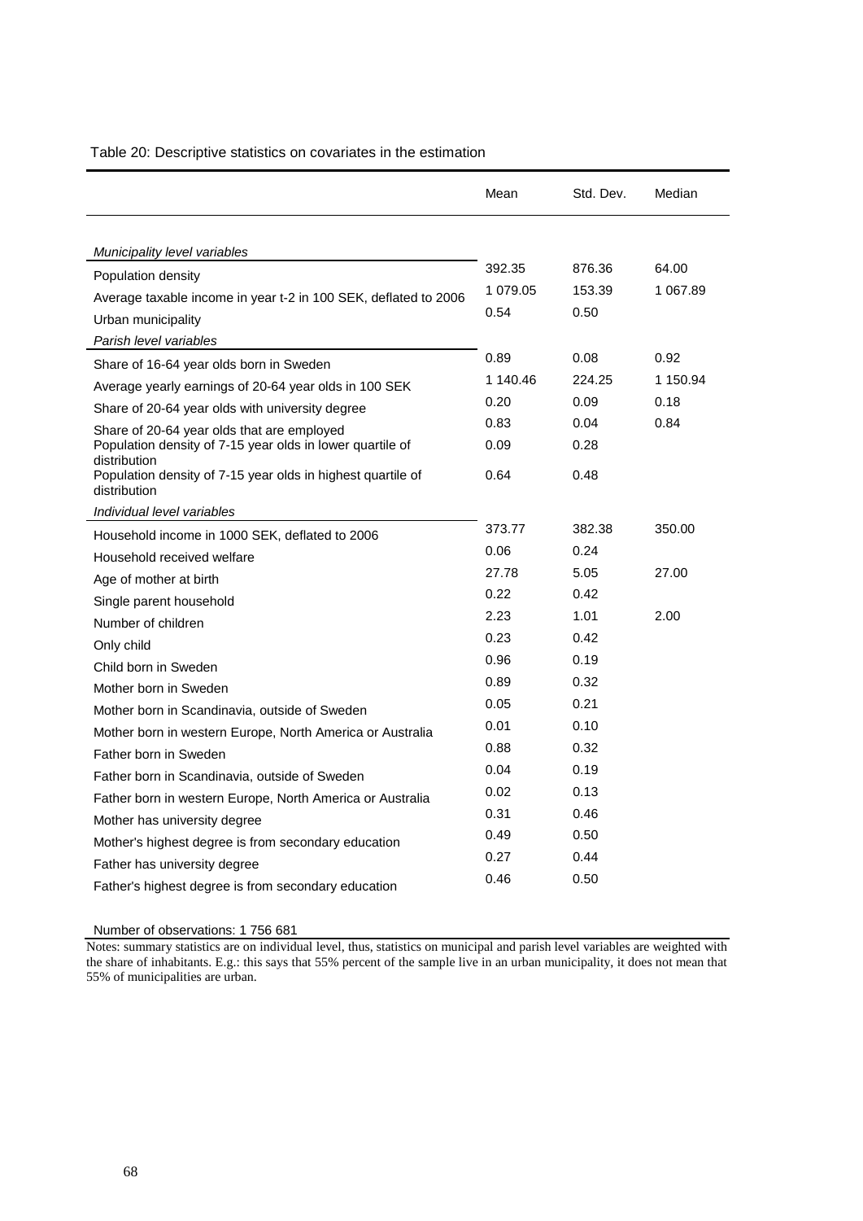Table 20: Descriptive statistics on covariates in the estimation

| | Mean | Std. Dev. | Median |
|---|---|---|---|
| *Municipality level variables* | | | |
| Population density | 392.35 | 876.36 | 64.00 |
| Average taxable income in year t-2 in 100 SEK, deflated to 2006 | 1 079.05 | 153.39 | 1 067.89 |
| Urban municipality | 0.54 | 0.50 | |
| *Parish level variables* | | | |
| Share of 16-64 year olds born in Sweden | 0.89 | 0.08 | 0.92 |
| Average yearly earnings of 20-64 year olds in 100 SEK | 1 140.46 | 224.25 | 1 150.94 |
| Share of 20-64 year olds with university degree | 0.20 | 0.09 | 0.18 |
| Share of 20-64 year olds that are employed | 0.83 | 0.04 | 0.84 |
| Population density of 7-15 year olds in lower quartile of distribution | 0.09 | 0.28 | |
| Population density of 7-15 year olds in highest quartile of distribution | 0.64 | 0.48 | |
| *Individual level variables* | | | |
| Household income in 1000 SEK, deflated to 2006 | 373.77 | 382.38 | 350.00 |
| Household received welfare | 0.06 | 0.24 | |
| Age of mother at birth | 27.78 | 5.05 | 27.00 |
| Single parent household | 0.22 | 0.42 | |
| Number of children | 2.23 | 1.01 | 2.00 |
| Only child | 0.23 | 0.42 | |
| Child born in Sweden | 0.96 | 0.19 | |
| Mother born in Sweden | 0.89 | 0.32 | |
| Mother born in Scandinavia, outside of Sweden | 0.05 | 0.21 | |
| Mother born in western Europe, North America or Australia | 0.01 | 0.10 | |
| Father born in Sweden | 0.88 | 0.32 | |
| Father born in Scandinavia, outside of Sweden | 0.04 | 0.19 | |
| Father born in western Europe, North America or Australia | 0.02 | 0.13 | |
| Mother has university degree | 0.31 | 0.46 | |
| Mother's highest degree is from secondary education | 0.49 | 0.50 | |
| Father has university degree | 0.27 | 0.44 | |
| Father's highest degree is from secondary education | 0.46 | 0.50 | |

Number of observations: 1 756 681

Notes: summary statistics are on individual level, thus, statistics on municipal and parish level variables are weighted with the share of inhabitants. E.g.: this says that 55% percent of the sample live in an urban municipality, it does not mean that 55% of municipalities are urban.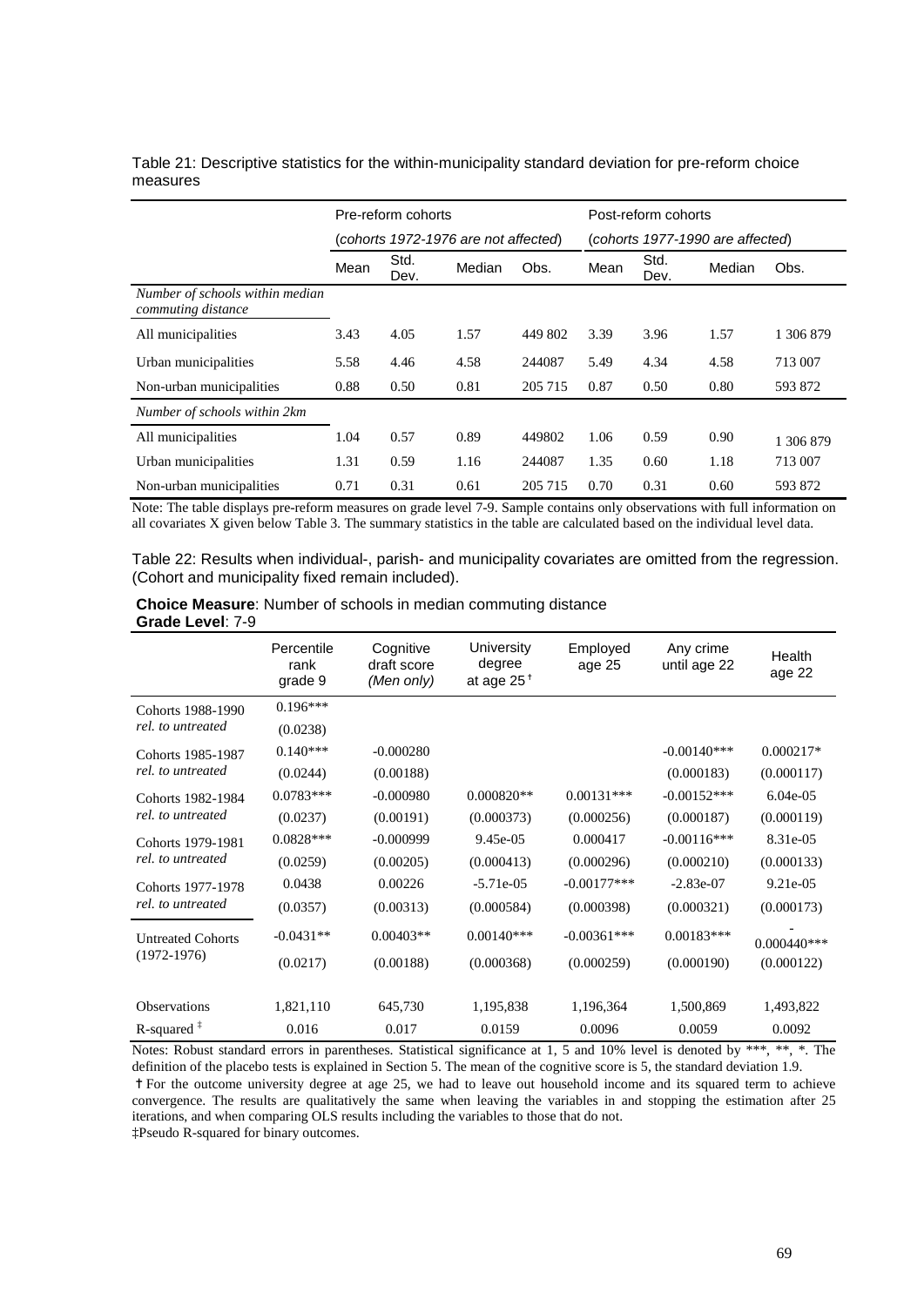Table 21: Descriptive statistics for the within-municipality standard deviation for pre-reform choice measures

| | Pre-reform cohorts (*cohorts 1972-1976 are not affected*) | | | | Post-reform cohorts (*cohorts 1977-1990 are affected*) | | | |
|---|---|---|---|---|---|---|---|---|
| | Mean | Std. Dev. | Median | Obs. | Mean | Std. Dev. | Median | Obs. |
| *Number of schools within median commuting distance* | | | | | | | | |
| All municipalities | 3.43 | 4.05 | 1.57 | 449 802 | 3.39 | 3.96 | 1.57 | 1 306 879 |
| Urban municipalities | 5.58 | 4.46 | 4.58 | 244087 | 5.49 | 4.34 | 4.58 | 713 007 |
| Non-urban municipalities | 0.88 | 0.50 | 0.81 | 205 715 | 0.87 | 0.50 | 0.80 | 593 872 |
| *Number of schools within 2km* | | | | | | | | |
| All municipalities | 1.04 | 0.57 | 0.89 | 449802 | 1.06 | 0.59 | 0.90 | 1 306 879 |
| Urban municipalities | 1.31 | 0.59 | 1.16 | 244087 | 1.35 | 0.60 | 1.18 | 713 007 |
| Non-urban municipalities | 0.71 | 0.31 | 0.61 | 205 715 | 0.70 | 0.31 | 0.60 | 593 872 |

Note: The table displays pre-reform measures on grade level 7-9. Sample contains only observations with full information on all covariates X given below Table 3. The summary statistics in the table are calculated based on the individual level data.

Table 22: Results when individual-, parish- and municipality covariates are omitted from the regression. (Cohort and municipality fixed remain included).

**Choice Measure**: Number of schools in median commuting distance
**Grade Level**: 7-9

| | Percentile rank grade 9 | Cognitive draft score *(Men only)* | University degree at age 25 † | Employed age 25 | Any crime until age 22 | Health age 22 |
|---|---|---|---|---|---|---|
| Cohorts 1988-1990 *rel. to untreated* | 0.196*** | | | | | |
| | (0.0238) | | | | | |
| Cohorts 1985-1987 *rel. to untreated* | 0.140*** | -0.000280 | | | -0.00140*** | 0.000217* |
| | (0.0244) | (0.00188) | | | (0.000183) | (0.000117) |
| Cohorts 1982-1984 *rel. to untreated* | 0.0783*** | -0.000980 | 0.000820** | 0.00131*** | -0.00152*** | 6.04e-05 |
| | (0.0237) | (0.00191) | (0.000373) | (0.000256) | (0.000187) | (0.000119) |
| Cohorts 1979-1981 *rel. to untreated* | 0.0828*** | -0.000999 | 9.45e-05 | 0.000417 | -0.00116*** | 8.31e-05 |
| | (0.0259) | (0.00205) | (0.000413) | (0.000296) | (0.000210) | (0.000133) |
| Cohorts 1977-1978 *rel. to untreated* | 0.0438 | 0.00226 | -5.71e-05 | -0.00177*** | -2.83e-07 | 9.21e-05 |
| | (0.0357) | (0.00313) | (0.000584) | (0.000398) | (0.000321) | (0.000173) |
| Untreated Cohorts (1972-1976) | -0.0431** | 0.00403** | 0.00140*** | -0.00361*** | 0.00183*** | -0.000440*** |
| | (0.0217) | (0.00188) | (0.000368) | (0.000259) | (0.000190) | (0.000122) |
| Observations | 1,821,110 | 645,730 | 1,195,838 | 1,196,364 | 1,500,869 | 1,493,822 |
| R-squared ‡ | 0.016 | 0.017 | 0.0159 | 0.0096 | 0.0059 | 0.0092 |

Notes: Robust standard errors in parentheses. Statistical significance at 1, 5 and 10% level is denoted by ***, **, *. The definition of the placebo tests is explained in Section 5. The mean of the cognitive score is 5, the standard deviation 1.9.

† For the outcome university degree at age 25, we had to leave out household income and its squared term to achieve convergence. The results are qualitatively the same when leaving the variables in and stopping the estimation after 25 iterations, and when comparing OLS results including the variables to those that do not.

‡Pseudo R-squared for binary outcomes.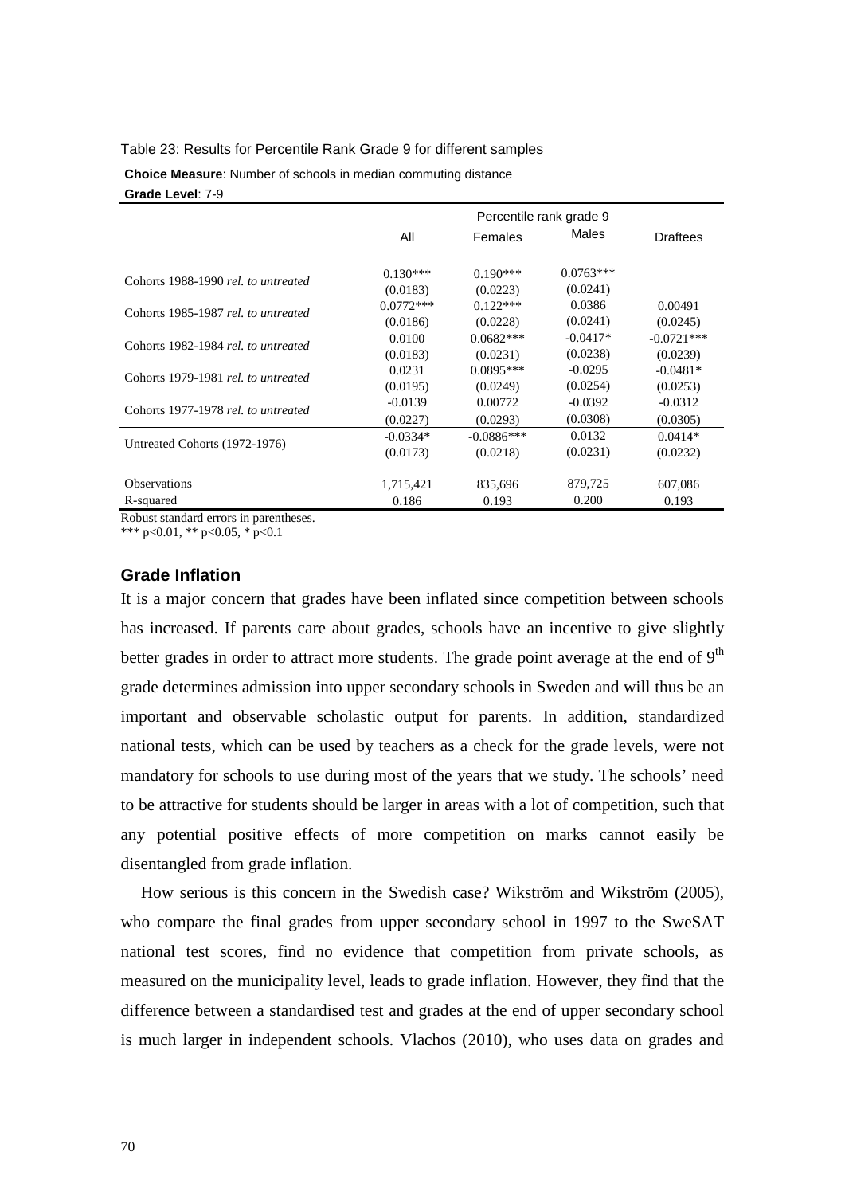Table 23: Results for Percentile Rank Grade 9 for different samples

**Choice Measure**: Number of schools in median commuting distance

**Grade Level**: 7-9

| | Percentile rank grade 9 | | | |
|---|---|---|---|---|
| | All | Females | Males | Draftees |
| Cohorts 1988-1990 *rel. to untreated* | 0.130*** | 0.190*** | 0.0763*** | |
| | (0.0183) | (0.0223) | (0.0241) | |
| Cohorts 1985-1987 *rel. to untreated* | 0.0772*** | 0.122*** | 0.0386 | 0.00491 |
| | (0.0186) | (0.0228) | (0.0241) | (0.0245) |
| Cohorts 1982-1984 *rel. to untreated* | 0.0100 | 0.0682*** | -0.0417* | -0.0721*** |
| | (0.0183) | (0.0231) | (0.0238) | (0.0239) |
| Cohorts 1979-1981 *rel. to untreated* | 0.0231 | 0.0895*** | -0.0295 | -0.0481* |
| | (0.0195) | (0.0249) | (0.0254) | (0.0253) |
| Cohorts 1977-1978 *rel. to untreated* | -0.0139 | 0.00772 | -0.0392 | -0.0312 |
| | (0.0227) | (0.0293) | (0.0308) | (0.0305) |
| Untreated Cohorts (1972-1976) | -0.0334* | -0.0886*** | 0.0132 | 0.0414* |
| | (0.0173) | (0.0218) | (0.0231) | (0.0232) |
| Observations | 1,715,421 | 835,696 | 879,725 | 607,086 |
| R-squared | 0.186 | 0.193 | 0.200 | 0.193 |

Robust standard errors in parentheses.
*** p<0.01, ** p<0.05, * p<0.1

### Grade Inflation

It is a major concern that grades have been inflated since competition between schools has increased. If parents care about grades, schools have an incentive to give slightly better grades in order to attract more students. The grade point average at the end of 9th grade determines admission into upper secondary schools in Sweden and will thus be an important and observable scholastic output for parents. In addition, standardized national tests, which can be used by teachers as a check for the grade levels, were not mandatory for schools to use during most of the years that we study. The schools' need to be attractive for students should be larger in areas with a lot of competition, such that any potential positive effects of more competition on marks cannot easily be disentangled from grade inflation.

How serious is this concern in the Swedish case? Wikström and Wikström (2005), who compare the final grades from upper secondary school in 1997 to the SweSAT national test scores, find no evidence that competition from private schools, as measured on the municipality level, leads to grade inflation. However, they find that the difference between a standardised test and grades at the end of upper secondary school is much larger in independent schools. Vlachos (2010), who uses data on grades and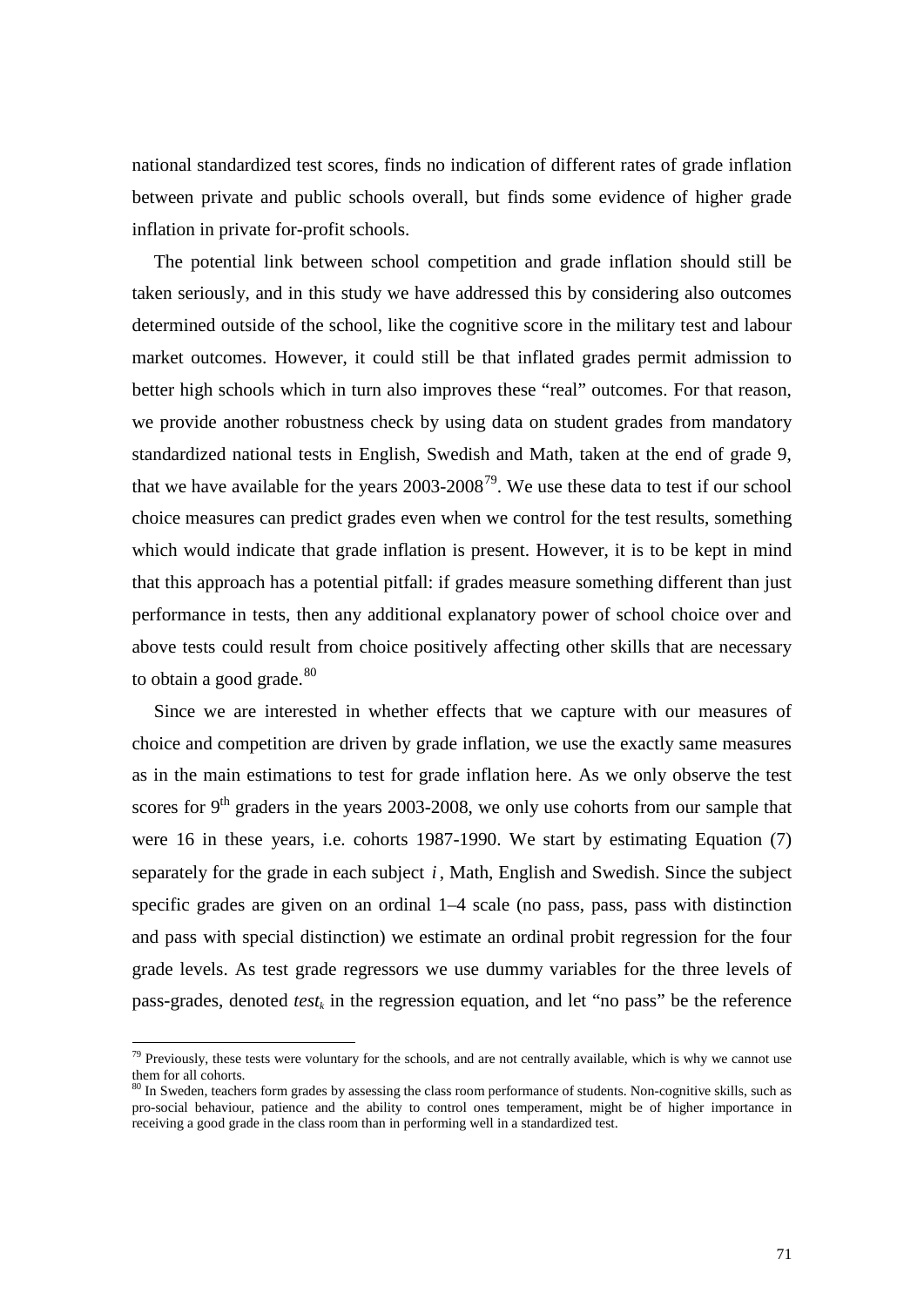national standardized test scores, finds no indication of different rates of grade inflation between private and public schools overall, but finds some evidence of higher grade inflation in private for-profit schools.

The potential link between school competition and grade inflation should still be taken seriously, and in this study we have addressed this by considering also outcomes determined outside of the school, like the cognitive score in the military test and labour market outcomes. However, it could still be that inflated grades permit admission to better high schools which in turn also improves these "real" outcomes. For that reason, we provide another robustness check by using data on student grades from mandatory standardized national tests in English, Swedish and Math, taken at the end of grade 9, that we have available for the years 2003-2008[79]. We use these data to test if our school choice measures can predict grades even when we control for the test results, something which would indicate that grade inflation is present. However, it is to be kept in mind that this approach has a potential pitfall: if grades measure something different than just performance in tests, then any additional explanatory power of school choice over and above tests could result from choice positively affecting other skills that are necessary to obtain a good grade.[80]

Since we are interested in whether effects that we capture with our measures of choice and competition are driven by grade inflation, we use the exactly same measures as in the main estimations to test for grade inflation here. As we only observe the test scores for 9th graders in the years 2003-2008, we only use cohorts from our sample that were 16 in these years, i.e. cohorts 1987-1990. We start by estimating Equation (7) separately for the grade in each subject $i$, Math, English and Swedish. Since the subject specific grades are given on an ordinal 1–4 scale (no pass, pass, pass with distinction and pass with special distinction) we estimate an ordinal probit regression for the four grade levels. As test grade regressors we use dummy variables for the three levels of pass-grades, denoted $test_k$ in the regression equation, and let "no pass" be the reference

---

[79] Previously, these tests were voluntary for the schools, and are not centrally available, which is why we cannot use them for all cohorts.

[80] In Sweden, teachers form grades by assessing the class room performance of students. Non-cognitive skills, such as pro-social behaviour, patience and the ability to control ones temperament, might be of higher importance in receiving a good grade in the class room than in performing well in a standardized test.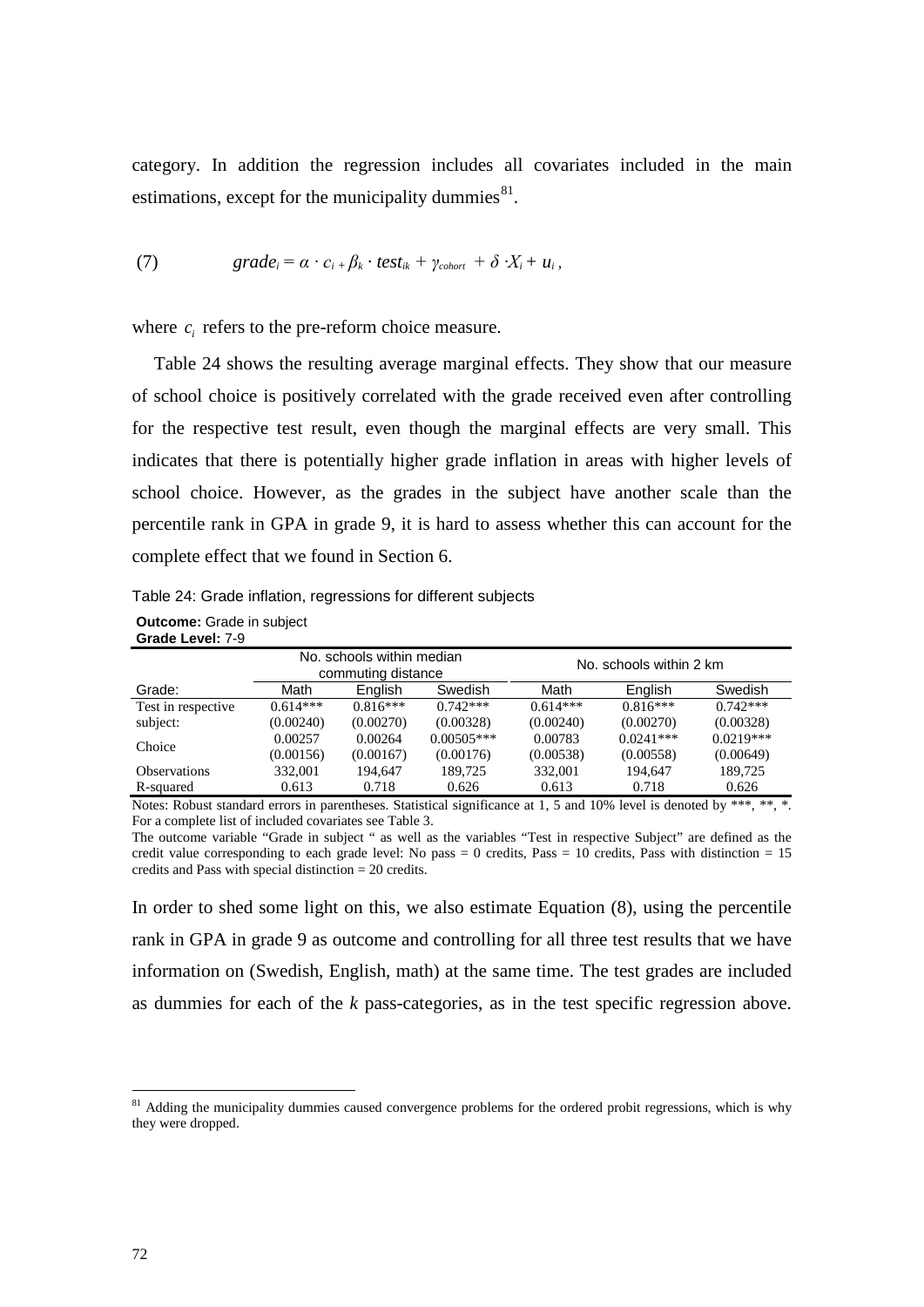category. In addition the regression includes all covariates included in the main estimations, except for the municipality dummies[81].

$$\text{(7)} \qquad grade_i = \alpha \cdot c_i + \beta_k \cdot test_{ik} + \gamma_{cohort} + \delta \cdot X_i + u_i ,$$

where $c_i$ refers to the pre-reform choice measure.

Table 24 shows the resulting average marginal effects. They show that our measure of school choice is positively correlated with the grade received even after controlling for the respective test result, even though the marginal effects are very small. This indicates that there is potentially higher grade inflation in areas with higher levels of school choice. However, as the grades in the subject have another scale than the percentile rank in GPA in grade 9, it is hard to assess whether this can account for the complete effect that we found in Section 6.

Table 24: Grade inflation, regressions for different subjects

**Outcome:** Grade in subject
**Grade Level:** 7-9

| | No. schools within median commuting distance | | | No. schools within 2 km | | |
|---|---|---|---|---|---|---|
| Grade: | Math | English | Swedish | Math | English | Swedish |
| Test in respective subject: | 0.614*** | 0.816*** | 0.742*** | 0.614*** | 0.816*** | 0.742*** |
| | (0.00240) | (0.00270) | (0.00328) | (0.00240) | (0.00270) | (0.00328) |
| Choice | 0.00257 | 0.00264 | 0.00505*** | 0.00783 | 0.0241*** | 0.0219*** |
| | (0.00156) | (0.00167) | (0.00176) | (0.00538) | (0.00558) | (0.00649) |
| Observations | 332,001 | 194,647 | 189,725 | 332,001 | 194,647 | 189,725 |
| R-squared | 0.613 | 0.718 | 0.626 | 0.613 | 0.718 | 0.626 |

Notes: Robust standard errors in parentheses. Statistical significance at 1, 5 and 10% level is denoted by ***, **, *. For a complete list of included covariates see Table 3.
The outcome variable "Grade in subject " as well as the variables "Test in respective Subject" are defined as the credit value corresponding to each grade level: No pass = 0 credits, Pass = 10 credits, Pass with distinction = 15 credits and Pass with special distinction = 20 credits.

In order to shed some light on this, we also estimate Equation (8), using the percentile rank in GPA in grade 9 as outcome and controlling for all three test results that we have information on (Swedish, English, math) at the same time. The test grades are included as dummies for each of the *k* pass-categories, as in the test specific regression above.

[81] Adding the municipality dummies caused convergence problems for the ordered probit regressions, which is why they were dropped.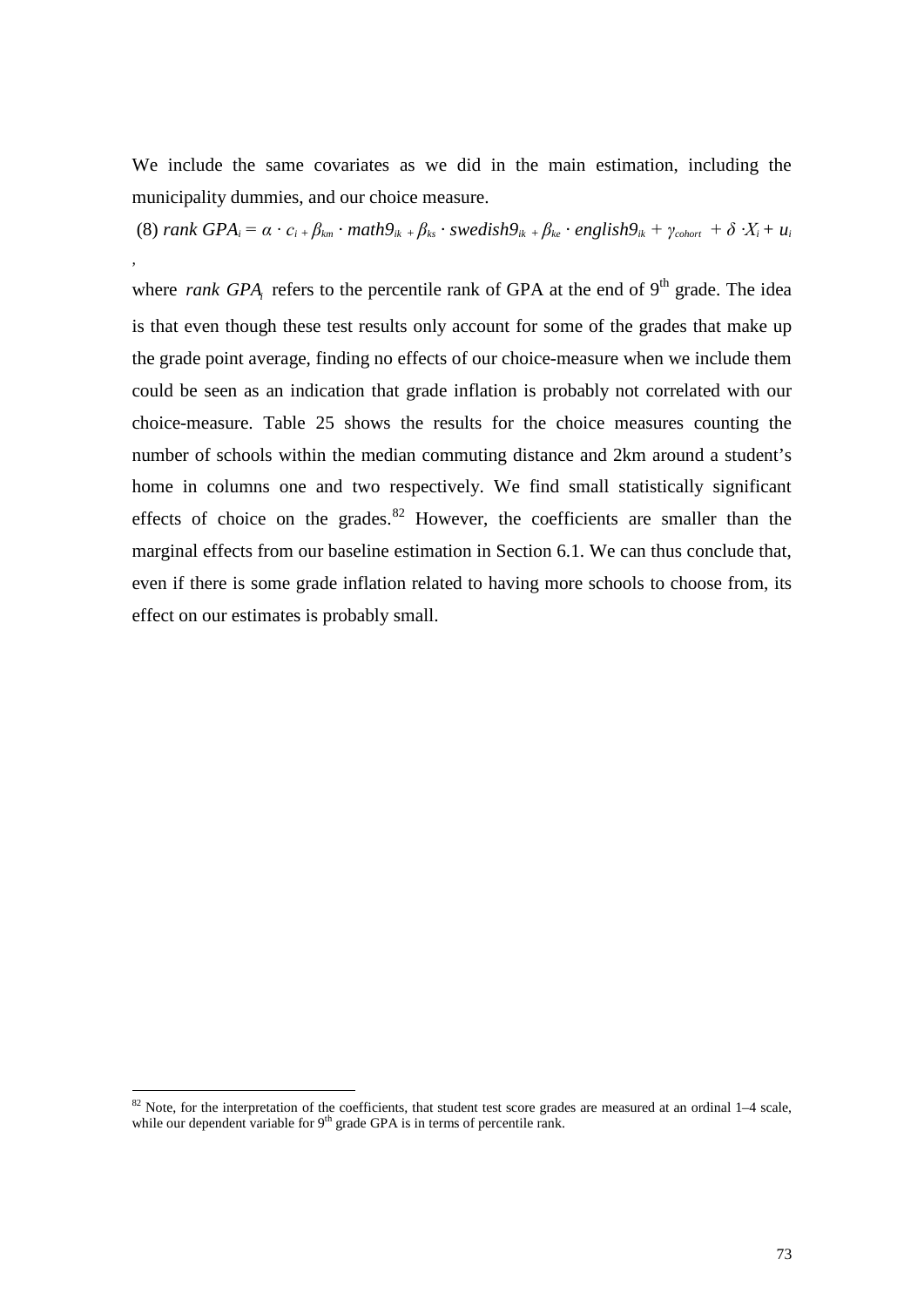We include the same covariates as we did in the main estimation, including the municipality dummies, and our choice measure.

$$(8)\ rank\ GPA_i = \alpha \cdot c_i + \beta_{km} \cdot math9_{ik} + \beta_{ks} \cdot swedish9_{ik} + \beta_{ke} \cdot english9_{ik} + \gamma_{cohort} + \delta \cdot X_i + u_i ,$$

where $rank\ GPA_i$ refers to the percentile rank of GPA at the end of 9th grade. The idea is that even though these test results only account for some of the grades that make up the grade point average, finding no effects of our choice-measure when we include them could be seen as an indication that grade inflation is probably not correlated with our choice-measure. Table 25 shows the results for the choice measures counting the number of schools within the median commuting distance and 2km around a student's home in columns one and two respectively. We find small statistically significant effects of choice on the grades.[82] However, the coefficients are smaller than the marginal effects from our baseline estimation in Section 6.1. We can thus conclude that, even if there is some grade inflation related to having more schools to choose from, its effect on our estimates is probably small.

[82] Note, for the interpretation of the coefficients, that student test score grades are measured at an ordinal 1–4 scale, while our dependent variable for 9th grade GPA is in terms of percentile rank.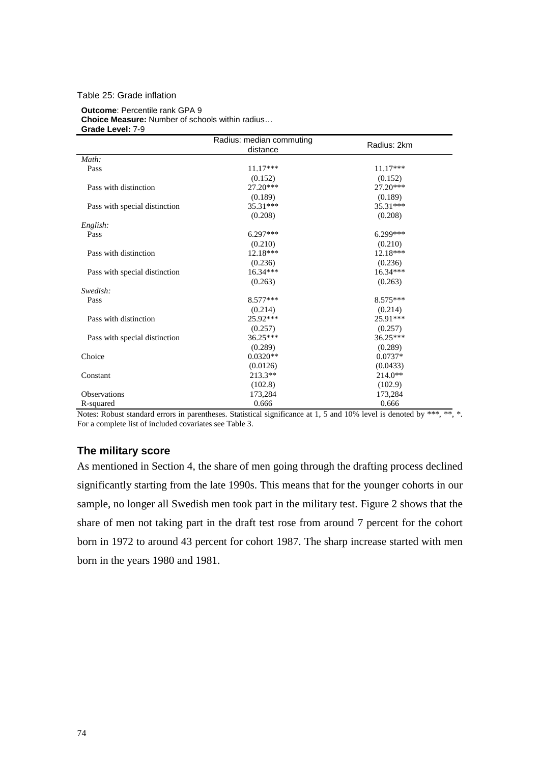Table 25: Grade inflation

**Outcome**: Percentile rank GPA 9
**Choice Measure:** Number of schools within radius…
**Grade Level:** 7-9

| | Radius: median commuting distance | Radius: 2km |
|---|---|---|
| *Math:* | | |
| Pass | 11.17*** | 11.17*** |
| | (0.152) | (0.152) |
| Pass with distinction | 27.20*** | 27.20*** |
| | (0.189) | (0.189) |
| Pass with special distinction | 35.31*** | 35.31*** |
| | (0.208) | (0.208) |
| *English:* | | |
| Pass | 6.297*** | 6.299*** |
| | (0.210) | (0.210) |
| Pass with distinction | 12.18*** | 12.18*** |
| | (0.236) | (0.236) |
| Pass with special distinction | 16.34*** | 16.34*** |
| | (0.263) | (0.263) |
| *Swedish:* | | |
| Pass | 8.577*** | 8.575*** |
| | (0.214) | (0.214) |
| Pass with distinction | 25.92*** | 25.91*** |
| | (0.257) | (0.257) |
| Pass with special distinction | 36.25*** | 36.25*** |
| | (0.289) | (0.289) |
| Choice | 0.0320** | 0.0737* |
| | (0.0126) | (0.0433) |
| Constant | 213.3** | 214.0** |
| | (102.8) | (102.9) |
| Observations | 173,284 | 173,284 |
| R-squared | 0.666 | 0.666 |

Notes: Robust standard errors in parentheses. Statistical significance at 1, 5 and 10% level is denoted by ***, **, *. For a complete list of included covariates see Table 3.

### The military score

As mentioned in Section 4, the share of men going through the drafting process declined significantly starting from the late 1990s. This means that for the younger cohorts in our sample, no longer all Swedish men took part in the military test. Figure 2 shows that the share of men not taking part in the draft test rose from around 7 percent for the cohort born in 1972 to around 43 percent for cohort 1987. The sharp increase started with men born in the years 1980 and 1981.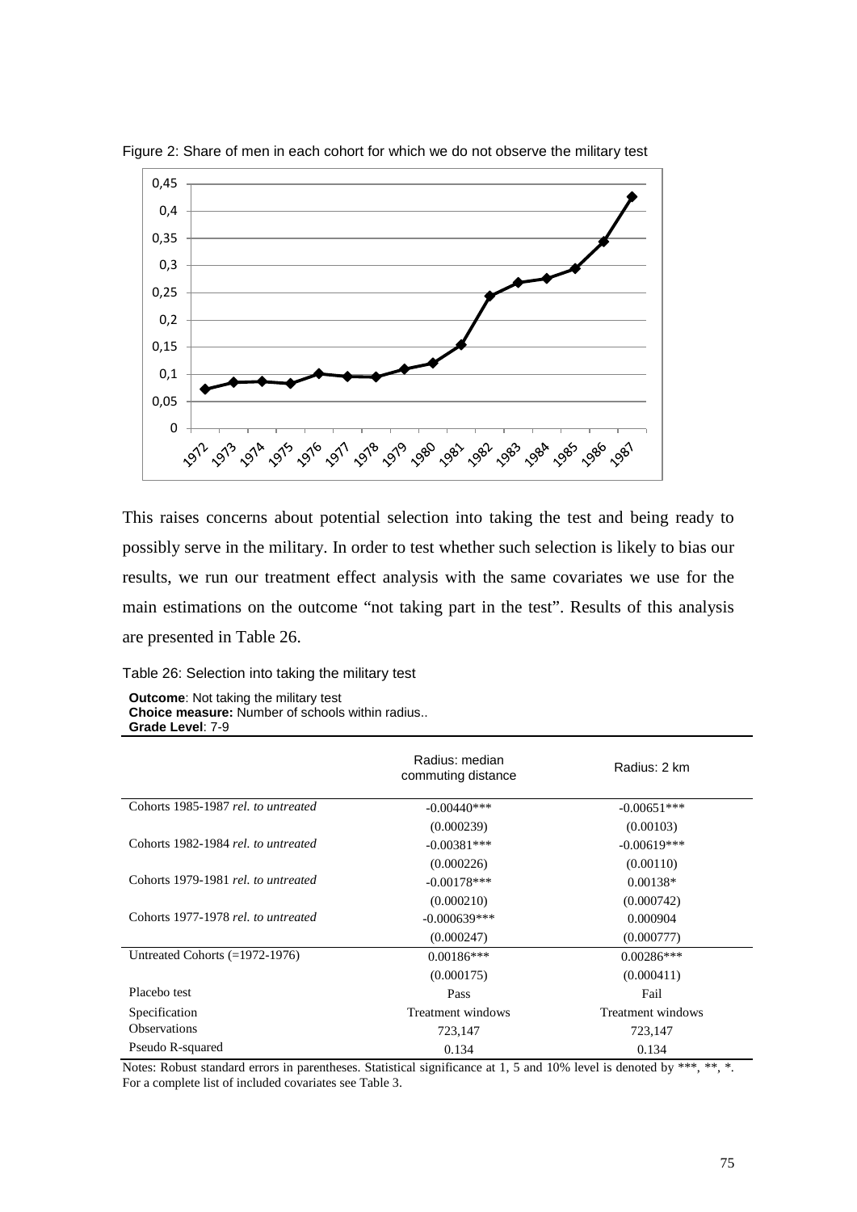Figure 2: Share of men in each cohort for which we do not observe the military test

This raises concerns about potential selection into taking the test and being ready to possibly serve in the military. In order to test whether such selection is likely to bias our results, we run our treatment effect analysis with the same covariates we use for the main estimations on the outcome "not taking part in the test". Results of this analysis are presented in Table 26.

Table 26: Selection into taking the military test

**Outcome**: Not taking the military test
**Choice measure:** Number of schools within radius..
**Grade Level**: 7-9

| | Radius: median commuting distance | Radius: 2 km |
|---|---|---|
| Cohorts 1985-1987 *rel. to untreated* | -0.00440*** | -0.00651*** |
| | (0.000239) | (0.00103) |
| Cohorts 1982-1984 *rel. to untreated* | -0.00381*** | -0.00619*** |
| | (0.000226) | (0.00110) |
| Cohorts 1979-1981 *rel. to untreated* | -0.00178*** | 0.00138* |
| | (0.000210) | (0.000742) |
| Cohorts 1977-1978 *rel. to untreated* | -0.000639*** | 0.000904 |
| | (0.000247) | (0.000777) |
| Untreated Cohorts (=1972-1976) | 0.00186*** | 0.00286*** |
| | (0.000175) | (0.000411) |
| Placebo test | Pass | Fail |
| Specification | Treatment windows | Treatment windows |
| Observations | 723,147 | 723,147 |
| Pseudo R-squared | 0.134 | 0.134 |

Notes: Robust standard errors in parentheses. Statistical significance at 1, 5 and 10% level is denoted by ***, **, *. For a complete list of included covariates see Table 3.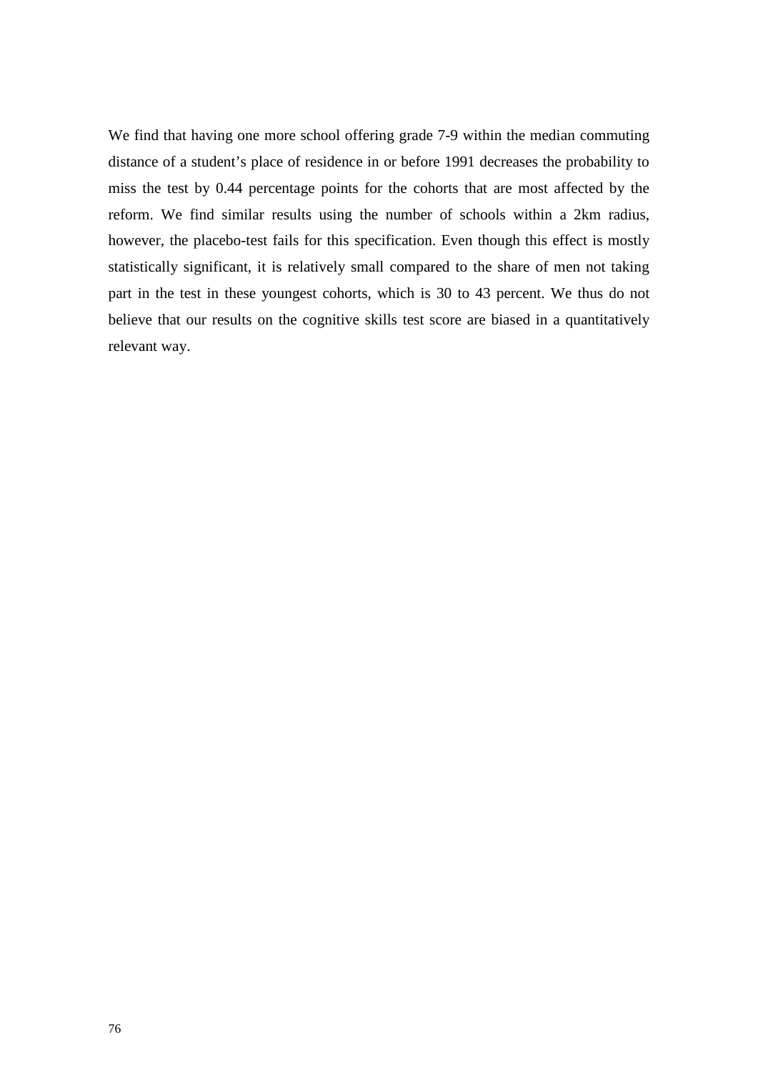We find that having one more school offering grade 7-9 within the median commuting distance of a student's place of residence in or before 1991 decreases the probability to miss the test by 0.44 percentage points for the cohorts that are most affected by the reform. We find similar results using the number of schools within a 2km radius, however, the placebo-test fails for this specification. Even though this effect is mostly statistically significant, it is relatively small compared to the share of men not taking part in the test in these youngest cohorts, which is 30 to 43 percent. We thus do not believe that our results on the cognitive skills test score are biased in a quantitatively relevant way.